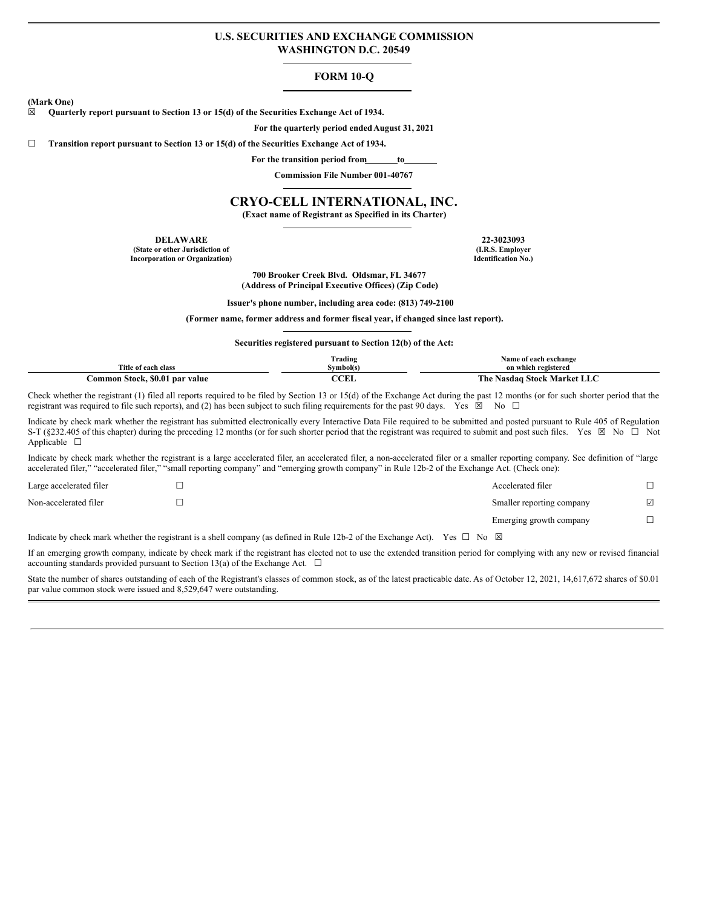# U.S. SECURITIES AND EXCHANGE COMMISSION
## WASHINGTON D.C. 20549

## FORM 10-Q

**(Mark One)**

☒ **Quarterly report pursuant to Section 13 or 15(d) of the Securities Exchange Act of 1934.**

**For the quarterly period ended August 31, 2021**

☐ **Transition report pursuant to Section 13 or 15(d) of the Securities Exchange Act of 1934.**

**For the transition period from\_\_\_\_\_\_\_to\_\_\_\_\_\_\_**

**Commission File Number 001-40767**

# CRYO-CELL INTERNATIONAL, INC.

**(Exact name of Registrant as Specified in its Charter)**

| | |
|---|---|
| **DELAWARE** | **22-3023093** |
| **(State or other Jurisdiction of Incorporation or Organization)** | **(I.R.S. Employer Identification No.)** |

**700 Brooker Creek Blvd. Oldsmar, FL 34677**
**(Address of Principal Executive Offices) (Zip Code)**

**Issuer's phone number, including area code: (813) 749-2100**

**(Former name, former address and former fiscal year, if changed since last report).**

**Securities registered pursuant to Section 12(b) of the Act:**

| Title of each class | Trading Symbol(s) | Name of each exchange on which registered |
|---|---|---|
| **Common Stock, $0.01 par value** | **CCEL** | **The Nasdaq Stock Market LLC** |

Check whether the registrant (1) filed all reports required to be filed by Section 13 or 15(d) of the Exchange Act during the past 12 months (or for such shorter period that the registrant was required to file such reports), and (2) has been subject to such filing requirements for the past 90 days. Yes ☒ No ☐

Indicate by check mark whether the registrant has submitted electronically every Interactive Data File required to be submitted and posted pursuant to Rule 405 of Regulation S-T (§232.405 of this chapter) during the preceding 12 months (or for such shorter period that the registrant was required to submit and post such files. Yes ☒ No ☐ Not Applicable ☐

Indicate by check mark whether the registrant is a large accelerated filer, an accelerated filer, a non-accelerated filer or a smaller reporting company. See definition of "large accelerated filer," "accelerated filer," "small reporting company" and "emerging growth company" in Rule 12b-2 of the Exchange Act. (Check one):

| | | | |
|---|---|---|---|
| Large accelerated filer | ☐ | Accelerated filer | ☐ |
| Non-accelerated filer | ☐ | Smaller reporting company | ☑ |
| | | Emerging growth company | ☐ |

Indicate by check mark whether the registrant is a shell company (as defined in Rule 12b-2 of the Exchange Act). Yes ☐ No ☒

If an emerging growth company, indicate by check mark if the registrant has elected not to use the extended transition period for complying with any new or revised financial accounting standards provided pursuant to Section 13(a) of the Exchange Act. ☐

State the number of shares outstanding of each of the Registrant's classes of common stock, as of the latest practicable date. As of October 12, 2021, 14,617,672 shares of $0.01 par value common stock were issued and 8,529,647 were outstanding.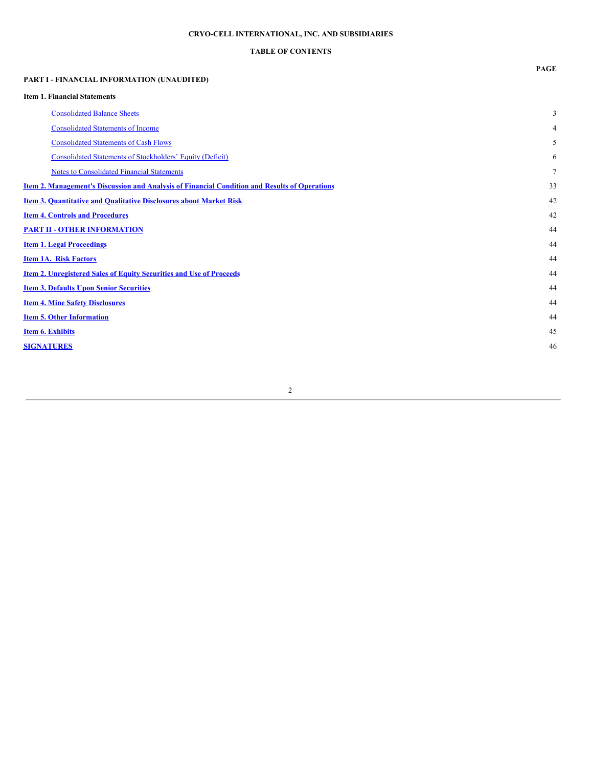**CRYO-CELL INTERNATIONAL, INC. AND SUBSIDIARIES**

**TABLE OF CONTENTS**

| | PAGE |
|---|---|
| **PART I - FINANCIAL INFORMATION (UNAUDITED)** | |
| **Item 1. Financial Statements** | |
| Consolidated Balance Sheets | 3 |
| Consolidated Statements of Income | 4 |
| Consolidated Statements of Cash Flows | 5 |
| Consolidated Statements of Stockholders' Equity (Deficit) | 6 |
| Notes to Consolidated Financial Statements | 7 |
| **Item 2. Management's Discussion and Analysis of Financial Condition and Results of Operations** | 33 |
| **Item 3. Quantitative and Qualitative Disclosures about Market Risk** | 42 |
| **Item 4. Controls and Procedures** | 42 |
| **PART II - OTHER INFORMATION** | 44 |
| **Item 1. Legal Proceedings** | 44 |
| **Item 1A. Risk Factors** | 44 |
| **Item 2. Unregistered Sales of Equity Securities and Use of Proceeds** | 44 |
| **Item 3. Defaults Upon Senior Securities** | 44 |
| **Item 4. Mine Safety Disclosures** | 44 |
| **Item 5. Other Information** | 44 |
| **Item 6. Exhibits** | 45 |
| **SIGNATURES** | 46 |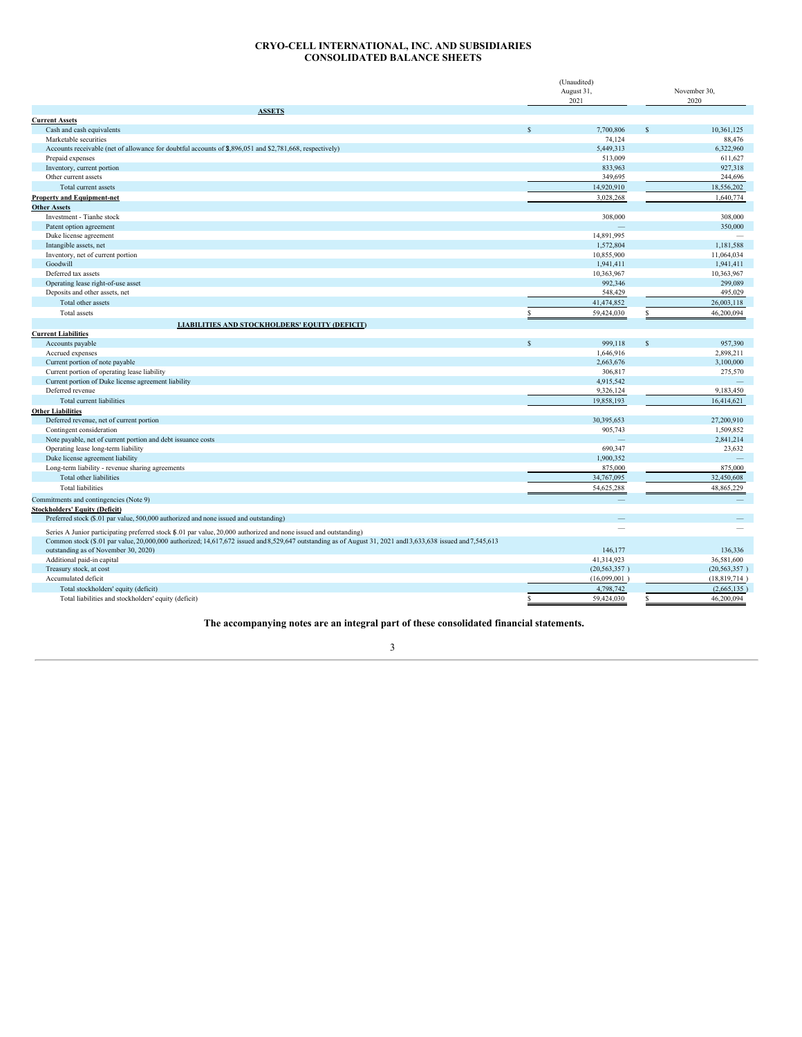# CRYO-CELL INTERNATIONAL, INC. AND SUBSIDIARIES
# CONSOLIDATED BALANCE SHEETS

| | (Unaudited) August 31, 2021 | November 30, 2020 |
|---|---|---|
| **ASSETS** | | |
| **Current Assets** | | |
| Cash and cash equivalents | $ 7,700,806 | $ 10,361,125 |
| Marketable securities | 74,124 | 88,476 |
| Accounts receivable (net of allowance for doubtful accounts of $3,896,051 and $2,781,668, respectively) | 5,449,313 | 6,322,960 |
| Prepaid expenses | 513,009 | 611,627 |
| Inventory, current portion | 833,963 | 927,318 |
| Other current assets | 349,695 | 244,696 |
| Total current assets | 14,920,910 | 18,556,202 |
| **Property and Equipment-net** | 3,028,268 | 1,640,774 |
| **Other Assets** | | |
| Investment - Tianhe stock | 308,000 | 308,000 |
| Patent option agreement | — | 350,000 |
| Duke license agreement | 14,891,995 | — |
| Intangible assets, net | 1,572,804 | 1,181,588 |
| Inventory, net of current portion | 10,855,900 | 11,064,034 |
| Goodwill | 1,941,411 | 1,941,411 |
| Deferred tax assets | 10,363,967 | 10,363,967 |
| Operating lease right-of-use asset | 992,346 | 299,089 |
| Deposits and other assets, net | 548,429 | 495,029 |
| Total other assets | 41,474,852 | 26,003,118 |
| Total assets | $ 59,424,030 | $ 46,200,094 |
| **LIABILITIES AND STOCKHOLDERS' EQUITY (DEFICIT)** | | |
| **Current Liabilities** | | |
| Accounts payable | $ 999,118 | $ 957,390 |
| Accrued expenses | 1,646,916 | 2,898,211 |
| Current portion of note payable | 2,663,676 | 3,100,000 |
| Current portion of operating lease liability | 306,817 | 275,570 |
| Current portion of Duke license agreement liability | 4,915,542 | — |
| Deferred revenue | 9,326,124 | 9,183,450 |
| Total current liabilities | 19,858,193 | 16,414,621 |
| **Other Liabilities** | | |
| Deferred revenue, net of current portion | 30,395,653 | 27,200,910 |
| Contingent consideration | 905,743 | 1,509,852 |
| Note payable, net of current portion and debt issuance costs | — | 2,841,214 |
| Operating lease long-term liability | 690,347 | 23,632 |
| Duke license agreement liability | 1,900,352 | — |
| Long-term liability - revenue sharing agreements | 875,000 | 875,000 |
| Total other liabilities | 34,767,095 | 32,450,608 |
| Total liabilities | 54,625,288 | 48,865,229 |
| Commitments and contingencies (Note 9) | — | — |
| **Stockholders' Equity (Deficit)** | | |
| Preferred stock ($.01 par value, 500,000 authorized and none issued and outstanding) | — | — |
| Series A Junior participating preferred stock ($.01 par value, 20,000 authorized and none issued and outstanding) | — | — |
| Common stock ($.01 par value, 20,000,000 authorized; 14,617,672 issued and 8,529,647 outstanding as of August 31, 2021 and 13,633,638 issued and 7,545,613 outstanding as of November 30, 2020) | 146,177 | 136,336 |
| Additional paid-in capital | 41,314,923 | 36,581,600 |
| Treasury stock, at cost | (20,563,357 ) | (20,563,357 ) |
| Accumulated deficit | (16,099,001 ) | (18,819,714 ) |
| Total stockholders' equity (deficit) | 4,798,742 | (2,665,135 ) |
| Total liabilities and stockholders' equity (deficit) | $ 59,424,030 | $ 46,200,094 |

**The accompanying notes are an integral part of these consolidated financial statements.**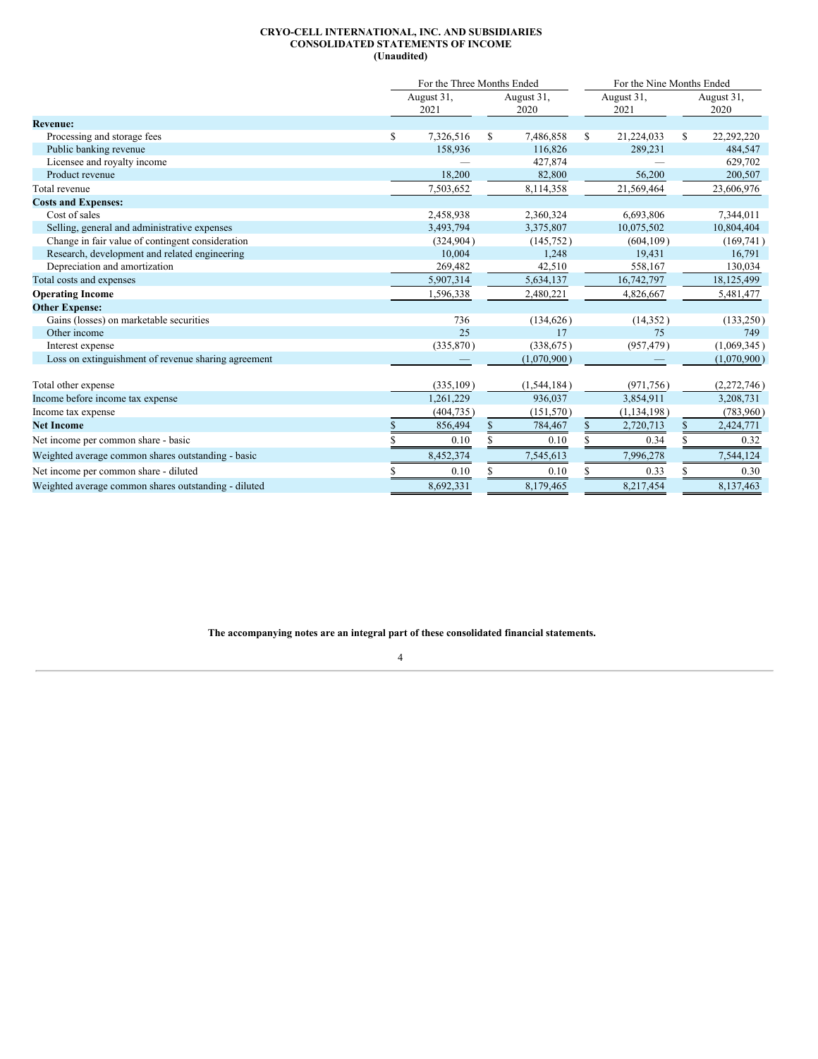**CRYO-CELL INTERNATIONAL, INC. AND SUBSIDIARIES**
**CONSOLIDATED STATEMENTS OF INCOME**
**(Unaudited)**

| | For the Three Months Ended | | For the Nine Months Ended | |
|---|---|---|---|---|
| | August 31, 2021 | August 31, 2020 | August 31, 2021 | August 31, 2020 |
| **Revenue:** | | | | |
| Processing and storage fees | $ 7,326,516 | $ 7,486,858 | $ 21,224,033 | $ 22,292,220 |
| Public banking revenue | 158,936 | 116,826 | 289,231 | 484,547 |
| Licensee and royalty income | — | 427,874 | — | 629,702 |
| Product revenue | 18,200 | 82,800 | 56,200 | 200,507 |
| Total revenue | 7,503,652 | 8,114,358 | 21,569,464 | 23,606,976 |
| **Costs and Expenses:** | | | | |
| Cost of sales | 2,458,938 | 2,360,324 | 6,693,806 | 7,344,011 |
| Selling, general and administrative expenses | 3,493,794 | 3,375,807 | 10,075,502 | 10,804,404 |
| Change in fair value of contingent consideration | (324,904) | (145,752) | (604,109) | (169,741) |
| Research, development and related engineering | 10,004 | 1,248 | 19,431 | 16,791 |
| Depreciation and amortization | 269,482 | 42,510 | 558,167 | 130,034 |
| Total costs and expenses | 5,907,314 | 5,634,137 | 16,742,797 | 18,125,499 |
| **Operating Income** | 1,596,338 | 2,480,221 | 4,826,667 | 5,481,477 |
| **Other Expense:** | | | | |
| Gains (losses) on marketable securities | 736 | (134,626) | (14,352) | (133,250) |
| Other income | 25 | 17 | 75 | 749 |
| Interest expense | (335,870) | (338,675) | (957,479) | (1,069,345) |
| Loss on extinguishment of revenue sharing agreement | — | (1,070,900) | — | (1,070,900) |
| Total other expense | (335,109) | (1,544,184) | (971,756) | (2,272,746) |
| Income before income tax expense | 1,261,229 | 936,037 | 3,854,911 | 3,208,731 |
| Income tax expense | (404,735) | (151,570) | (1,134,198) | (783,960) |
| **Net Income** | $ 856,494 | $ 784,467 | $ 2,720,713 | $ 2,424,771 |
| Net income per common share - basic | $ 0.10 | $ 0.10 | $ 0.34 | $ 0.32 |
| Weighted average common shares outstanding - basic | 8,452,374 | 7,545,613 | 7,996,278 | 7,544,124 |
| Net income per common share - diluted | $ 0.10 | $ 0.10 | $ 0.33 | $ 0.30 |
| Weighted average common shares outstanding - diluted | 8,692,331 | 8,179,465 | 8,217,454 | 8,137,463 |

**The accompanying notes are an integral part of these consolidated financial statements.**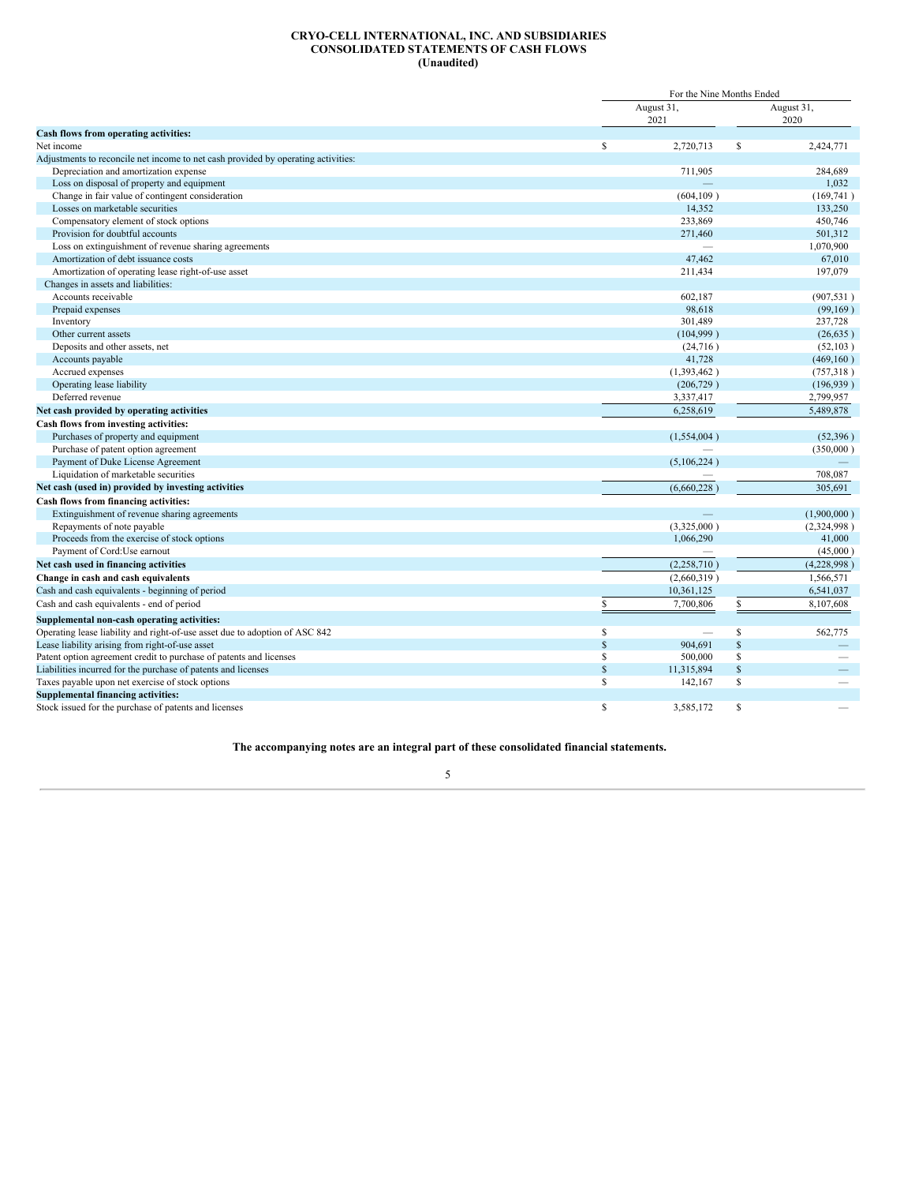**CRYO-CELL INTERNATIONAL, INC. AND SUBSIDIARIES**
**CONSOLIDATED STATEMENTS OF CASH FLOWS**
**(Unaudited)**

| | For the Nine Months Ended | |
|---|---|---|
| | August 31, 2021 | August 31, 2020 |
| **Cash flows from operating activities:** | | |
| Net income | $ 2,720,713 | $ 2,424,771 |
| Adjustments to reconcile net income to net cash provided by operating activities: | | |
| Depreciation and amortization expense | 711,905 | 284,689 |
| Loss on disposal of property and equipment | — | 1,032 |
| Change in fair value of contingent consideration | (604,109) | (169,741) |
| Losses on marketable securities | 14,352 | 133,250 |
| Compensatory element of stock options | 233,869 | 450,746 |
| Provision for doubtful accounts | 271,460 | 501,312 |
| Loss on extinguishment of revenue sharing agreements | — | 1,070,900 |
| Amortization of debt issuance costs | 47,462 | 67,010 |
| Amortization of operating lease right-of-use asset | 211,434 | 197,079 |
| Changes in assets and liabilities: | | |
| Accounts receivable | 602,187 | (907,531) |
| Prepaid expenses | 98,618 | (99,169) |
| Inventory | 301,489 | 237,728 |
| Other current assets | (104,999) | (26,635) |
| Deposits and other assets, net | (24,716) | (52,103) |
| Accounts payable | 41,728 | (469,160) |
| Accrued expenses | (1,393,462) | (757,318) |
| Operating lease liability | (206,729) | (196,939) |
| Deferred revenue | 3,337,417 | 2,799,957 |
| **Net cash provided by operating activities** | 6,258,619 | 5,489,878 |
| **Cash flows from investing activities:** | | |
| Purchases of property and equipment | (1,554,004) | (52,396) |
| Purchase of patent option agreement | — | (350,000) |
| Payment of Duke License Agreement | (5,106,224) | — |
| Liquidation of marketable securities | — | 708,087 |
| **Net cash (used in) provided by investing activities** | (6,660,228) | 305,691 |
| **Cash flows from financing activities:** | | |
| Extinguishment of revenue sharing agreements | — | (1,900,000) |
| Repayments of note payable | (3,325,000) | (2,324,998) |
| Proceeds from the exercise of stock options | 1,066,290 | 41,000 |
| Payment of Cord:Use earnout | — | (45,000) |
| **Net cash used in financing activities** | (2,258,710) | (4,228,998) |
| **Change in cash and cash equivalents** | (2,660,319) | 1,566,571 |
| Cash and cash equivalents - beginning of period | 10,361,125 | 6,541,037 |
| Cash and cash equivalents - end of period | $ 7,700,806 | $ 8,107,608 |
| **Supplemental non-cash operating activities:** | | |
| Operating lease liability and right-of-use asset due to adoption of ASC 842 | $ — | $ 562,775 |
| Lease liability arising from right-of-use asset | $ 904,691 | $ — |
| Patent option agreement credit to purchase of patents and licenses | $ 500,000 | $ — |
| Liabilities incurred for the purchase of patents and licenses | $ 11,315,894 | $ — |
| Taxes payable upon net exercise of stock options | $ 142,167 | $ — |
| **Supplemental financing activities:** | | |
| Stock issued for the purchase of patents and licenses | $ 3,585,172 | $ — |

**The accompanying notes are an integral part of these consolidated financial statements.**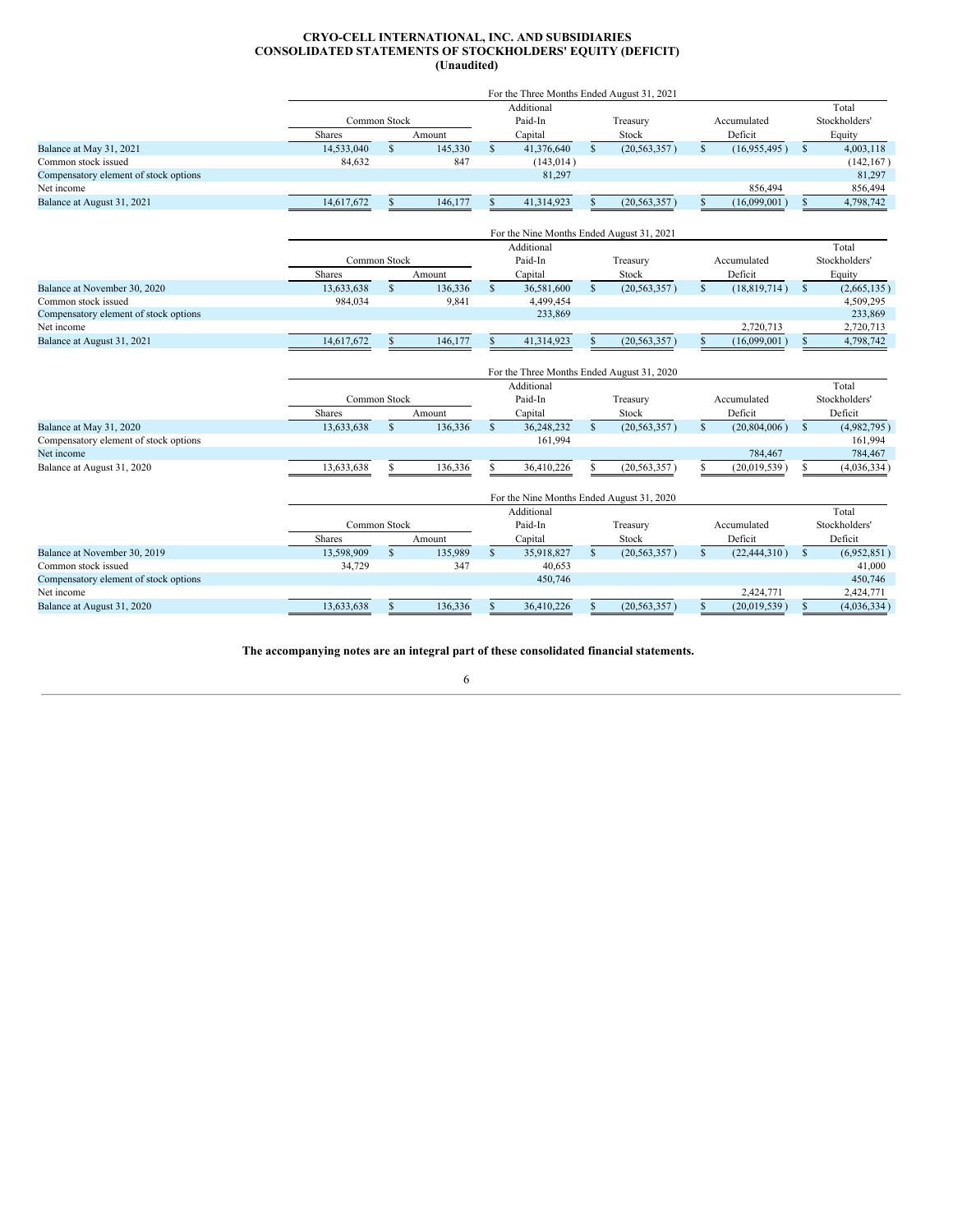# CRYO-CELL INTERNATIONAL, INC. AND SUBSIDIARIES
# CONSOLIDATED STATEMENTS OF STOCKHOLDERS' EQUITY (DEFICIT)
# (Unaudited)

**For the Three Months Ended August 31, 2021**

| | Common Stock Shares | Common Stock Amount | Additional Paid-In Capital | Treasury Stock | Accumulated Deficit | Total Stockholders' Equity |
|---|---|---|---|---|---|---|
| Balance at May 31, 2021 | 14,533,040 | $ 145,330 | $ 41,376,640 | $ (20,563,357) | $ (16,955,495) | $ 4,003,118 |
| Common stock issued | 84,632 | 847 | (143,014) | | | (142,167) |
| Compensatory element of stock options | | | 81,297 | | | 81,297 |
| Net income | | | | | 856,494 | 856,494 |
| Balance at August 31, 2021 | 14,617,672 | $ 146,177 | $ 41,314,923 | $ (20,563,357) | $ (16,099,001) | $ 4,798,742 |

**For the Nine Months Ended August 31, 2021**

| | Common Stock Shares | Common Stock Amount | Additional Paid-In Capital | Treasury Stock | Accumulated Deficit | Total Stockholders' Equity |
|---|---|---|---|---|---|---|
| Balance at November 30, 2020 | 13,633,638 | $ 136,336 | $ 36,581,600 | $ (20,563,357) | $ (18,819,714) | $ (2,665,135) |
| Common stock issued | 984,034 | 9,841 | 4,499,454 | | | 4,509,295 |
| Compensatory element of stock options | | | 233,869 | | | 233,869 |
| Net income | | | | | 2,720,713 | 2,720,713 |
| Balance at August 31, 2021 | 14,617,672 | $ 146,177 | $ 41,314,923 | $ (20,563,357) | $ (16,099,001) | $ 4,798,742 |

**For the Three Months Ended August 31, 2020**

| | Common Stock Shares | Common Stock Amount | Additional Paid-In Capital | Treasury Stock | Accumulated Deficit | Total Stockholders' Deficit |
|---|---|---|---|---|---|---|
| Balance at May 31, 2020 | 13,633,638 | $ 136,336 | $ 36,248,232 | $ (20,563,357) | $ (20,804,006) | $ (4,982,795) |
| Compensatory element of stock options | | | 161,994 | | | 161,994 |
| Net income | | | | | 784,467 | 784,467 |
| Balance at August 31, 2020 | 13,633,638 | $ 136,336 | $ 36,410,226 | $ (20,563,357) | $ (20,019,539) | $ (4,036,334) |

**For the Nine Months Ended August 31, 2020**

| | Common Stock Shares | Common Stock Amount | Additional Paid-In Capital | Treasury Stock | Accumulated Deficit | Total Stockholders' Deficit |
|---|---|---|---|---|---|---|
| Balance at November 30, 2019 | 13,598,909 | $ 135,989 | $ 35,918,827 | $ (20,563,357) | $ (22,444,310) | $ (6,952,851) |
| Common stock issued | 34,729 | 347 | 40,653 | | | 41,000 |
| Compensatory element of stock options | | | 450,746 | | | 450,746 |
| Net income | | | | | 2,424,771 | 2,424,771 |
| Balance at August 31, 2020 | 13,633,638 | $ 136,336 | $ 36,410,226 | $ (20,563,357) | $ (20,019,539) | $ (4,036,334) |

**The accompanying notes are an integral part of these consolidated financial statements.**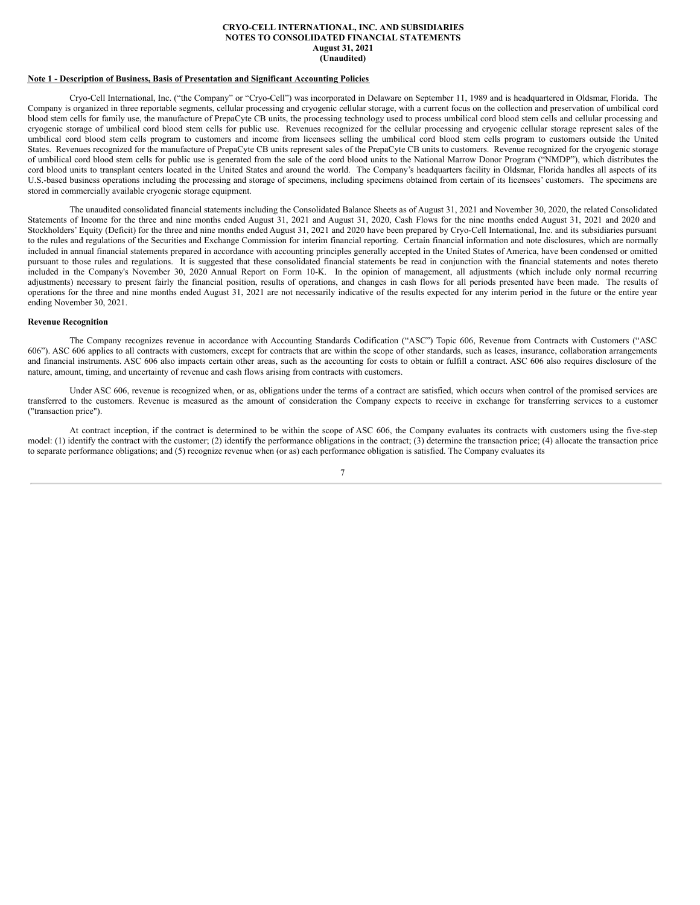**CRYO-CELL INTERNATIONAL, INC. AND SUBSIDIARIES**
**NOTES TO CONSOLIDATED FINANCIAL STATEMENTS**
**August 31, 2021**
**(Unaudited)**

**Note 1 - Description of Business, Basis of Presentation and Significant Accounting Policies**

Cryo-Cell International, Inc. ("the Company" or "Cryo-Cell") was incorporated in Delaware on September 11, 1989 and is headquartered in Oldsmar, Florida. The Company is organized in three reportable segments, cellular processing and cryogenic cellular storage, with a current focus on the collection and preservation of umbilical cord blood stem cells for family use, the manufacture of PrepaCyte CB units, the processing technology used to process umbilical cord blood stem cells and cellular processing and cryogenic storage of umbilical cord blood stem cells for public use. Revenues recognized for the cellular processing and cryogenic cellular storage represent sales of the umbilical cord blood stem cells program to customers and income from licensees selling the umbilical cord blood stem cells program to customers outside the United States. Revenues recognized for the manufacture of PrepaCyte CB units represent sales of the PrepaCyte CB units to customers. Revenue recognized for the cryogenic storage of umbilical cord blood stem cells for public use is generated from the sale of the cord blood units to the National Marrow Donor Program ("NMDP"), which distributes the cord blood units to transplant centers located in the United States and around the world. The Company's headquarters facility in Oldsmar, Florida handles all aspects of its U.S.-based business operations including the processing and storage of specimens, including specimens obtained from certain of its licensees' customers. The specimens are stored in commercially available cryogenic storage equipment.

The unaudited consolidated financial statements including the Consolidated Balance Sheets as of August 31, 2021 and November 30, 2020, the related Consolidated Statements of Income for the three and nine months ended August 31, 2021 and August 31, 2020, Cash Flows for the nine months ended August 31, 2021 and 2020 and Stockholders' Equity (Deficit) for the three and nine months ended August 31, 2021 and 2020 have been prepared by Cryo-Cell International, Inc. and its subsidiaries pursuant to the rules and regulations of the Securities and Exchange Commission for interim financial reporting. Certain financial information and note disclosures, which are normally included in annual financial statements prepared in accordance with accounting principles generally accepted in the United States of America, have been condensed or omitted pursuant to those rules and regulations. It is suggested that these consolidated financial statements be read in conjunction with the financial statements and notes thereto included in the Company's November 30, 2020 Annual Report on Form 10-K. In the opinion of management, all adjustments (which include only normal recurring adjustments) necessary to present fairly the financial position, results of operations, and changes in cash flows for all periods presented have been made. The results of operations for the three and nine months ended August 31, 2021 are not necessarily indicative of the results expected for any interim period in the future or the entire year ending November 30, 2021.

**Revenue Recognition**

The Company recognizes revenue in accordance with Accounting Standards Codification ("ASC") Topic 606, Revenue from Contracts with Customers ("ASC 606"). ASC 606 applies to all contracts with customers, except for contracts that are within the scope of other standards, such as leases, insurance, collaboration arrangements and financial instruments. ASC 606 also impacts certain other areas, such as the accounting for costs to obtain or fulfill a contract. ASC 606 also requires disclosure of the nature, amount, timing, and uncertainty of revenue and cash flows arising from contracts with customers.

Under ASC 606, revenue is recognized when, or as, obligations under the terms of a contract are satisfied, which occurs when control of the promised services are transferred to the customers. Revenue is measured as the amount of consideration the Company expects to receive in exchange for transferring services to a customer ("transaction price").

At contract inception, if the contract is determined to be within the scope of ASC 606, the Company evaluates its contracts with customers using the five-step model: (1) identify the contract with the customer; (2) identify the performance obligations in the contract; (3) determine the transaction price; (4) allocate the transaction price to separate performance obligations; and (5) recognize revenue when (or as) each performance obligation is satisfied. The Company evaluates its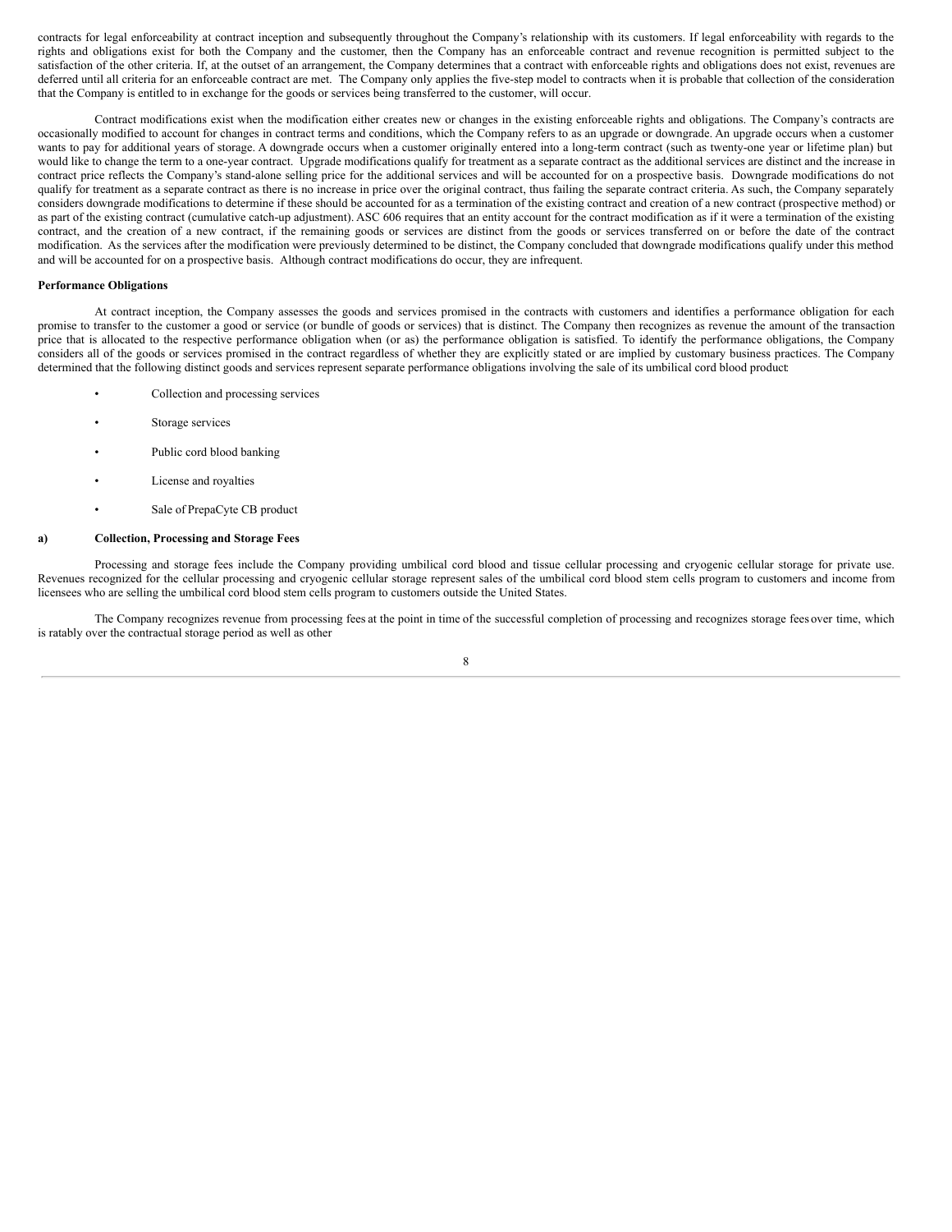contracts for legal enforceability at contract inception and subsequently throughout the Company's relationship with its customers. If legal enforceability with regards to the rights and obligations exist for both the Company and the customer, then the Company has an enforceable contract and revenue recognition is permitted subject to the satisfaction of the other criteria. If, at the outset of an arrangement, the Company determines that a contract with enforceable rights and obligations does not exist, revenues are deferred until all criteria for an enforceable contract are met. The Company only applies the five-step model to contracts when it is probable that collection of the consideration that the Company is entitled to in exchange for the goods or services being transferred to the customer, will occur.

Contract modifications exist when the modification either creates new or changes in the existing enforceable rights and obligations. The Company's contracts are occasionally modified to account for changes in contract terms and conditions, which the Company refers to as an upgrade or downgrade. An upgrade occurs when a customer wants to pay for additional years of storage. A downgrade occurs when a customer originally entered into a long-term contract (such as twenty-one year or lifetime plan) but would like to change the term to a one-year contract. Upgrade modifications qualify for treatment as a separate contract as the additional services are distinct and the increase in contract price reflects the Company's stand-alone selling price for the additional services and will be accounted for on a prospective basis. Downgrade modifications do not qualify for treatment as a separate contract as there is no increase in price over the original contract, thus failing the separate contract criteria. As such, the Company separately considers downgrade modifications to determine if these should be accounted for as a termination of the existing contract and creation of a new contract (prospective method) or as part of the existing contract (cumulative catch-up adjustment). ASC 606 requires that an entity account for the contract modification as if it were a termination of the existing contract, and the creation of a new contract, if the remaining goods or services are distinct from the goods or services transferred on or before the date of the contract modification. As the services after the modification were previously determined to be distinct, the Company concluded that downgrade modifications qualify under this method and will be accounted for on a prospective basis. Although contract modifications do occur, they are infrequent.

**Performance Obligations**

At contract inception, the Company assesses the goods and services promised in the contracts with customers and identifies a performance obligation for each promise to transfer to the customer a good or service (or bundle of goods or services) that is distinct. The Company then recognizes as revenue the amount of the transaction price that is allocated to the respective performance obligation when (or as) the performance obligation is satisfied. To identify the performance obligations, the Company considers all of the goods or services promised in the contract regardless of whether they are explicitly stated or are implied by customary business practices. The Company determined that the following distinct goods and services represent separate performance obligations involving the sale of its umbilical cord blood product:

- Collection and processing services
- Storage services
- Public cord blood banking
- License and royalties
- Sale of PrepaCyte CB product

**a) Collection, Processing and Storage Fees**

Processing and storage fees include the Company providing umbilical cord blood and tissue cellular processing and cryogenic cellular storage for private use. Revenues recognized for the cellular processing and cryogenic cellular storage represent sales of the umbilical cord blood stem cells program to customers and income from licensees who are selling the umbilical cord blood stem cells program to customers outside the United States.

The Company recognizes revenue from processing fees at the point in time of the successful completion of processing and recognizes storage fees over time, which is ratably over the contractual storage period as well as other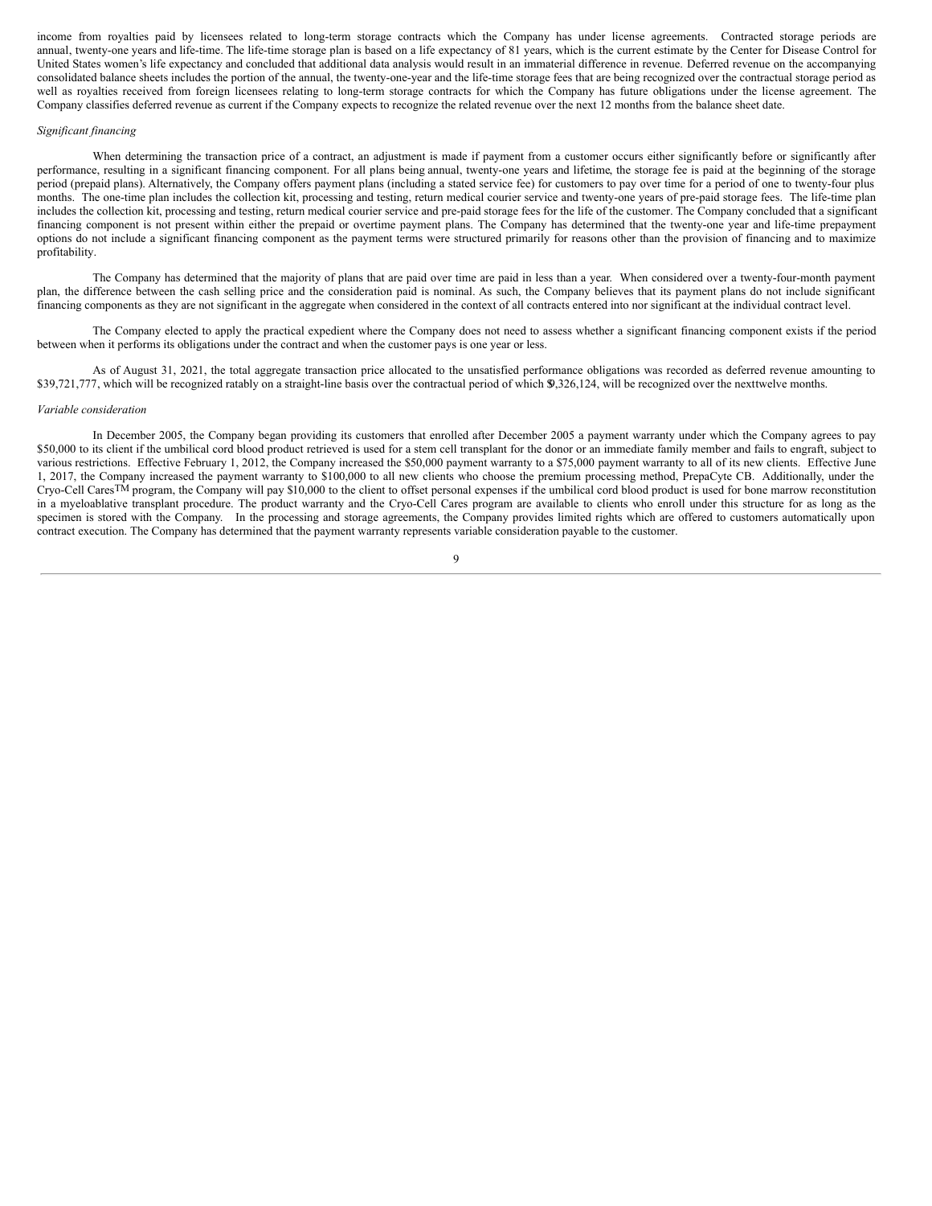income from royalties paid by licensees related to long-term storage contracts which the Company has under license agreements. Contracted storage periods are annual, twenty-one years and life-time. The life-time storage plan is based on a life expectancy of 81 years, which is the current estimate by the Center for Disease Control for United States women's life expectancy and concluded that additional data analysis would result in an immaterial difference in revenue. Deferred revenue on the accompanying consolidated balance sheets includes the portion of the annual, the twenty-one-year and the life-time storage fees that are being recognized over the contractual storage period as well as royalties received from foreign licensees relating to long-term storage contracts for which the Company has future obligations under the license agreement. The Company classifies deferred revenue as current if the Company expects to recognize the related revenue over the next 12 months from the balance sheet date.

*Significant financing*

When determining the transaction price of a contract, an adjustment is made if payment from a customer occurs either significantly before or significantly after performance, resulting in a significant financing component. For all plans being annual, twenty-one years and lifetime, the storage fee is paid at the beginning of the storage period (prepaid plans). Alternatively, the Company offers payment plans (including a stated service fee) for customers to pay over time for a period of one to twenty-four plus months. The one-time plan includes the collection kit, processing and testing, return medical courier service and twenty-one years of pre-paid storage fees. The life-time plan includes the collection kit, processing and testing, return medical courier service and pre-paid storage fees for the life of the customer. The Company concluded that a significant financing component is not present within either the prepaid or overtime payment plans. The Company has determined that the twenty-one year and life-time prepayment options do not include a significant financing component as the payment terms were structured primarily for reasons other than the provision of financing and to maximize profitability.

The Company has determined that the majority of plans that are paid over time are paid in less than a year. When considered over a twenty-four-month payment plan, the difference between the cash selling price and the consideration paid is nominal. As such, the Company believes that its payment plans do not include significant financing components as they are not significant in the aggregate when considered in the context of all contracts entered into nor significant at the individual contract level.

The Company elected to apply the practical expedient where the Company does not need to assess whether a significant financing component exists if the period between when it performs its obligations under the contract and when the customer pays is one year or less.

As of August 31, 2021, the total aggregate transaction price allocated to the unsatisfied performance obligations was recorded as deferred revenue amounting to $39,721,777, which will be recognized ratably on a straight-line basis over the contractual period of which $9,326,124, will be recognized over the next twelve months.

*Variable consideration*

In December 2005, the Company began providing its customers that enrolled after December 2005 a payment warranty under which the Company agrees to pay $50,000 to its client if the umbilical cord blood product retrieved is used for a stem cell transplant for the donor or an immediate family member and fails to engraft, subject to various restrictions. Effective February 1, 2012, the Company increased the $50,000 payment warranty to a $75,000 payment warranty to all of its new clients. Effective June 1, 2017, the Company increased the payment warranty to $100,000 to all new clients who choose the premium processing method, PrepaCyte CB. Additionally, under the Cryo-Cell Cares™ program, the Company will pay $10,000 to the client to offset personal expenses if the umbilical cord blood product is used for bone marrow reconstitution in a myeloablative transplant procedure. The product warranty and the Cryo-Cell Cares program are available to clients who enroll under this structure for as long as the specimen is stored with the Company. In the processing and storage agreements, the Company provides limited rights which are offered to customers automatically upon contract execution. The Company has determined that the payment warranty represents variable consideration payable to the customer.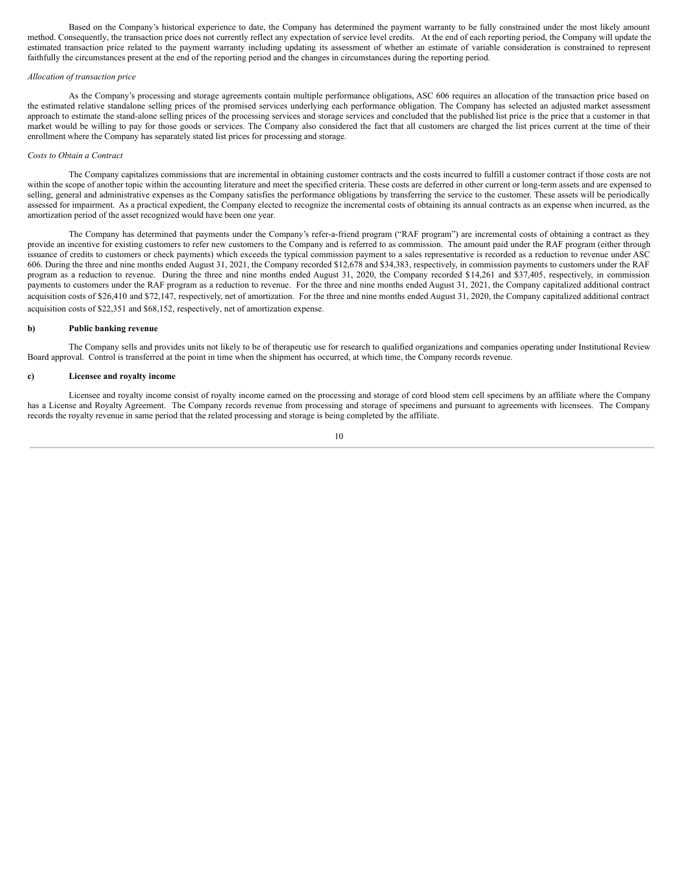Based on the Company's historical experience to date, the Company has determined the payment warranty to be fully constrained under the most likely amount method. Consequently, the transaction price does not currently reflect any expectation of service level credits. At the end of each reporting period, the Company will update the estimated transaction price related to the payment warranty including updating its assessment of whether an estimate of variable consideration is constrained to represent faithfully the circumstances present at the end of the reporting period and the changes in circumstances during the reporting period.

*Allocation of transaction price*

As the Company's processing and storage agreements contain multiple performance obligations, ASC 606 requires an allocation of the transaction price based on the estimated relative standalone selling prices of the promised services underlying each performance obligation. The Company has selected an adjusted market assessment approach to estimate the stand-alone selling prices of the processing services and storage services and concluded that the published list price is the price that a customer in that market would be willing to pay for those goods or services. The Company also considered the fact that all customers are charged the list prices current at the time of their enrollment where the Company has separately stated list prices for processing and storage.

*Costs to Obtain a Contract*

The Company capitalizes commissions that are incremental in obtaining customer contracts and the costs incurred to fulfill a customer contract if those costs are not within the scope of another topic within the accounting literature and meet the specified criteria. These costs are deferred in other current or long-term assets and are expensed to selling, general and administrative expenses as the Company satisfies the performance obligations by transferring the service to the customer. These assets will be periodically assessed for impairment. As a practical expedient, the Company elected to recognize the incremental costs of obtaining its annual contracts as an expense when incurred, as the amortization period of the asset recognized would have been one year.

The Company has determined that payments under the Company's refer-a-friend program ("RAF program") are incremental costs of obtaining a contract as they provide an incentive for existing customers to refer new customers to the Company and is referred to as commission. The amount paid under the RAF program (either through issuance of credits to customers or check payments) which exceeds the typical commission payment to a sales representative is recorded as a reduction to revenue under ASC 606. During the three and nine months ended August 31, 2021, the Company recorded $12,678 and $34,383, respectively, in commission payments to customers under the RAF program as a reduction to revenue. During the three and nine months ended August 31, 2020, the Company recorded $14,261 and $37,405, respectively, in commission payments to customers under the RAF program as a reduction to revenue. For the three and nine months ended August 31, 2021, the Company capitalized additional contract acquisition costs of $26,410 and $72,147, respectively, net of amortization. For the three and nine months ended August 31, 2020, the Company capitalized additional contract acquisition costs of $22,351 and $68,152, respectively, net of amortization expense.

**b) Public banking revenue**

The Company sells and provides units not likely to be of therapeutic use for research to qualified organizations and companies operating under Institutional Review Board approval. Control is transferred at the point in time when the shipment has occurred, at which time, the Company records revenue.

**c) Licensee and royalty income**

Licensee and royalty income consist of royalty income earned on the processing and storage of cord blood stem cell specimens by an affiliate where the Company has a License and Royalty Agreement. The Company records revenue from processing and storage of specimens and pursuant to agreements with licensees. The Company records the royalty revenue in same period that the related processing and storage is being completed by the affiliate.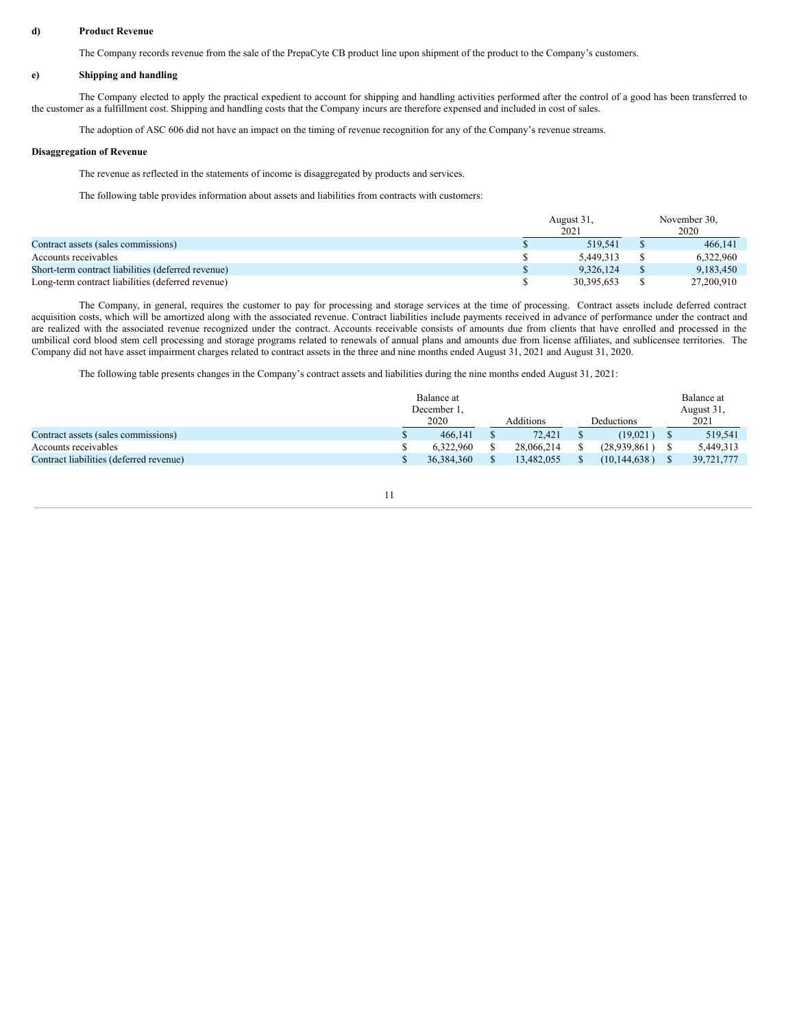**d) Product Revenue**

The Company records revenue from the sale of the PrepaCyte CB product line upon shipment of the product to the Company's customers.

**e) Shipping and handling**

The Company elected to apply the practical expedient to account for shipping and handling activities performed after the control of a good has been transferred to the customer as a fulfillment cost. Shipping and handling costs that the Company incurs are therefore expensed and included in cost of sales.

The adoption of ASC 606 did not have an impact on the timing of revenue recognition for any of the Company's revenue streams.

**Disaggregation of Revenue**

The revenue as reflected in the statements of income is disaggregated by products and services.

The following table provides information about assets and liabilities from contracts with customers:

| | August 31, 2021 | November 30, 2020 |
|---|---|---|
| Contract assets (sales commissions) | $ 519,541 | $ 466,141 |
| Accounts receivables | $ 5,449,313 | $ 6,322,960 |
| Short-term contract liabilities (deferred revenue) | $ 9,326,124 | $ 9,183,450 |
| Long-term contract liabilities (deferred revenue) | $ 30,395,653 | $ 27,200,910 |

The Company, in general, requires the customer to pay for processing and storage services at the time of processing. Contract assets include deferred contract acquisition costs, which will be amortized along with the associated revenue. Contract liabilities include payments received in advance of performance under the contract and are realized with the associated revenue recognized under the contract. Accounts receivable consists of amounts due from clients that have enrolled and processed in the umbilical cord blood stem cell processing and storage programs related to renewals of annual plans and amounts due from license affiliates, and sublicensee territories. The Company did not have asset impairment charges related to contract assets in the three and nine months ended August 31, 2021 and August 31, 2020.

The following table presents changes in the Company's contract assets and liabilities during the nine months ended August 31, 2021:

| | Balance at December 1, 2020 | Additions | Deductions | Balance at August 31, 2021 |
|---|---|---|---|---|
| Contract assets (sales commissions) | $ 466,141 | $ 72,421 | $ (19,021) | $ 519,541 |
| Accounts receivables | $ 6,322,960 | $ 28,066,214 | $ (28,939,861) | $ 5,449,313 |
| Contract liabilities (deferred revenue) | $ 36,384,360 | $ 13,482,055 | $ (10,144,638) | $ 39,721,777 |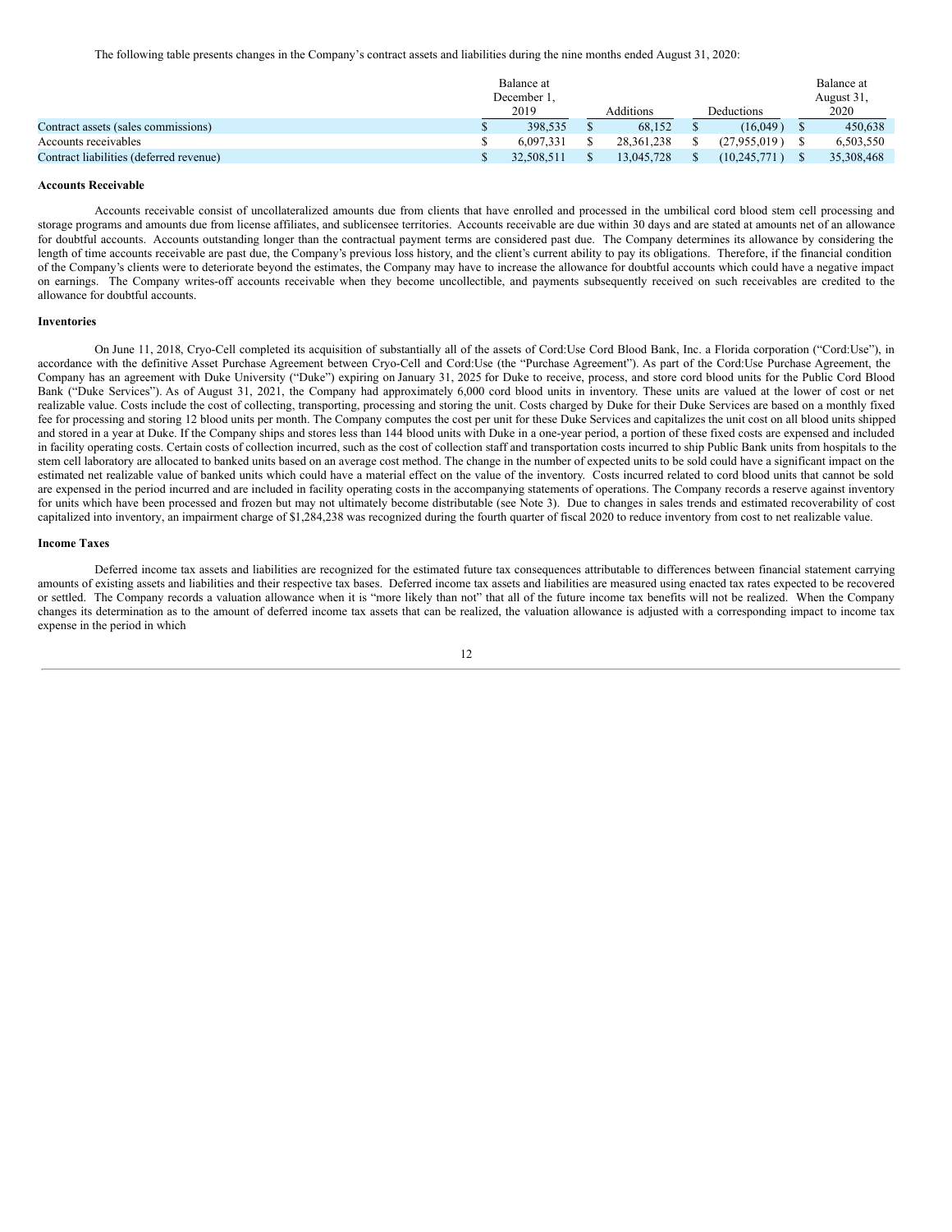The following table presents changes in the Company's contract assets and liabilities during the nine months ended August 31, 2020:

| | Balance at December 1, 2019 | Additions | Deductions | Balance at August 31, 2020 |
|---|---|---|---|---|
| Contract assets (sales commissions) | $ 398,535 | $ 68,152 | $ (16,049) | $ 450,638 |
| Accounts receivables | $ 6,097,331 | $ 28,361,238 | $ (27,955,019) | $ 6,503,550 |
| Contract liabilities (deferred revenue) | $ 32,508,511 | $ 13,045,728 | $ (10,245,771) | $ 35,308,468 |

**Accounts Receivable**

Accounts receivable consist of uncollateralized amounts due from clients that have enrolled and processed in the umbilical cord blood stem cell processing and storage programs and amounts due from license affiliates, and sublicensee territories. Accounts receivable are due within 30 days and are stated at amounts net of an allowance for doubtful accounts. Accounts outstanding longer than the contractual payment terms are considered past due. The Company determines its allowance by considering the length of time accounts receivable are past due, the Company's previous loss history, and the client's current ability to pay its obligations. Therefore, if the financial condition of the Company's clients were to deteriorate beyond the estimates, the Company may have to increase the allowance for doubtful accounts which could have a negative impact on earnings. The Company writes-off accounts receivable when they become uncollectible, and payments subsequently received on such receivables are credited to the allowance for doubtful accounts.

**Inventories**

On June 11, 2018, Cryo-Cell completed its acquisition of substantially all of the assets of Cord:Use Cord Blood Bank, Inc. a Florida corporation ("Cord:Use"), in accordance with the definitive Asset Purchase Agreement between Cryo-Cell and Cord:Use (the "Purchase Agreement"). As part of the Cord:Use Purchase Agreement, the Company has an agreement with Duke University ("Duke") expiring on January 31, 2025 for Duke to receive, process, and store cord blood units for the Public Cord Blood Bank ("Duke Services"). As of August 31, 2021, the Company had approximately 6,000 cord blood units in inventory. These units are valued at the lower of cost or net realizable value. Costs include the cost of collecting, transporting, processing and storing the unit. Costs charged by Duke for their Duke Services are based on a monthly fixed fee for processing and storing 12 blood units per month. The Company computes the cost per unit for these Duke Services and capitalizes the unit cost on all blood units shipped and stored in a year at Duke. If the Company ships and stores less than 144 blood units with Duke in a one-year period, a portion of these fixed costs are expensed and included in facility operating costs. Certain costs of collection incurred, such as the cost of collection staff and transportation costs incurred to ship Public Bank units from hospitals to the stem cell laboratory are allocated to banked units based on an average cost method. The change in the number of expected units to be sold could have a significant impact on the estimated net realizable value of banked units which could have a material effect on the value of the inventory. Costs incurred related to cord blood units that cannot be sold are expensed in the period incurred and are included in facility operating costs in the accompanying statements of operations. The Company records a reserve against inventory for units which have been processed and frozen but may not ultimately become distributable (see Note 3). Due to changes in sales trends and estimated recoverability of cost capitalized into inventory, an impairment charge of $1,284,238 was recognized during the fourth quarter of fiscal 2020 to reduce inventory from cost to net realizable value.

**Income Taxes**

Deferred income tax assets and liabilities are recognized for the estimated future tax consequences attributable to differences between financial statement carrying amounts of existing assets and liabilities and their respective tax bases. Deferred income tax assets and liabilities are measured using enacted tax rates expected to be recovered or settled. The Company records a valuation allowance when it is "more likely than not" that all of the future income tax benefits will not be realized. When the Company changes its determination as to the amount of deferred income tax assets that can be realized, the valuation allowance is adjusted with a corresponding impact to income tax expense in the period in which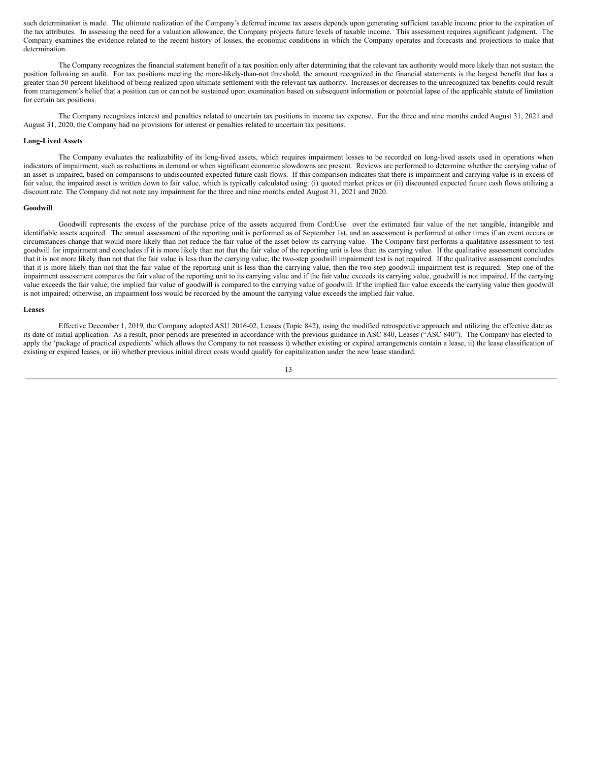such determination is made. The ultimate realization of the Company's deferred income tax assets depends upon generating sufficient taxable income prior to the expiration of the tax attributes. In assessing the need for a valuation allowance, the Company projects future levels of taxable income. This assessment requires significant judgment. The Company examines the evidence related to the recent history of losses, the economic conditions in which the Company operates and forecasts and projections to make that determination.

The Company recognizes the financial statement benefit of a tax position only after determining that the relevant tax authority would more likely than not sustain the position following an audit. For tax positions meeting the more-likely-than-not threshold, the amount recognized in the financial statements is the largest benefit that has a greater than 50 percent likelihood of being realized upon ultimate settlement with the relevant tax authority. Increases or decreases to the unrecognized tax benefits could result from management's belief that a position can or cannot be sustained upon examination based on subsequent information or potential lapse of the applicable statute of limitation for certain tax positions.

The Company recognizes interest and penalties related to uncertain tax positions in income tax expense. For the three and nine months ended August 31, 2021 and August 31, 2020, the Company had no provisions for interest or penalties related to uncertain tax positions.

**Long-Lived Assets**

The Company evaluates the realizability of its long-lived assets, which requires impairment losses to be recorded on long-lived assets used in operations when indicators of impairment, such as reductions in demand or when significant economic slowdowns are present. Reviews are performed to determine whether the carrying value of an asset is impaired, based on comparisons to undiscounted expected future cash flows. If this comparison indicates that there is impairment and carrying value is in excess of fair value, the impaired asset is written down to fair value, which is typically calculated using: (i) quoted market prices or (ii) discounted expected future cash flows utilizing a discount rate. The Company did not note any impairment for the three and nine months ended August 31, 2021 and 2020.

**Goodwill**

Goodwill represents the excess of the purchase price of the assets acquired from Cord:Use over the estimated fair value of the net tangible, intangible and identifiable assets acquired. The annual assessment of the reporting unit is performed as of September 1st, and an assessment is performed at other times if an event occurs or circumstances change that would more likely than not reduce the fair value of the asset below its carrying value. The Company first performs a qualitative assessment to test goodwill for impairment and concludes if it is more likely than not that the fair value of the reporting unit is less than its carrying value. If the qualitative assessment concludes that it is not more likely than not that the fair value is less than the carrying value, the two-step goodwill impairment test is not required. If the qualitative assessment concludes that it is more likely than not that the fair value of the reporting unit is less than the carrying value, then the two-step goodwill impairment test is required. Step one of the impairment assessment compares the fair value of the reporting unit to its carrying value and if the fair value exceeds its carrying value, goodwill is not impaired. If the carrying value exceeds the fair value, the implied fair value of goodwill is compared to the carrying value of goodwill. If the implied fair value exceeds the carrying value then goodwill is not impaired; otherwise, an impairment loss would be recorded by the amount the carrying value exceeds the implied fair value.

**Leases**

Effective December 1, 2019, the Company adopted ASU 2016-02, Leases (Topic 842), using the modified retrospective approach and utilizing the effective date as its date of initial application. As a result, prior periods are presented in accordance with the previous guidance in ASC 840, Leases ("ASC 840"). The Company has elected to apply the 'package of practical expedients' which allows the Company to not reassess i) whether existing or expired arrangements contain a lease, ii) the lease classification of existing or expired leases, or iii) whether previous initial direct costs would qualify for capitalization under the new lease standard.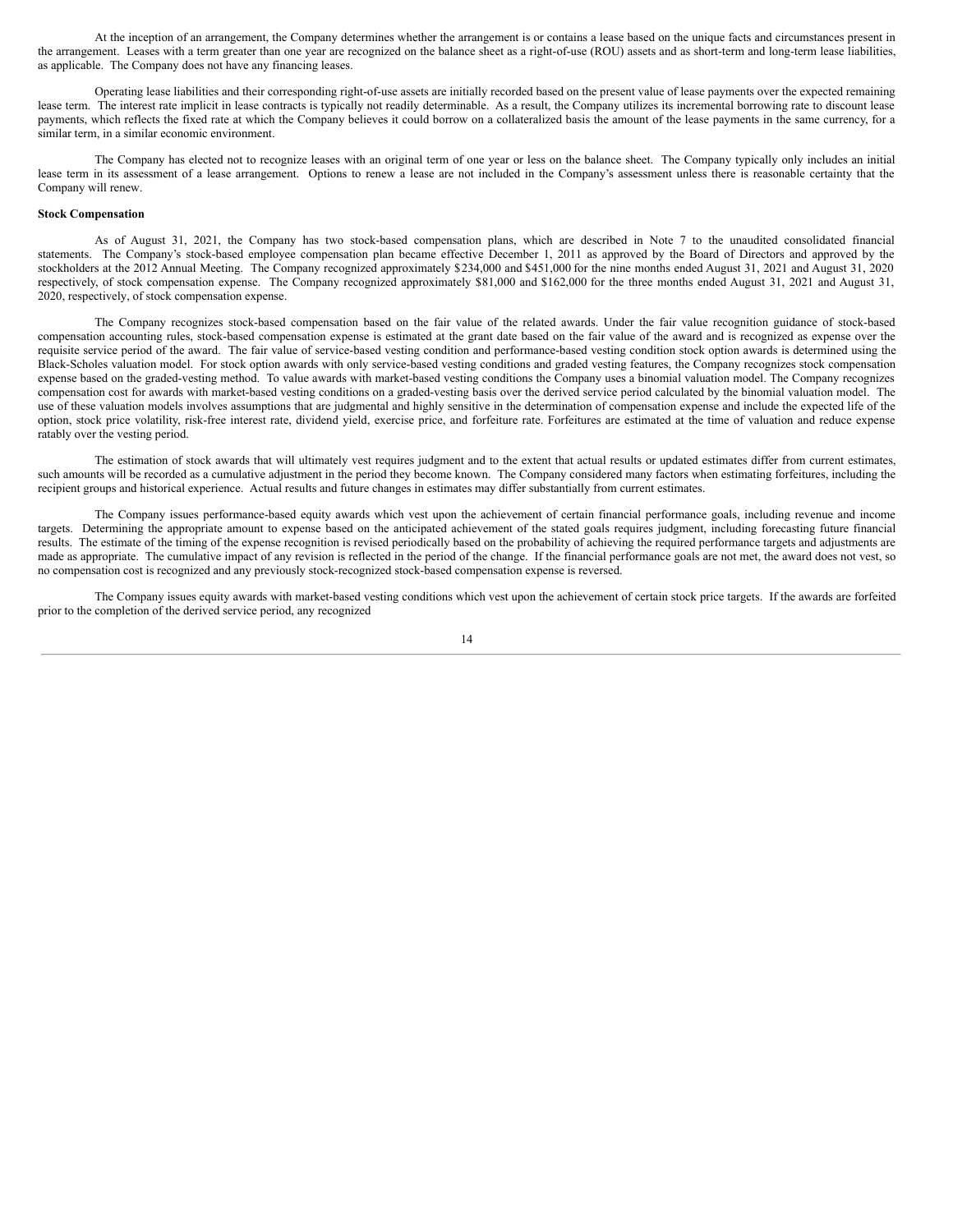At the inception of an arrangement, the Company determines whether the arrangement is or contains a lease based on the unique facts and circumstances present in the arrangement. Leases with a term greater than one year are recognized on the balance sheet as a right-of-use (ROU) assets and as short-term and long-term lease liabilities, as applicable. The Company does not have any financing leases.

Operating lease liabilities and their corresponding right-of-use assets are initially recorded based on the present value of lease payments over the expected remaining lease term. The interest rate implicit in lease contracts is typically not readily determinable. As a result, the Company utilizes its incremental borrowing rate to discount lease payments, which reflects the fixed rate at which the Company believes it could borrow on a collateralized basis the amount of the lease payments in the same currency, for a similar term, in a similar economic environment.

The Company has elected not to recognize leases with an original term of one year or less on the balance sheet. The Company typically only includes an initial lease term in its assessment of a lease arrangement. Options to renew a lease are not included in the Company's assessment unless there is reasonable certainty that the Company will renew.

**Stock Compensation**

As of August 31, 2021, the Company has two stock-based compensation plans, which are described in Note 7 to the unaudited consolidated financial statements. The Company's stock-based employee compensation plan became effective December 1, 2011 as approved by the Board of Directors and approved by the stockholders at the 2012 Annual Meeting. The Company recognized approximately $234,000 and $451,000 for the nine months ended August 31, 2021 and August 31, 2020 respectively, of stock compensation expense. The Company recognized approximately $81,000 and $162,000 for the three months ended August 31, 2021 and August 31, 2020, respectively, of stock compensation expense.

The Company recognizes stock-based compensation based on the fair value of the related awards. Under the fair value recognition guidance of stock-based compensation accounting rules, stock-based compensation expense is estimated at the grant date based on the fair value of the award and is recognized as expense over the requisite service period of the award. The fair value of service-based vesting condition and performance-based vesting condition stock option awards is determined using the Black-Scholes valuation model. For stock option awards with only service-based vesting conditions and graded vesting features, the Company recognizes stock compensation expense based on the graded-vesting method. To value awards with market-based vesting conditions the Company uses a binomial valuation model. The Company recognizes compensation cost for awards with market-based vesting conditions on a graded-vesting basis over the derived service period calculated by the binomial valuation model. The use of these valuation models involves assumptions that are judgmental and highly sensitive in the determination of compensation expense and include the expected life of the option, stock price volatility, risk-free interest rate, dividend yield, exercise price, and forfeiture rate. Forfeitures are estimated at the time of valuation and reduce expense ratably over the vesting period.

The estimation of stock awards that will ultimately vest requires judgment and to the extent that actual results or updated estimates differ from current estimates, such amounts will be recorded as a cumulative adjustment in the period they become known. The Company considered many factors when estimating forfeitures, including the recipient groups and historical experience. Actual results and future changes in estimates may differ substantially from current estimates.

The Company issues performance-based equity awards which vest upon the achievement of certain financial performance goals, including revenue and income targets. Determining the appropriate amount to expense based on the anticipated achievement of the stated goals requires judgment, including forecasting future financial results. The estimate of the timing of the expense recognition is revised periodically based on the probability of achieving the required performance targets and adjustments are made as appropriate. The cumulative impact of any revision is reflected in the period of the change. If the financial performance goals are not met, the award does not vest, so no compensation cost is recognized and any previously stock-recognized stock-based compensation expense is reversed.

The Company issues equity awards with market-based vesting conditions which vest upon the achievement of certain stock price targets. If the awards are forfeited prior to the completion of the derived service period, any recognized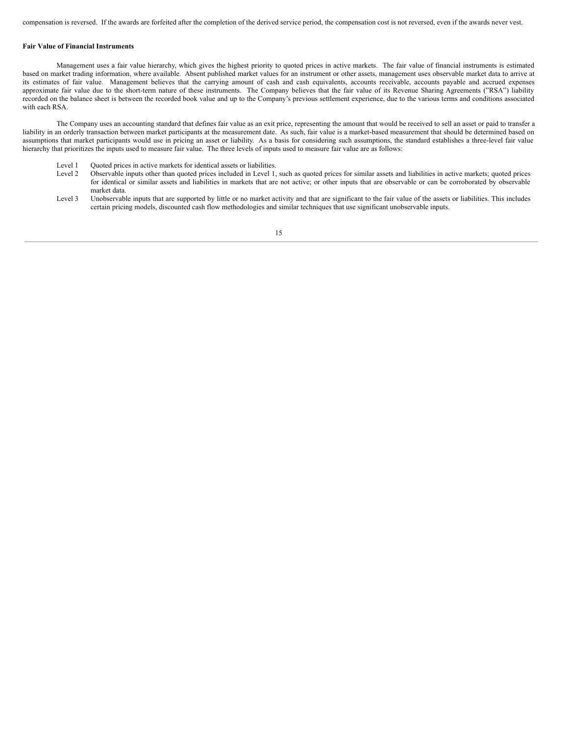compensation is reversed. If the awards are forfeited after the completion of the derived service period, the compensation cost is not reversed, even if the awards never vest.

**Fair Value of Financial Instruments**

Management uses a fair value hierarchy, which gives the highest priority to quoted prices in active markets. The fair value of financial instruments is estimated based on market trading information, where available. Absent published market values for an instrument or other assets, management uses observable market data to arrive at its estimates of fair value. Management believes that the carrying amount of cash and cash equivalents, accounts receivable, accounts payable and accrued expenses approximate fair value due to the short-term nature of these instruments. The Company believes that the fair value of its Revenue Sharing Agreements ("RSA") liability recorded on the balance sheet is between the recorded book value and up to the Company's previous settlement experience, due to the various terms and conditions associated with each RSA.

The Company uses an accounting standard that defines fair value as an exit price, representing the amount that would be received to sell an asset or paid to transfer a liability in an orderly transaction between market participants at the measurement date. As such, fair value is a market-based measurement that should be determined based on assumptions that market participants would use in pricing an asset or liability. As a basis for considering such assumptions, the standard establishes a three-level fair value hierarchy that prioritizes the inputs used to measure fair value. The three levels of inputs used to measure fair value are as follows:

- Level 1 Quoted prices in active markets for identical assets or liabilities.
- Level 2 Observable inputs other than quoted prices included in Level 1, such as quoted prices for similar assets and liabilities in active markets; quoted prices for identical or similar assets and liabilities in markets that are not active; or other inputs that are observable or can be corroborated by observable market data.
- Level 3 Unobservable inputs that are supported by little or no market activity and that are significant to the fair value of the assets or liabilities. This includes certain pricing models, discounted cash flow methodologies and similar techniques that use significant unobservable inputs.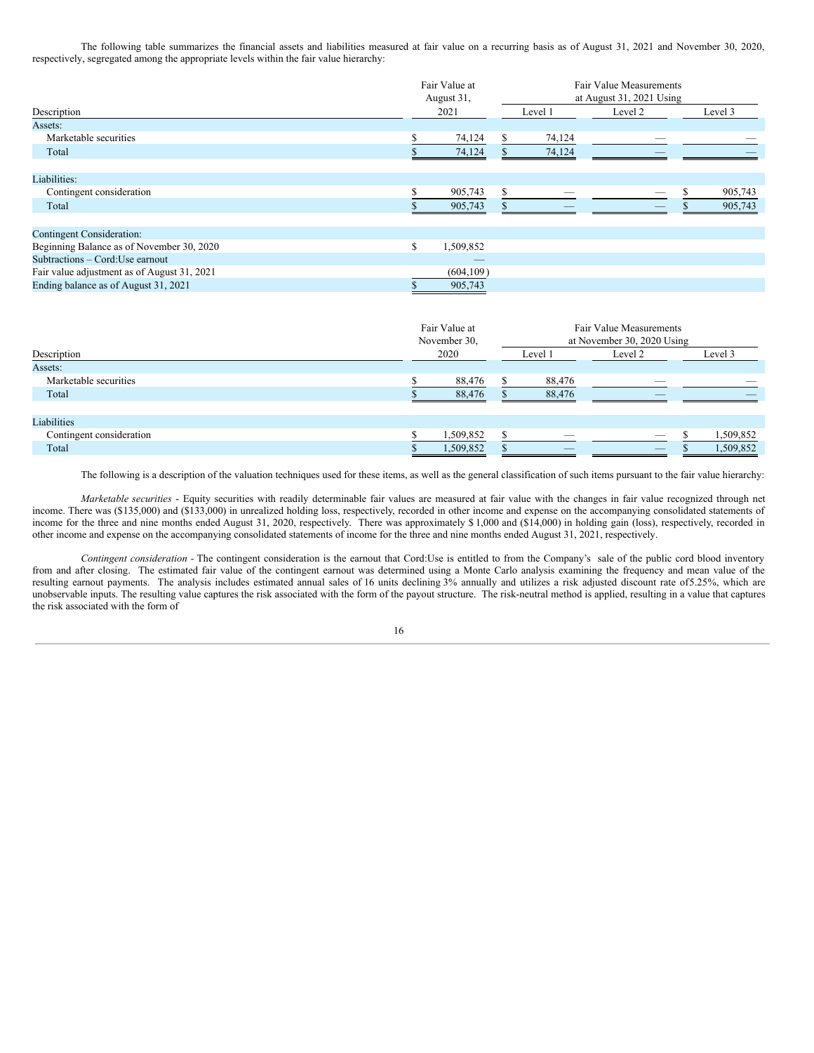The following table summarizes the financial assets and liabilities measured at fair value on a recurring basis as of August 31, 2021 and November 30, 2020, respectively, segregated among the appropriate levels within the fair value hierarchy:

| Description | Fair Value at August 31, 2021 | Fair Value Measurements at August 31, 2021 Using | | |
|---|---|---|---|---|
| | | Level 1 | Level 2 | Level 3 |
| Assets: | | | | |
| Marketable securities | $ 74,124 | $ 74,124 | — | — |
| Total | $ 74,124 | $ 74,124 | — | — |
| Liabilities: | | | | |
| Contingent consideration | $ 905,743 | $ — | — | $ 905,743 |
| Total | $ 905,743 | $ — | — | $ 905,743 |
| Contingent Consideration: | | | | |
| Beginning Balance as of November 30, 2020 | $ 1,509,852 | | | |
| Subtractions – Cord:Use earnout | — | | | |
| Fair value adjustment as of August 31, 2021 | (604,109) | | | |
| Ending balance as of August 31, 2021 | $ 905,743 | | | |

| Description | Fair Value at November 30, 2020 | Fair Value Measurements at November 30, 2020 Using | | |
|---|---|---|---|---|
| | | Level 1 | Level 2 | Level 3 |
| Assets: | | | | |
| Marketable securities | $ 88,476 | $ 88,476 | — | — |
| Total | $ 88,476 | $ 88,476 | — | — |
| Liabilities | | | | |
| Contingent consideration | $ 1,509,852 | $ — | — | $ 1,509,852 |
| Total | $ 1,509,852 | $ — | — | $ 1,509,852 |

The following is a description of the valuation techniques used for these items, as well as the general classification of such items pursuant to the fair value hierarchy:

*Marketable securities* - Equity securities with readily determinable fair values are measured at fair value with the changes in fair value recognized through net income. There was ($135,000) and ($133,000) in unrealized holding loss, respectively, recorded in other income and expense on the accompanying consolidated statements of income for the three and nine months ended August 31, 2020, respectively. There was approximately $ 1,000 and ($14,000) in holding gain (loss), respectively, recorded in other income and expense on the accompanying consolidated statements of income for the three and nine months ended August 31, 2021, respectively.

*Contingent consideration* - The contingent consideration is the earnout that Cord:Use is entitled to from the Company's sale of the public cord blood inventory from and after closing. The estimated fair value of the contingent earnout was determined using a Monte Carlo analysis examining the frequency and mean value of the resulting earnout payments. The analysis includes estimated annual sales of 16 units declining 3% annually and utilizes a risk adjusted discount rate of5.25%, which are unobservable inputs. The resulting value captures the risk associated with the form of the payout structure. The risk-neutral method is applied, resulting in a value that captures the risk associated with the form of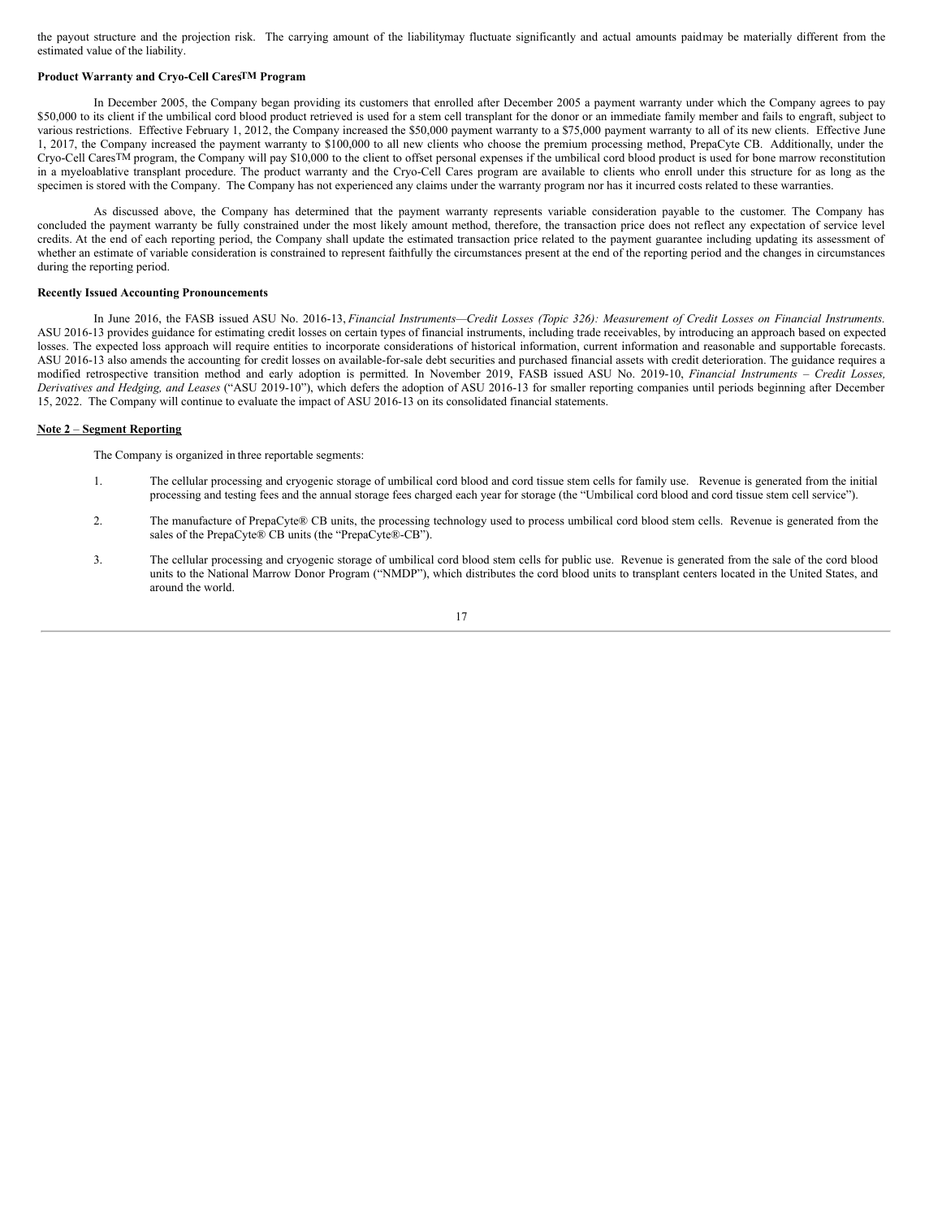the payout structure and the projection risk.  The carrying amount of the liabilitymay fluctuate significantly and actual amounts paidmay be materially different from the estimated value of the liability.

**Product Warranty and Cryo-Cell Cares™ Program**

In December 2005, the Company began providing its customers that enrolled after December 2005 a payment warranty under which the Company agrees to pay \$50,000 to its client if the umbilical cord blood product retrieved is used for a stem cell transplant for the donor or an immediate family member and fails to engraft, subject to various restrictions.  Effective February 1, 2012, the Company increased the \$50,000 payment warranty to a \$75,000 payment warranty to all of its new clients.  Effective June 1, 2017, the Company increased the payment warranty to \$100,000 to all new clients who choose the premium processing method, PrepaCyte CB.  Additionally, under the Cryo-Cell Cares™ program, the Company will pay \$10,000 to the client to offset personal expenses if the umbilical cord blood product is used for bone marrow reconstitution in a myeloablative transplant procedure. The product warranty and the Cryo-Cell Cares program are available to clients who enroll under this structure for as long as the specimen is stored with the Company.  The Company has not experienced any claims under the warranty program nor has it incurred costs related to these warranties.

As discussed above, the Company has determined that the payment warranty represents variable consideration payable to the customer. The Company has concluded the payment warranty be fully constrained under the most likely amount method, therefore, the transaction price does not reflect any expectation of service level credits. At the end of each reporting period, the Company shall update the estimated transaction price related to the payment guarantee including updating its assessment of whether an estimate of variable consideration is constrained to represent faithfully the circumstances present at the end of the reporting period and the changes in circumstances during the reporting period.

**Recently Issued Accounting Pronouncements**

In June 2016, the FASB issued ASU No. 2016-13, *Financial Instruments—Credit Losses (Topic 326): Measurement of Credit Losses on Financial Instruments.* ASU 2016-13 provides guidance for estimating credit losses on certain types of financial instruments, including trade receivables, by introducing an approach based on expected losses. The expected loss approach will require entities to incorporate considerations of historical information, current information and reasonable and supportable forecasts. ASU 2016-13 also amends the accounting for credit losses on available-for-sale debt securities and purchased financial assets with credit deterioration. The guidance requires a modified retrospective transition method and early adoption is permitted. In November 2019, FASB issued ASU No. 2019-10, *Financial Instruments – Credit Losses, Derivatives and Hedging, and Leases* ("ASU 2019-10"), which defers the adoption of ASU 2016-13 for smaller reporting companies until periods beginning after December 15, 2022.  The Company will continue to evaluate the impact of ASU 2016-13 on its consolidated financial statements.

**Note 2 – Segment Reporting**

The Company is organized in three reportable segments:

1. The cellular processing and cryogenic storage of umbilical cord blood and cord tissue stem cells for family use.  Revenue is generated from the initial processing and testing fees and the annual storage fees charged each year for storage (the "Umbilical cord blood and cord tissue stem cell service").
2. The manufacture of PrepaCyte® CB units, the processing technology used to process umbilical cord blood stem cells.  Revenue is generated from the sales of the PrepaCyte® CB units (the "PrepaCyte®-CB").
3. The cellular processing and cryogenic storage of umbilical cord blood stem cells for public use.  Revenue is generated from the sale of the cord blood units to the National Marrow Donor Program ("NMDP"), which distributes the cord blood units to transplant centers located in the United States, and around the world.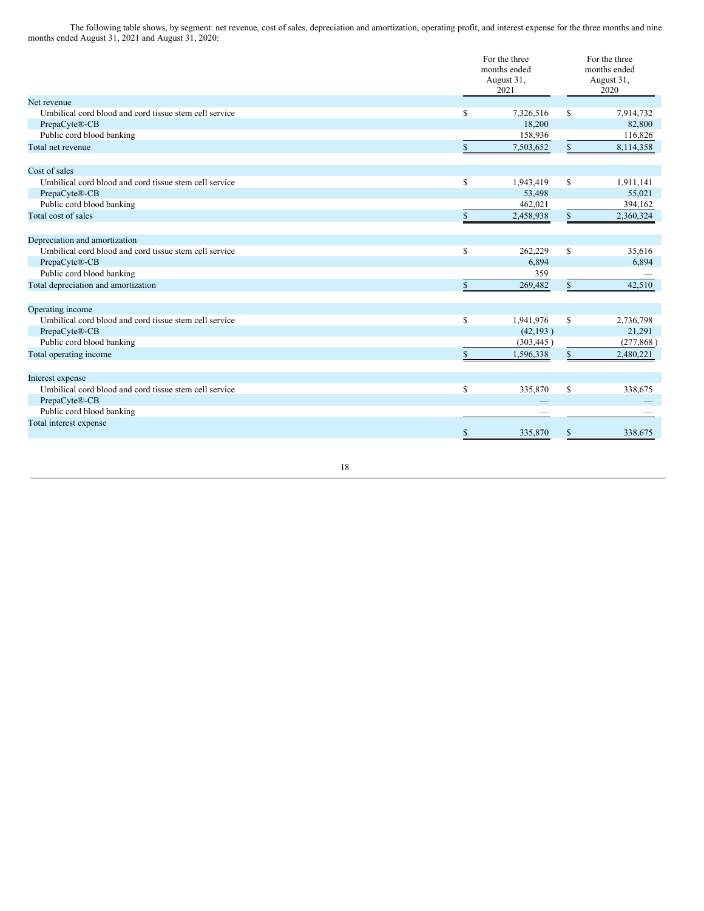The following table shows, by segment: net revenue, cost of sales, depreciation and amortization, operating profit, and interest expense for the three months and nine months ended August 31, 2021 and August 31, 2020:

| | For the three months ended August 31, 2021 | For the three months ended August 31, 2020 |
|---|---|---|
| **Net revenue** | | |
| Umbilical cord blood and cord tissue stem cell service | $ 7,326,516 | $ 7,914,732 |
| PrepaCyte®-CB | 18,200 | 82,800 |
| Public cord blood banking | 158,936 | 116,826 |
| Total net revenue | $ 7,503,652 | $ 8,114,358 |
| **Cost of sales** | | |
| Umbilical cord blood and cord tissue stem cell service | $ 1,943,419 | $ 1,911,141 |
| PrepaCyte®-CB | 53,498 | 55,021 |
| Public cord blood banking | 462,021 | 394,162 |
| Total cost of sales | $ 2,458,938 | $ 2,360,324 |
| **Depreciation and amortization** | | |
| Umbilical cord blood and cord tissue stem cell service | $ 262,229 | $ 35,616 |
| PrepaCyte®-CB | 6,894 | 6,894 |
| Public cord blood banking | 359 | — |
| Total depreciation and amortization | $ 269,482 | $ 42,510 |
| **Operating income** | | |
| Umbilical cord blood and cord tissue stem cell service | $ 1,941,976 | $ 2,736,798 |
| PrepaCyte®-CB | (42,193 ) | 21,291 |
| Public cord blood banking | (303,445 ) | (277,868 ) |
| Total operating income | $ 1,596,338 | $ 2,480,221 |
| **Interest expense** | | |
| Umbilical cord blood and cord tissue stem cell service | $ 335,870 | $ 338,675 |
| PrepaCyte®-CB | — | — |
| Public cord blood banking | — | — |
| Total interest expense | $ 335,870 | $ 338,675 |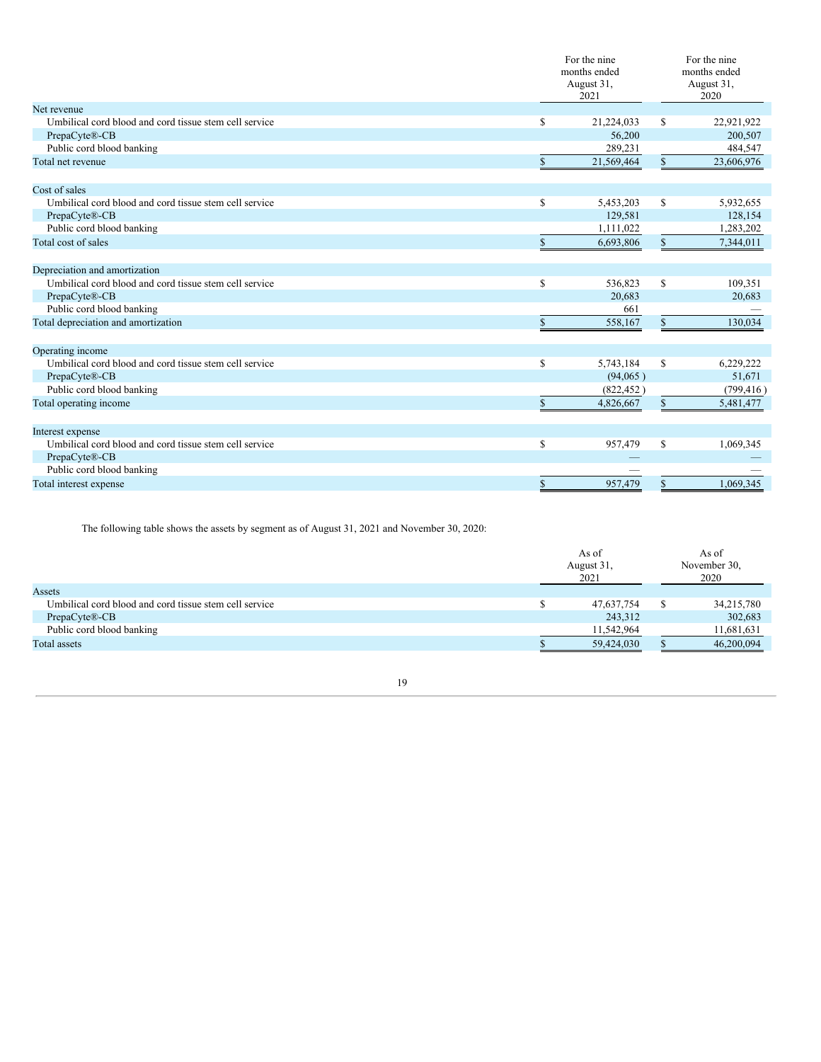| | For the nine months ended August 31, 2021 | For the nine months ended August 31, 2020 |
|---|---|---|
| Net revenue | | |
| Umbilical cord blood and cord tissue stem cell service | $ 21,224,033 | $ 22,921,922 |
| PrepaCyte®-CB | 56,200 | 200,507 |
| Public cord blood banking | 289,231 | 484,547 |
| Total net revenue | $ 21,569,464 | $ 23,606,976 |
| | | |
| Cost of sales | | |
| Umbilical cord blood and cord tissue stem cell service | $ 5,453,203 | $ 5,932,655 |
| PrepaCyte®-CB | 129,581 | 128,154 |
| Public cord blood banking | 1,111,022 | 1,283,202 |
| Total cost of sales | $ 6,693,806 | $ 7,344,011 |
| | | |
| Depreciation and amortization | | |
| Umbilical cord blood and cord tissue stem cell service | $ 536,823 | $ 109,351 |
| PrepaCyte®-CB | 20,683 | 20,683 |
| Public cord blood banking | 661 | — |
| Total depreciation and amortization | $ 558,167 | $ 130,034 |
| | | |
| Operating income | | |
| Umbilical cord blood and cord tissue stem cell service | $ 5,743,184 | $ 6,229,222 |
| PrepaCyte®-CB | (94,065 ) | 51,671 |
| Public cord blood banking | (822,452 ) | (799,416 ) |
| Total operating income | $ 4,826,667 | $ 5,481,477 |
| | | |
| Interest expense | | |
| Umbilical cord blood and cord tissue stem cell service | $ 957,479 | $ 1,069,345 |
| PrepaCyte®-CB | — | — |
| Public cord blood banking | — | — |
| Total interest expense | $ 957,479 | $ 1,069,345 |

The following table shows the assets by segment as of August 31, 2021 and November 30, 2020:

| | As of August 31, 2021 | As of November 30, 2020 |
|---|---|---|
| Assets | | |
| Umbilical cord blood and cord tissue stem cell service | $ 47,637,754 | $ 34,215,780 |
| PrepaCyte®-CB | 243,312 | 302,683 |
| Public cord blood banking | 11,542,964 | 11,681,631 |
| Total assets | $ 59,424,030 | $ 46,200,094 |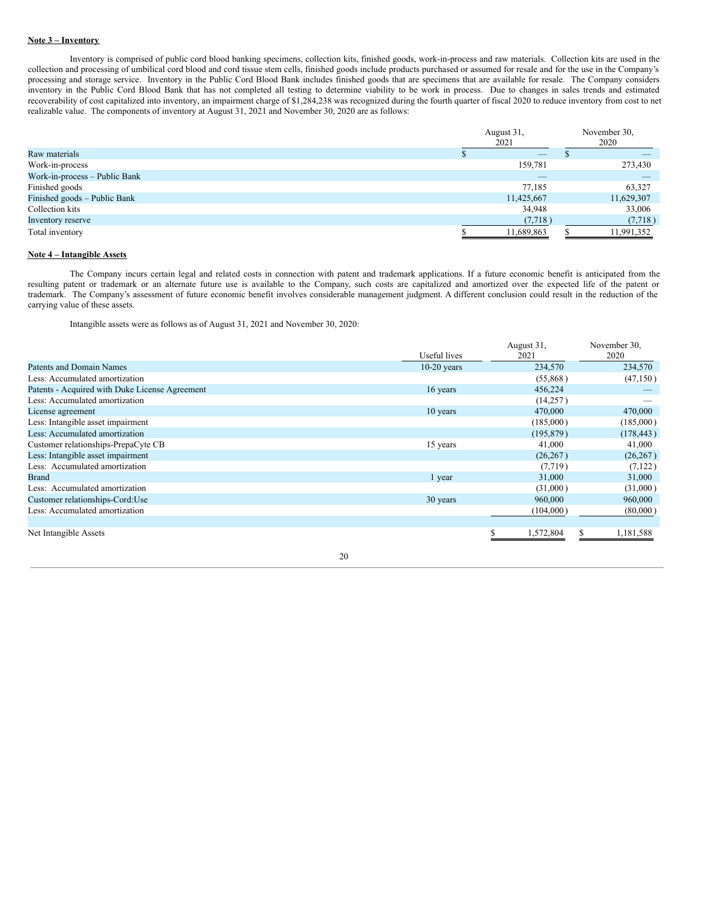**Note 3 – Inventory**

Inventory is comprised of public cord blood banking specimens, collection kits, finished goods, work-in-process and raw materials. Collection kits are used in the collection and processing of umbilical cord blood and cord tissue stem cells, finished goods include products purchased or assumed for resale and for the use in the Company's processing and storage service. Inventory in the Public Cord Blood Bank includes finished goods that are specimens that are available for resale. The Company considers inventory in the Public Cord Blood Bank that has not completed all testing to determine viability to be work in process. Due to changes in sales trends and estimated recoverability of cost capitalized into inventory, an impairment charge of $1,284,238 was recognized during the fourth quarter of fiscal 2020 to reduce inventory from cost to net realizable value. The components of inventory at August 31, 2021 and November 30, 2020 are as follows:

| | August 31, 2021 | November 30, 2020 |
|---|---|---|
| Raw materials | $ — | $ — |
| Work-in-process | 159,781 | 273,430 |
| Work-in-process – Public Bank | — | — |
| Finished goods | 77,185 | 63,327 |
| Finished goods – Public Bank | 11,425,667 | 11,629,307 |
| Collection kits | 34,948 | 33,006 |
| Inventory reserve | (7,718) | (7,718) |
| Total inventory | $ 11,689,863 | $ 11,991,352 |

**Note 4 – Intangible Assets**

The Company incurs certain legal and related costs in connection with patent and trademark applications. If a future economic benefit is anticipated from the resulting patent or trademark or an alternate future use is available to the Company, such costs are capitalized and amortized over the expected life of the patent or trademark. The Company's assessment of future economic benefit involves considerable management judgment. A different conclusion could result in the reduction of the carrying value of these assets.

Intangible assets were as follows as of August 31, 2021 and November 30, 2020:

| | Useful lives | August 31, 2021 | November 30, 2020 |
|---|---|---|---|
| Patents and Domain Names | 10-20 years | 234,570 | 234,570 |
| Less: Accumulated amortization | | (55,868) | (47,150) |
| Patents - Acquired with Duke License Agreement | 16 years | 456,224 | — |
| Less: Accumulated amortization | | (14,257) | — |
| License agreement | 10 years | 470,000 | 470,000 |
| Less: Intangible asset impairment | | (185,000) | (185,000) |
| Less: Accumulated amortization | | (195,879) | (178,443) |
| Customer relationships-PrepaCyte CB | 15 years | 41,000 | 41,000 |
| Less: Intangible asset impairment | | (26,267) | (26,267) |
| Less: Accumulated amortization | | (7,719) | (7,122) |
| Brand | 1 year | 31,000 | 31,000 |
| Less: Accumulated amortization | | (31,000) | (31,000) |
| Customer relationships-Cord:Use | 30 years | 960,000 | 960,000 |
| Less: Accumulated amortization | | (104,000) | (80,000) |
| Net Intangible Assets | | $ 1,572,804 | $ 1,181,588 |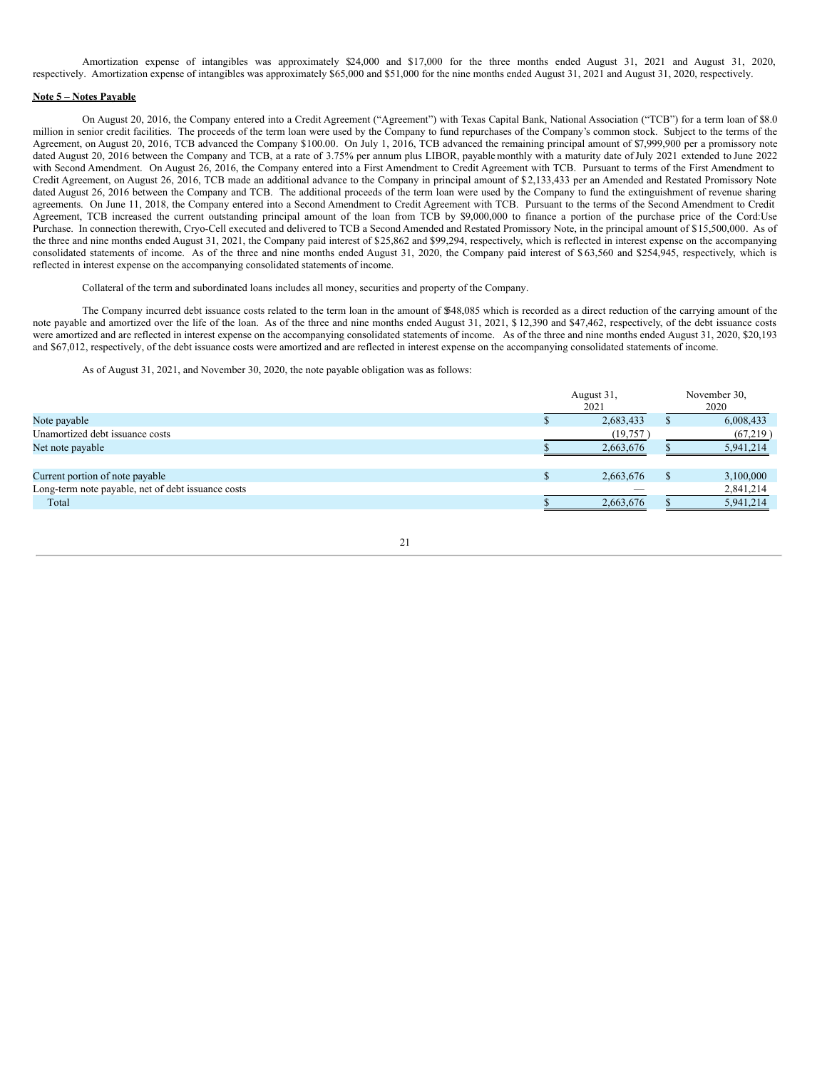Amortization expense of intangibles was approximately $24,000 and $17,000 for the three months ended August 31, 2021 and August 31, 2020, respectively. Amortization expense of intangibles was approximately $65,000 and $51,000 for the nine months ended August 31, 2021 and August 31, 2020, respectively.

**Note 5 – Notes Payable**

On August 20, 2016, the Company entered into a Credit Agreement ("Agreement") with Texas Capital Bank, National Association ("TCB") for a term loan of $8.0 million in senior credit facilities. The proceeds of the term loan were used by the Company to fund repurchases of the Company's common stock. Subject to the terms of the Agreement, on August 20, 2016, TCB advanced the Company $100.00. On July 1, 2016, TCB advanced the remaining principal amount of $7,999,900 per a promissory note dated August 20, 2016 between the Company and TCB, at a rate of 3.75% per annum plus LIBOR, payable monthly with a maturity date of July 2021 extended to June 2022 with Second Amendment. On August 26, 2016, the Company entered into a First Amendment to Credit Agreement with TCB. Pursuant to terms of the First Amendment to Credit Agreement, on August 26, 2016, TCB made an additional advance to the Company in principal amount of $2,133,433 per an Amended and Restated Promissory Note dated August 26, 2016 between the Company and TCB. The additional proceeds of the term loan were used by the Company to fund the extinguishment of revenue sharing agreements. On June 11, 2018, the Company entered into a Second Amendment to Credit Agreement with TCB. Pursuant to the terms of the Second Amendment to Credit Agreement, TCB increased the current outstanding principal amount of the loan from TCB by $9,000,000 to finance a portion of the purchase price of the Cord:Use Purchase. In connection therewith, Cryo-Cell executed and delivered to TCB a Second Amended and Restated Promissory Note, in the principal amount of $15,500,000. As of the three and nine months ended August 31, 2021, the Company paid interest of $25,862 and $99,294, respectively, which is reflected in interest expense on the accompanying consolidated statements of income. As of the three and nine months ended August 31, 2020, the Company paid interest of $63,560 and $254,945, respectively, which is reflected in interest expense on the accompanying consolidated statements of income.

Collateral of the term and subordinated loans includes all money, securities and property of the Company.

The Company incurred debt issuance costs related to the term loan in the amount of $548,085 which is recorded as a direct reduction of the carrying amount of the note payable and amortized over the life of the loan. As of the three and nine months ended August 31, 2021, $12,390 and $47,462, respectively, of the debt issuance costs were amortized and are reflected in interest expense on the accompanying consolidated statements of income. As of the three and nine months ended August 31, 2020, $20,193 and $67,012, respectively, of the debt issuance costs were amortized and are reflected in interest expense on the accompanying consolidated statements of income.

As of August 31, 2021, and November 30, 2020, the note payable obligation was as follows:

| | August 31, 2021 | November 30, 2020 |
|---|---|---|
| Note payable | $ 2,683,433 | $ 6,008,433 |
| Unamortized debt issuance costs | (19,757) | (67,219) |
| Net note payable | $ 2,663,676 | $ 5,941,214 |
| | | |
| Current portion of note payable | $ 2,663,676 | $ 3,100,000 |
| Long-term note payable, net of debt issuance costs | — | 2,841,214 |
| Total | $ 2,663,676 | $ 5,941,214 |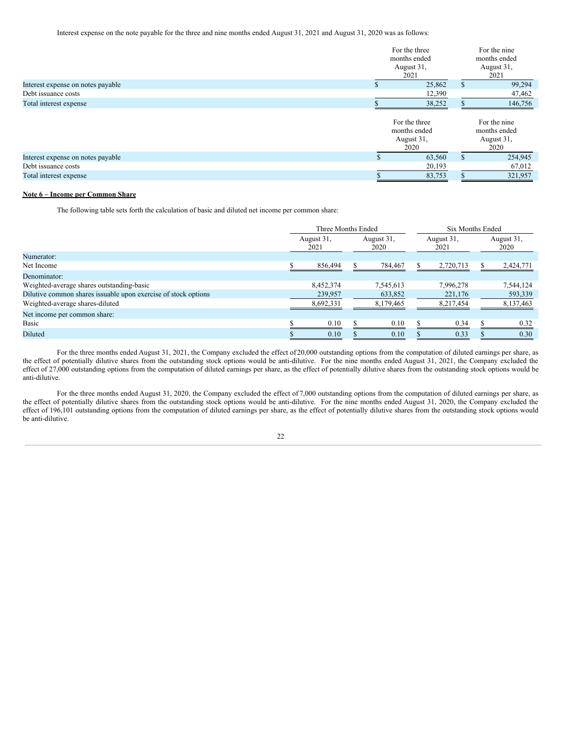Interest expense on the note payable for the three and nine months ended August 31, 2021 and August 31, 2020 was as follows:

| | For the three months ended August 31, 2021 | For the nine months ended August 31, 2021 |
|---|---|---|
| Interest expense on notes payable | $ 25,862 | $ 99,294 |
| Debt issuance costs | 12,390 | 47,462 |
| Total interest expense | $ 38,252 | $ 146,756 |

| | For the three months ended August 31, 2020 | For the nine months ended August 31, 2020 |
|---|---|---|
| Interest expense on notes payable | $ 63,560 | $ 254,945 |
| Debt issuance costs | 20,193 | 67,012 |
| Total interest expense | $ 83,753 | $ 321,957 |

**Note 6 – Income per Common Share**

The following table sets forth the calculation of basic and diluted net income per common share:

| | Three Months Ended | | Six Months Ended | |
|---|---|---|---|---|
| | August 31, 2021 | August 31, 2020 | August 31, 2021 | August 31, 2020 |
| Numerator: | | | | |
| Net Income | $ 856,494 | $ 784,467 | $ 2,720,713 | $ 2,424,771 |
| Denominator: | | | | |
| Weighted-average shares outstanding-basic | 8,452,374 | 7,545,613 | 7,996,278 | 7,544,124 |
| Dilutive common shares issuable upon exercise of stock options | 239,957 | 633,852 | 221,176 | 593,339 |
| Weighted-average shares-diluted | 8,692,331 | 8,179,465 | 8,217,454 | 8,137,463 |
| Net income per common share: | | | | |
| Basic | $ 0.10 | $ 0.10 | $ 0.34 | $ 0.32 |
| Diluted | $ 0.10 | $ 0.10 | $ 0.33 | $ 0.30 |

For the three months ended August 31, 2021, the Company excluded the effect of 20,000 outstanding options from the computation of diluted earnings per share, as the effect of potentially dilutive shares from the outstanding stock options would be anti-dilutive. For the nine months ended August 31, 2021, the Company excluded the effect of 27,000 outstanding options from the computation of diluted earnings per share, as the effect of potentially dilutive shares from the outstanding stock options would be anti-dilutive.

For the three months ended August 31, 2020, the Company excluded the effect of 7,000 outstanding options from the computation of diluted earnings per share, as the effect of potentially dilutive shares from the outstanding stock options would be anti-dilutive. For the nine months ended August 31, 2020, the Company excluded the effect of 196,101 outstanding options from the computation of diluted earnings per share, as the effect of potentially dilutive shares from the outstanding stock options would be anti-dilutive.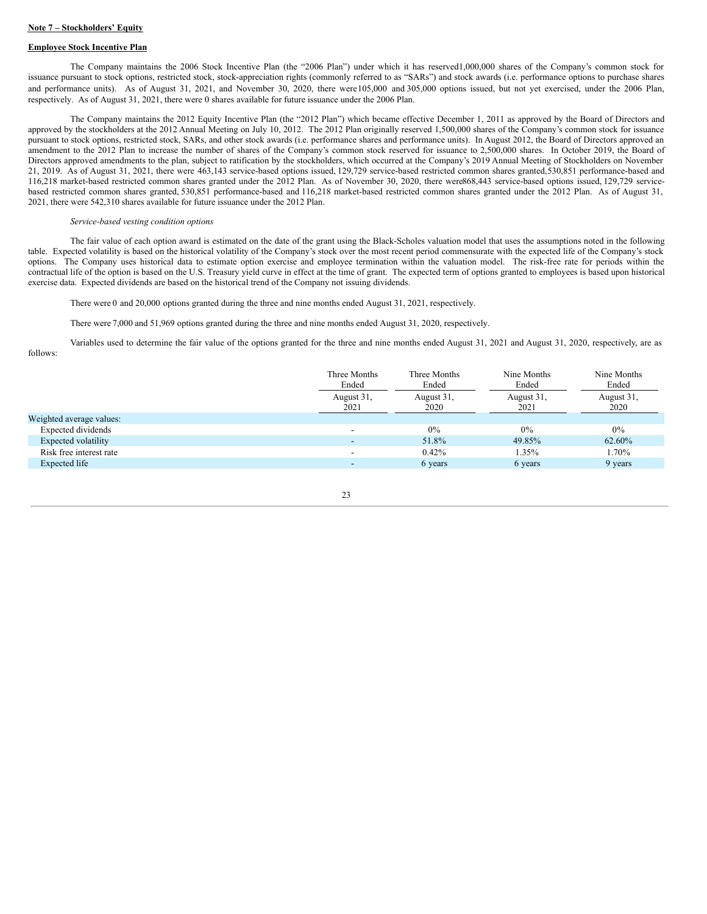**Note 7 – Stockholders' Equity**

**Employee Stock Incentive Plan**

The Company maintains the 2006 Stock Incentive Plan (the "2006 Plan") under which it has reserved 1,000,000 shares of the Company's common stock for issuance pursuant to stock options, restricted stock, stock-appreciation rights (commonly referred to as "SARs") and stock awards (i.e. performance options to purchase shares and performance units). As of August 31, 2021, and November 30, 2020, there were 105,000 and 305,000 options issued, but not yet exercised, under the 2006 Plan, respectively. As of August 31, 2021, there were 0 shares available for future issuance under the 2006 Plan.

The Company maintains the 2012 Equity Incentive Plan (the "2012 Plan") which became effective December 1, 2011 as approved by the Board of Directors and approved by the stockholders at the 2012 Annual Meeting on July 10, 2012. The 2012 Plan originally reserved 1,500,000 shares of the Company's common stock for issuance pursuant to stock options, restricted stock, SARs, and other stock awards (i.e. performance shares and performance units). In August 2012, the Board of Directors approved an amendment to the 2012 Plan to increase the number of shares of the Company's common stock reserved for issuance to 2,500,000 shares. In October 2019, the Board of Directors approved amendments to the plan, subject to ratification by the stockholders, which occurred at the Company's 2019 Annual Meeting of Stockholders on November 21, 2019. As of August 31, 2021, there were 463,143 service-based options issued, 129,729 service-based restricted common shares granted, 530,851 performance-based and 116,218 market-based restricted common shares granted under the 2012 Plan. As of November 30, 2020, there were 868,443 service-based options issued, 129,729 service-based restricted common shares granted, 530,851 performance-based and 116,218 market-based restricted common shares granted under the 2012 Plan. As of August 31, 2021, there were 542,310 shares available for future issuance under the 2012 Plan.

*Service-based vesting condition options*

The fair value of each option award is estimated on the date of the grant using the Black-Scholes valuation model that uses the assumptions noted in the following table. Expected volatility is based on the historical volatility of the Company's stock over the most recent period commensurate with the expected life of the Company's stock options. The Company uses historical data to estimate option exercise and employee termination within the valuation model. The risk-free rate for periods within the contractual life of the option is based on the U.S. Treasury yield curve in effect at the time of grant. The expected term of options granted to employees is based upon historical exercise data. Expected dividends are based on the historical trend of the Company not issuing dividends.

There were 0 and 20,000 options granted during the three and nine months ended August 31, 2021, respectively.

There were 7,000 and 51,969 options granted during the three and nine months ended August 31, 2020, respectively.

Variables used to determine the fair value of the options granted for the three and nine months ended August 31, 2021 and August 31, 2020, respectively, are as follows:

| | Three Months Ended August 31, 2021 | Three Months Ended August 31, 2020 | Nine Months Ended August 31, 2021 | Nine Months Ended August 31, 2020 |
|---|---|---|---|---|
| Weighted average values: | | | | |
| Expected dividends | - | 0% | 0% | 0% |
| Expected volatility | - | 51.8% | 49.85% | 62.60% |
| Risk free interest rate | - | 0.42% | 1.35% | 1.70% |
| Expected life | - | 6 years | 6 years | 9 years |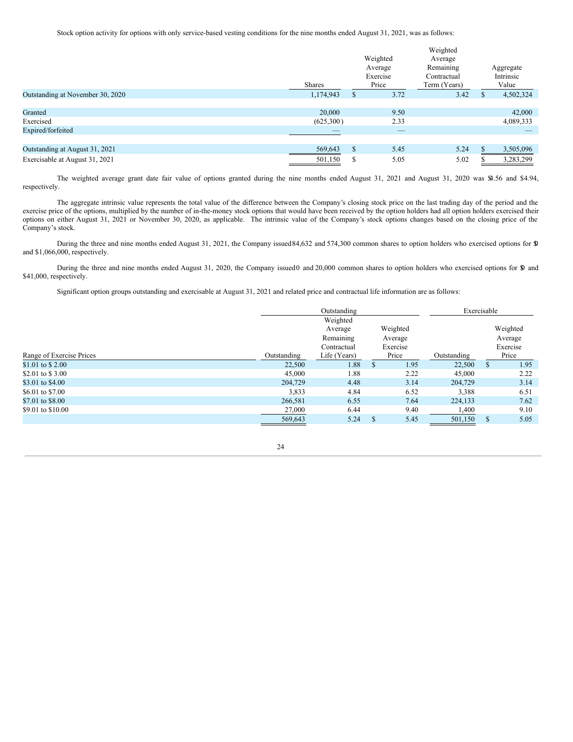Stock option activity for options with only service-based vesting conditions for the nine months ended August 31, 2021, was as follows:

| | Shares | Weighted Average Exercise Price | Weighted Average Remaining Contractual Term (Years) | Aggregate Intrinsic Value |
|---|---|---|---|---|
| Outstanding at November 30, 2020 | 1,174,943 | $ 3.72 | 3.42 | $ 4,502,324 |
| Granted | 20,000 | 9.50 | | 42,000 |
| Exercised | (625,300) | 2.33 | | 4,089,333 |
| Expired/forfeited | — | — | | — |
| Outstanding at August 31, 2021 | 569,643 | $ 5.45 | 5.24 | $ 3,505,096 |
| Exercisable at August 31, 2021 | 501,150 | $ 5.05 | 5.02 | $ 3,283,299 |

The weighted average grant date fair value of options granted during the nine months ended August 31, 2021 and August 31, 2020 was $4.56 and $4.94, respectively.

The aggregate intrinsic value represents the total value of the difference between the Company's closing stock price on the last trading day of the period and the exercise price of the options, multiplied by the number of in-the-money stock options that would have been received by the option holders had all option holders exercised their options on either August 31, 2021 or November 30, 2020, as applicable. The intrinsic value of the Company's stock options changes based on the closing price of the Company's stock.

During the three and nine months ended August 31, 2021, the Company issued 84,632 and 574,300 common shares to option holders who exercised options for $0 and $1,066,000, respectively.

During the three and nine months ended August 31, 2020, the Company issued 0 and 20,000 common shares to option holders who exercised options for $0 and $41,000, respectively.

Significant option groups outstanding and exercisable at August 31, 2021 and related price and contractual life information are as follows:

| | Outstanding | | | Exercisable | |
|---|---|---|---|---|---|
| Range of Exercise Prices | Outstanding | Weighted Average Remaining Contractual Life (Years) | Weighted Average Exercise Price | Outstanding | Weighted Average Exercise Price |
| $1.01 to $ 2.00 | 22,500 | 1.88 | $ 1.95 | 22,500 | $ 1.95 |
| $2.01 to $ 3.00 | 45,000 | 1.88 | 2.22 | 45,000 | 2.22 |
| $3.01 to $4.00 | 204,729 | 4.48 | 3.14 | 204,729 | 3.14 |
| $6.01 to $7.00 | 3,833 | 4.84 | 6.52 | 3,388 | 6.51 |
| $7.01 to $8.00 | 266,581 | 6.55 | 7.64 | 224,133 | 7.62 |
| $9.01 to $10.00 | 27,000 | 6.44 | 9.40 | 1,400 | 9.10 |
| | 569,643 | 5.24 | $ 5.45 | 501,150 | $ 5.05 |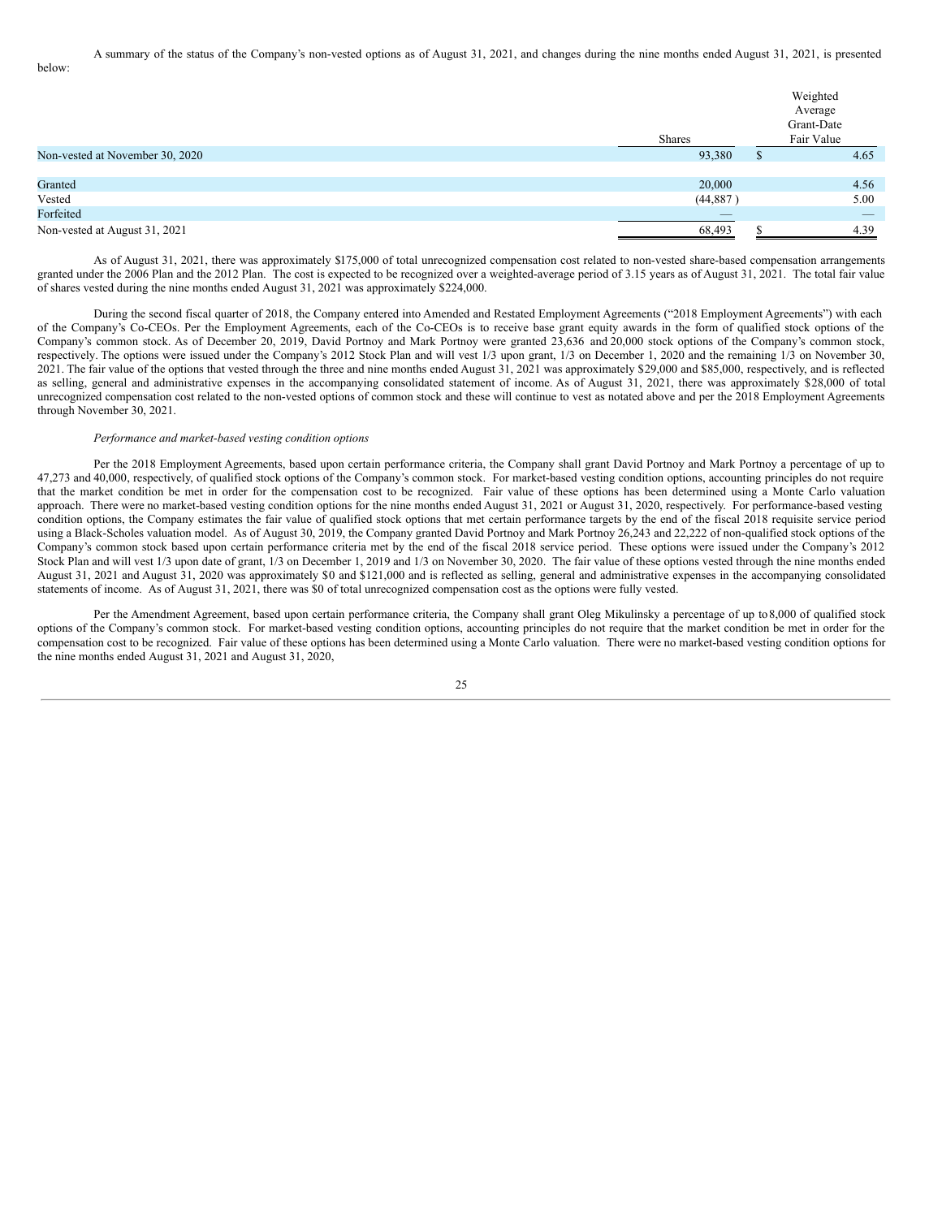A summary of the status of the Company's non-vested options as of August 31, 2021, and changes during the nine months ended August 31, 2021, is presented below:

| | Shares | Weighted Average Grant-Date Fair Value |
|---|---|---|
| Non-vested at November 30, 2020 | 93,380 | $ 4.65 |
| Granted | 20,000 | 4.56 |
| Vested | (44,887 ) | 5.00 |
| Forfeited | — | — |
| Non-vested at August 31, 2021 | 68,493 | $ 4.39 |

As of August 31, 2021, there was approximately $175,000 of total unrecognized compensation cost related to non-vested share-based compensation arrangements granted under the 2006 Plan and the 2012 Plan. The cost is expected to be recognized over a weighted-average period of 3.15 years as of August 31, 2021. The total fair value of shares vested during the nine months ended August 31, 2021 was approximately $224,000.

During the second fiscal quarter of 2018, the Company entered into Amended and Restated Employment Agreements ("2018 Employment Agreements") with each of the Company's Co-CEOs. Per the Employment Agreements, each of the Co-CEOs is to receive base grant equity awards in the form of qualified stock options of the Company's common stock. As of December 20, 2019, David Portnoy and Mark Portnoy were granted 23,636 and 20,000 stock options of the Company's common stock, respectively. The options were issued under the Company's 2012 Stock Plan and will vest 1/3 upon grant, 1/3 on December 1, 2020 and the remaining 1/3 on November 30, 2021. The fair value of the options that vested through the three and nine months ended August 31, 2021 was approximately $29,000 and $85,000, respectively, and is reflected as selling, general and administrative expenses in the accompanying consolidated statement of income. As of August 31, 2021, there was approximately $28,000 of total unrecognized compensation cost related to the non-vested options of common stock and these will continue to vest as notated above and per the 2018 Employment Agreements through November 30, 2021.

*Performance and market-based vesting condition options*

Per the 2018 Employment Agreements, based upon certain performance criteria, the Company shall grant David Portnoy and Mark Portnoy a percentage of up to 47,273 and 40,000, respectively, of qualified stock options of the Company's common stock. For market-based vesting condition options, accounting principles do not require that the market condition be met in order for the compensation cost to be recognized. Fair value of these options has been determined using a Monte Carlo valuation approach. There were no market-based vesting condition options for the nine months ended August 31, 2021 or August 31, 2020, respectively. For performance-based vesting condition options, the Company estimates the fair value of qualified stock options that met certain performance targets by the end of the fiscal 2018 requisite service period using a Black-Scholes valuation model. As of August 30, 2019, the Company granted David Portnoy and Mark Portnoy 26,243 and 22,222 of non-qualified stock options of the Company's common stock based upon certain performance criteria met by the end of the fiscal 2018 service period. These options were issued under the Company's 2012 Stock Plan and will vest 1/3 upon date of grant, 1/3 on December 1, 2019 and 1/3 on November 30, 2020. The fair value of these options vested through the nine months ended August 31, 2021 and August 31, 2020 was approximately $0 and $121,000 and is reflected as selling, general and administrative expenses in the accompanying consolidated statements of income. As of August 31, 2021, there was $0 of total unrecognized compensation cost as the options were fully vested.

Per the Amendment Agreement, based upon certain performance criteria, the Company shall grant Oleg Mikulinsky a percentage of up to 8,000 of qualified stock options of the Company's common stock. For market-based vesting condition options, accounting principles do not require that the market condition be met in order for the compensation cost to be recognized. Fair value of these options has been determined using a Monte Carlo valuation. There were no market-based vesting condition options for the nine months ended August 31, 2021 and August 31, 2020,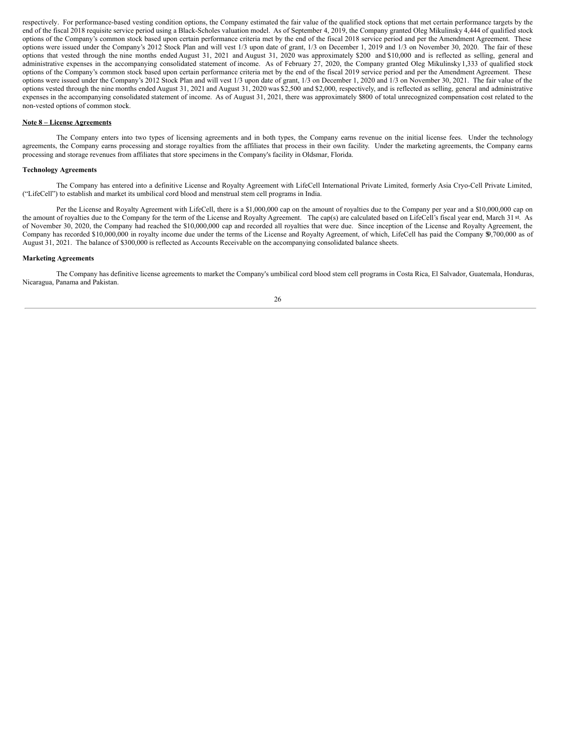respectively. For performance-based vesting condition options, the Company estimated the fair value of the qualified stock options that met certain performance targets by the end of the fiscal 2018 requisite service period using a Black-Scholes valuation model. As of September 4, 2019, the Company granted Oleg Mikulinsky 4,444 of qualified stock options of the Company's common stock based upon certain performance criteria met by the end of the fiscal 2018 service period and per the Amendment Agreement. These options were issued under the Company's 2012 Stock Plan and will vest 1/3 upon date of grant, 1/3 on December 1, 2019 and 1/3 on November 30, 2020. The fair of these options that vested through the nine months ended August 31, 2021 and August 31, 2020 was approximately $200 and $10,000 and is reflected as selling, general and administrative expenses in the accompanying consolidated statement of income. As of February 27, 2020, the Company granted Oleg Mikulinsky 1,333 of qualified stock options of the Company's common stock based upon certain performance criteria met by the end of the fiscal 2019 service period and per the Amendment Agreement. These options were issued under the Company's 2012 Stock Plan and will vest 1/3 upon date of grant, 1/3 on December 1, 2020 and 1/3 on November 30, 2021. The fair value of the options vested through the nine months ended August 31, 2021 and August 31, 2020 was $2,500 and $2,000, respectively, and is reflected as selling, general and administrative expenses in the accompanying consolidated statement of income. As of August 31, 2021, there was approximately $800 of total unrecognized compensation cost related to the non-vested options of common stock.

**Note 8 – License Agreements**

The Company enters into two types of licensing agreements and in both types, the Company earns revenue on the initial license fees. Under the technology agreements, the Company earns processing and storage royalties from the affiliates that process in their own facility. Under the marketing agreements, the Company earns processing and storage revenues from affiliates that store specimens in the Company's facility in Oldsmar, Florida.

**Technology Agreements**

The Company has entered into a definitive License and Royalty Agreement with LifeCell International Private Limited, formerly Asia Cryo-Cell Private Limited, ("LifeCell") to establish and market its umbilical cord blood and menstrual stem cell programs in India.

Per the License and Royalty Agreement with LifeCell, there is a $1,000,000 cap on the amount of royalties due to the Company per year and a $10,000,000 cap on the amount of royalties due to the Company for the term of the License and Royalty Agreement. The cap(s) are calculated based on LifeCell's fiscal year end, March 31st. As of November 30, 2020, the Company had reached the $10,000,000 cap and recorded all royalties that were due. Since inception of the License and Royalty Agreement, the Company has recorded $10,000,000 in royalty income due under the terms of the License and Royalty Agreement, of which, LifeCell has paid the Company $9,700,000 as of August 31, 2021. The balance of $300,000 is reflected as Accounts Receivable on the accompanying consolidated balance sheets.

**Marketing Agreements**

The Company has definitive license agreements to market the Company's umbilical cord blood stem cell programs in Costa Rica, El Salvador, Guatemala, Honduras, Nicaragua, Panama and Pakistan.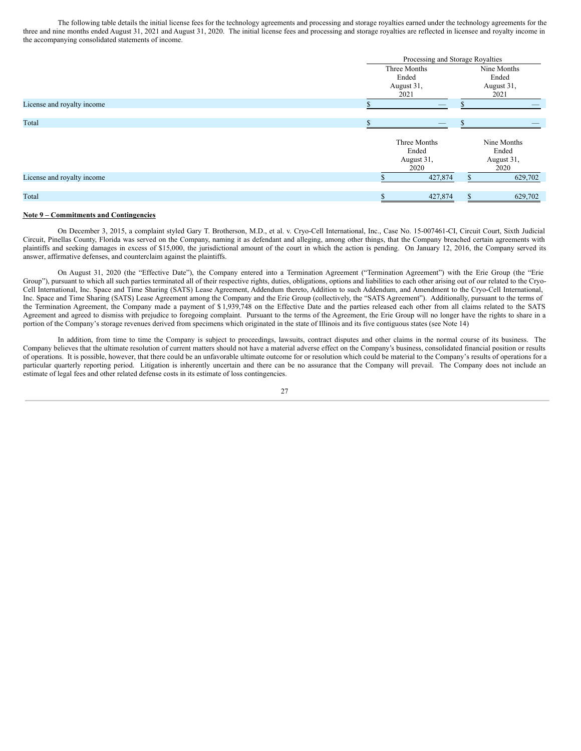The following table details the initial license fees for the technology agreements and processing and storage royalties earned under the technology agreements for the three and nine months ended August 31, 2021 and August 31, 2020. The initial license fees and processing and storage royalties are reflected in licensee and royalty income in the accompanying consolidated statements of income.

| | Processing and Storage Royalties | |
|---|---|---|
| | Three Months Ended August 31, 2021 | Nine Months Ended August 31, 2021 |
| License and royalty income | $ — | $ — |
| Total | $ — | $ — |
| | Three Months Ended August 31, 2020 | Nine Months Ended August 31, 2020 |
| License and royalty income | $ 427,874 | $ 629,702 |
| Total | $ 427,874 | $ 629,702 |

**Note 9 – Commitments and Contingencies**

On December 3, 2015, a complaint styled Gary T. Brotherson, M.D., et al. v. Cryo-Cell International, Inc., Case No. 15-007461-CI, Circuit Court, Sixth Judicial Circuit, Pinellas County, Florida was served on the Company, naming it as defendant and alleging, among other things, that the Company breached certain agreements with plaintiffs and seeking damages in excess of $15,000, the jurisdictional amount of the court in which the action is pending. On January 12, 2016, the Company served its answer, affirmative defenses, and counterclaim against the plaintiffs.

On August 31, 2020 (the "Effective Date"), the Company entered into a Termination Agreement ("Termination Agreement") with the Erie Group (the "Erie Group"), pursuant to which all such parties terminated all of their respective rights, duties, obligations, options and liabilities to each other arising out of our related to the Cryo-Cell International, Inc. Space and Time Sharing (SATS) Lease Agreement, Addendum thereto, Addition to such Addendum, and Amendment to the Cryo-Cell International, Inc. Space and Time Sharing (SATS) Lease Agreement among the Company and the Erie Group (collectively, the "SATS Agreement"). Additionally, pursuant to the terms of the Termination Agreement, the Company made a payment of $ 1,939,748 on the Effective Date and the parties released each other from all claims related to the SATS Agreement and agreed to dismiss with prejudice to foregoing complaint. Pursuant to the terms of the Agreement, the Erie Group will no longer have the rights to share in a portion of the Company's storage revenues derived from specimens which originated in the state of Illinois and its five contiguous states (see Note 14)

In addition, from time to time the Company is subject to proceedings, lawsuits, contract disputes and other claims in the normal course of its business. The Company believes that the ultimate resolution of current matters should not have a material adverse effect on the Company's business, consolidated financial position or results of operations. It is possible, however, that there could be an unfavorable ultimate outcome for or resolution which could be material to the Company's results of operations for a particular quarterly reporting period. Litigation is inherently uncertain and there can be no assurance that the Company will prevail. The Company does not include an estimate of legal fees and other related defense costs in its estimate of loss contingencies.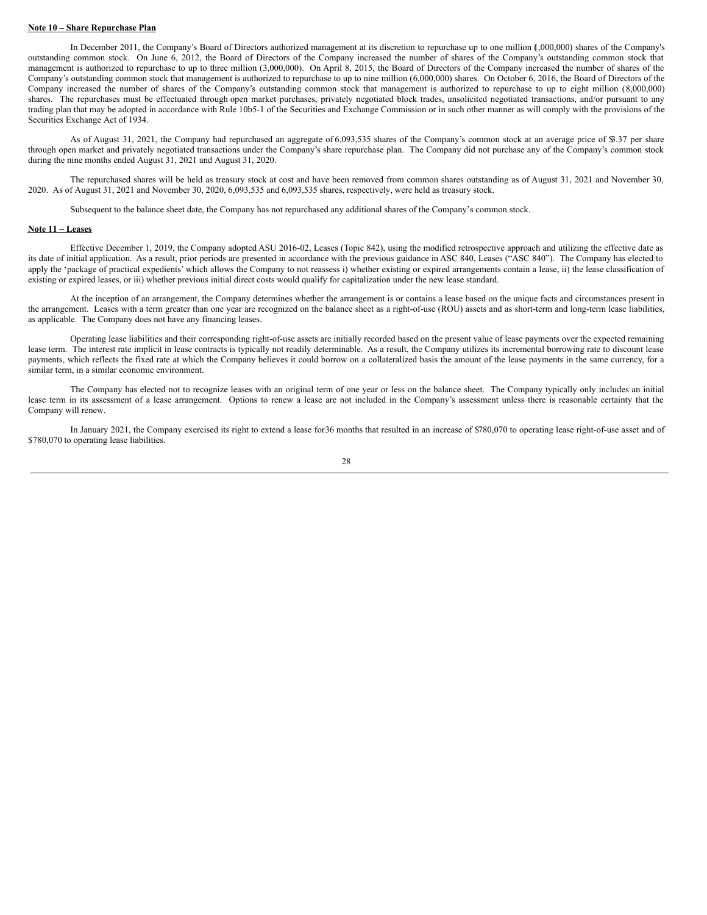**Note 10 – Share Repurchase Plan**

In December 2011, the Company's Board of Directors authorized management at its discretion to repurchase up to one million (1,000,000) shares of the Company's outstanding common stock. On June 6, 2012, the Board of Directors of the Company increased the number of shares of the Company's outstanding common stock that management is authorized to repurchase to up to three million (3,000,000). On April 8, 2015, the Board of Directors of the Company increased the number of shares of the Company's outstanding common stock that management is authorized to repurchase to up to nine million (6,000,000) shares. On October 6, 2016, the Board of Directors of the Company increased the number of shares of the Company's outstanding common stock that management is authorized to repurchase to up to eight million (8,000,000) shares. The repurchases must be effectuated through open market purchases, privately negotiated block trades, unsolicited negotiated transactions, and/or pursuant to any trading plan that may be adopted in accordance with Rule 10b5-1 of the Securities and Exchange Commission or in such other manner as will comply with the provisions of the Securities Exchange Act of 1934.

As of August 31, 2021, the Company had repurchased an aggregate of 6,093,535 shares of the Company's common stock at an average price of $3.37 per share through open market and privately negotiated transactions under the Company's share repurchase plan. The Company did not purchase any of the Company's common stock during the nine months ended August 31, 2021 and August 31, 2020.

The repurchased shares will be held as treasury stock at cost and have been removed from common shares outstanding as of August 31, 2021 and November 30, 2020. As of August 31, 2021 and November 30, 2020, 6,093,535 and 6,093,535 shares, respectively, were held as treasury stock.

Subsequent to the balance sheet date, the Company has not repurchased any additional shares of the Company's common stock.

**Note 11 – Leases**

Effective December 1, 2019, the Company adopted ASU 2016-02, Leases (Topic 842), using the modified retrospective approach and utilizing the effective date as its date of initial application. As a result, prior periods are presented in accordance with the previous guidance in ASC 840, Leases ("ASC 840"). The Company has elected to apply the 'package of practical expedients' which allows the Company to not reassess i) whether existing or expired arrangements contain a lease, ii) the lease classification of existing or expired leases, or iii) whether previous initial direct costs would qualify for capitalization under the new lease standard.

At the inception of an arrangement, the Company determines whether the arrangement is or contains a lease based on the unique facts and circumstances present in the arrangement. Leases with a term greater than one year are recognized on the balance sheet as a right-of-use (ROU) assets and as short-term and long-term lease liabilities, as applicable. The Company does not have any financing leases.

Operating lease liabilities and their corresponding right-of-use assets are initially recorded based on the present value of lease payments over the expected remaining lease term. The interest rate implicit in lease contracts is typically not readily determinable. As a result, the Company utilizes its incremental borrowing rate to discount lease payments, which reflects the fixed rate at which the Company believes it could borrow on a collateralized basis the amount of the lease payments in the same currency, for a similar term, in a similar economic environment.

The Company has elected not to recognize leases with an original term of one year or less on the balance sheet. The Company typically only includes an initial lease term in its assessment of a lease arrangement. Options to renew a lease are not included in the Company's assessment unless there is reasonable certainty that the Company will renew.

In January 2021, the Company exercised its right to extend a lease for 36 months that resulted in an increase of $780,070 to operating lease right-of-use asset and of $780,070 to operating lease liabilities.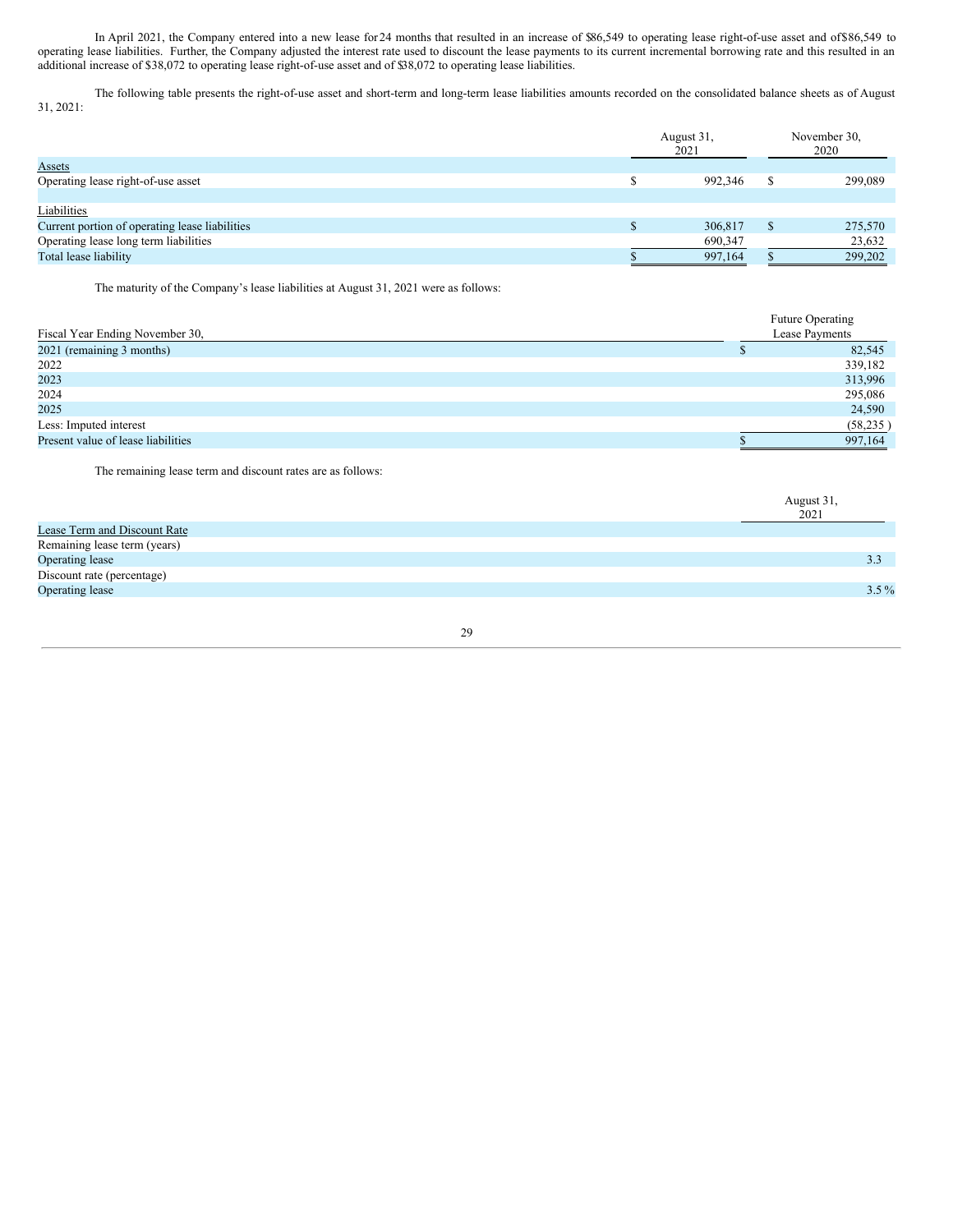In April 2021, the Company entered into a new lease for 24 months that resulted in an increase of $86,549 to operating lease right-of-use asset and of $86,549 to operating lease liabilities. Further, the Company adjusted the interest rate used to discount the lease payments to its current incremental borrowing rate and this resulted in an additional increase of $38,072 to operating lease right-of-use asset and of $38,072 to operating lease liabilities.

The following table presents the right-of-use asset and short-term and long-term lease liabilities amounts recorded on the consolidated balance sheets as of August 31, 2021:

| | August 31, 2021 | November 30, 2020 |
|---|---|---|
| Assets | | |
| Operating lease right-of-use asset | $ 992,346 | $ 299,089 |
| | | |
| Liabilities | | |
| Current portion of operating lease liabilities | $ 306,817 | $ 275,570 |
| Operating lease long term liabilities | 690,347 | 23,632 |
| Total lease liability | $ 997,164 | $ 299,202 |

The maturity of the Company's lease liabilities at August 31, 2021 were as follows:

| Fiscal Year Ending November 30, | Future Operating Lease Payments |
|---|---|
| 2021 (remaining 3 months) | $ 82,545 |
| 2022 | 339,182 |
| 2023 | 313,996 |
| 2024 | 295,086 |
| 2025 | 24,590 |
| Less: Imputed interest | (58,235 ) |
| Present value of lease liabilities | $ 997,164 |

The remaining lease term and discount rates are as follows:

| | August 31, 2021 |
|---|---|
| Lease Term and Discount Rate | |
| Remaining lease term (years) | |
| Operating lease | 3.3 |
| Discount rate (percentage) | |
| Operating lease | 3.5 % |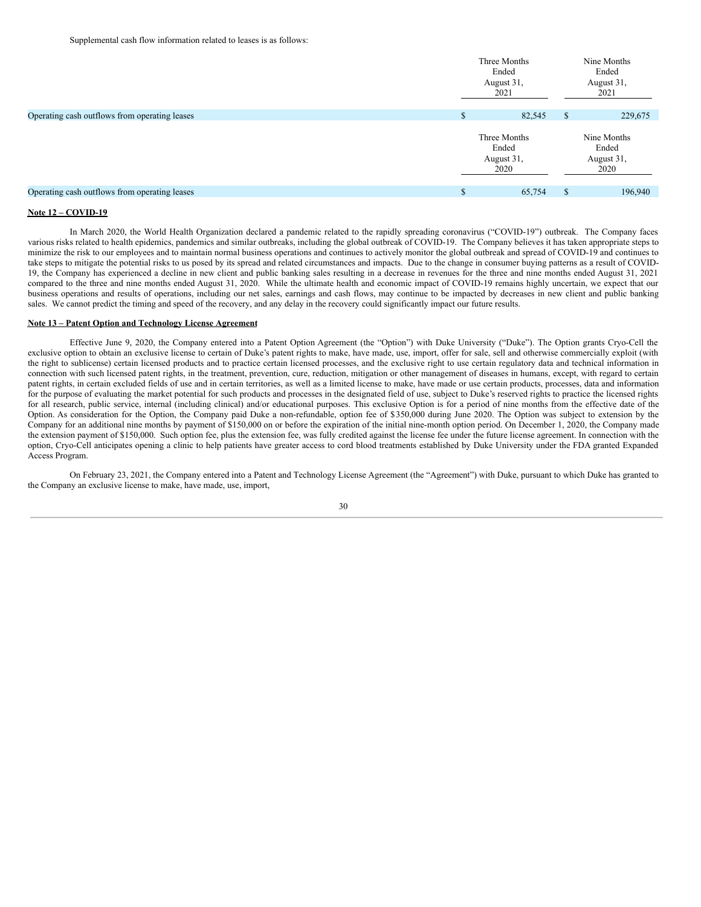Supplemental cash flow information related to leases is as follows:

| | Three Months Ended August 31, 2021 | Nine Months Ended August 31, 2021 |
|---|---|---|
| Operating cash outflows from operating leases | $ 82,545 | $ 229,675 |

| | Three Months Ended August 31, 2020 | Nine Months Ended August 31, 2020 |
|---|---|---|
| Operating cash outflows from operating leases | $ 65,754 | $ 196,940 |

**Note 12 – COVID-19**

In March 2020, the World Health Organization declared a pandemic related to the rapidly spreading coronavirus ("COVID-19") outbreak. The Company faces various risks related to health epidemics, pandemics and similar outbreaks, including the global outbreak of COVID-19. The Company believes it has taken appropriate steps to minimize the risk to our employees and to maintain normal business operations and continues to actively monitor the global outbreak and spread of COVID-19 and continues to take steps to mitigate the potential risks to us posed by its spread and related circumstances and impacts. Due to the change in consumer buying patterns as a result of COVID-19, the Company has experienced a decline in new client and public banking sales resulting in a decrease in revenues for the three and nine months ended August 31, 2021 compared to the three and nine months ended August 31, 2020. While the ultimate health and economic impact of COVID-19 remains highly uncertain, we expect that our business operations and results of operations, including our net sales, earnings and cash flows, may continue to be impacted by decreases in new client and public banking sales. We cannot predict the timing and speed of the recovery, and any delay in the recovery could significantly impact our future results.

**Note 13 – Patent Option and Technology License Agreement**

Effective June 9, 2020, the Company entered into a Patent Option Agreement (the "Option") with Duke University ("Duke"). The Option grants Cryo-Cell the exclusive option to obtain an exclusive license to certain of Duke's patent rights to make, have made, use, import, offer for sale, sell and otherwise commercially exploit (with the right to sublicense) certain licensed products and to practice certain licensed processes, and the exclusive right to use certain regulatory data and technical information in connection with such licensed patent rights, in the treatment, prevention, cure, reduction, mitigation or other management of diseases in humans, except, with regard to certain patent rights, in certain excluded fields of use and in certain territories, as well as a limited license to make, have made or use certain products, processes, data and information for the purpose of evaluating the market potential for such products and processes in the designated field of use, subject to Duke's reserved rights to practice the licensed rights for all research, public service, internal (including clinical) and/or educational purposes. This exclusive Option is for a period of nine months from the effective date of the Option. As consideration for the Option, the Company paid Duke a non-refundable, option fee of $350,000 during June 2020. The Option was subject to extension by the Company for an additional nine months by payment of $150,000 on or before the expiration of the initial nine-month option period. On December 1, 2020, the Company made the extension payment of $150,000. Such option fee, plus the extension fee, was fully credited against the license fee under the future license agreement. In connection with the option, Cryo-Cell anticipates opening a clinic to help patients have greater access to cord blood treatments established by Duke University under the FDA granted Expanded Access Program.

On February 23, 2021, the Company entered into a Patent and Technology License Agreement (the "Agreement") with Duke, pursuant to which Duke has granted to the Company an exclusive license to make, have made, use, import,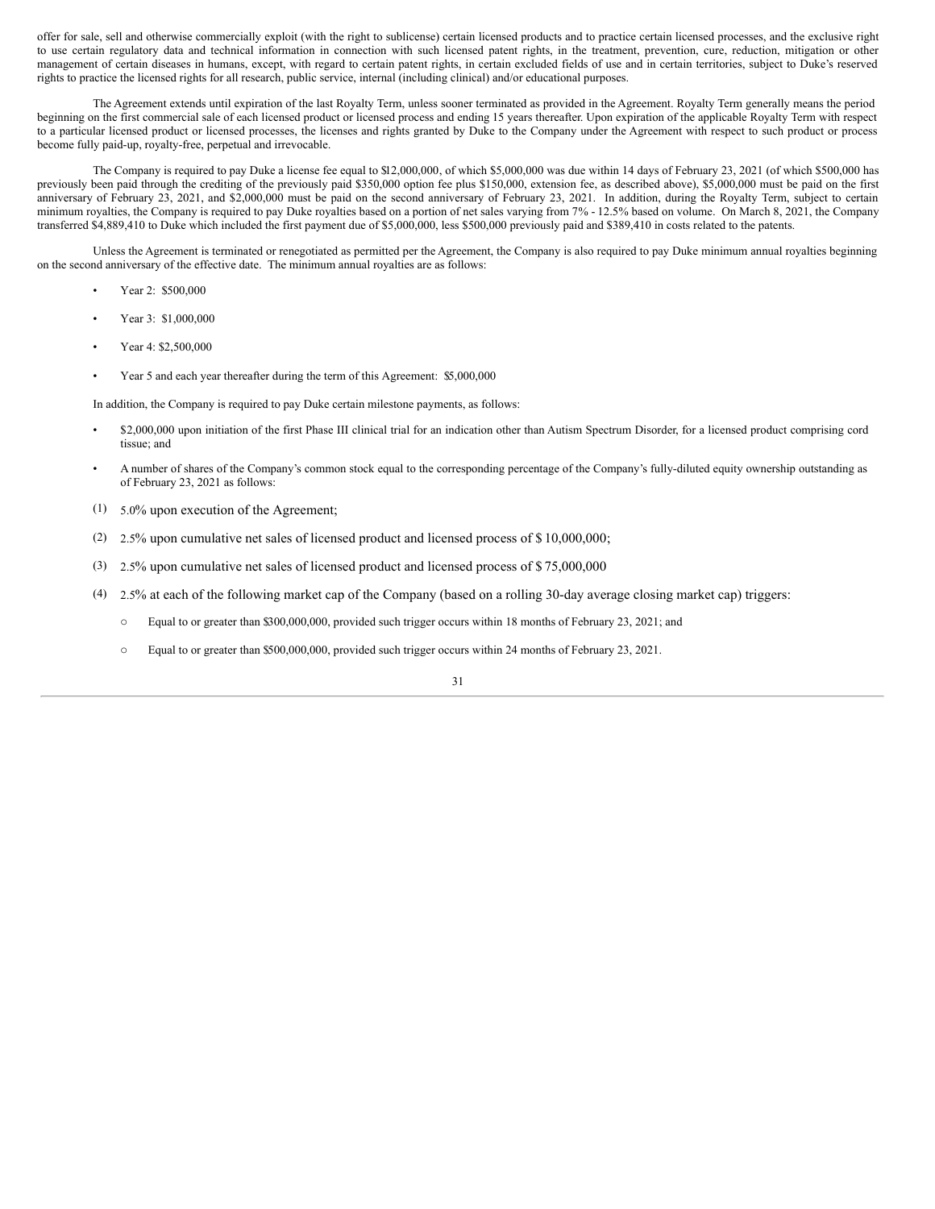offer for sale, sell and otherwise commercially exploit (with the right to sublicense) certain licensed products and to practice certain licensed processes, and the exclusive right to use certain regulatory data and technical information in connection with such licensed patent rights, in the treatment, prevention, cure, reduction, mitigation or other management of certain diseases in humans, except, with regard to certain patent rights, in certain excluded fields of use and in certain territories, subject to Duke's reserved rights to practice the licensed rights for all research, public service, internal (including clinical) and/or educational purposes.

The Agreement extends until expiration of the last Royalty Term, unless sooner terminated as provided in the Agreement. Royalty Term generally means the period beginning on the first commercial sale of each licensed product or licensed process and ending 15 years thereafter. Upon expiration of the applicable Royalty Term with respect to a particular licensed product or licensed processes, the licenses and rights granted by Duke to the Company under the Agreement with respect to such product or process become fully paid-up, royalty-free, perpetual and irrevocable.

The Company is required to pay Duke a license fee equal to $12,000,000, of which $5,000,000 was due within 14 days of February 23, 2021 (of which $500,000 has previously been paid through the crediting of the previously paid $350,000 option fee plus $150,000, extension fee, as described above), $5,000,000 must be paid on the first anniversary of February 23, 2021, and $2,000,000 must be paid on the second anniversary of February 23, 2021. In addition, during the Royalty Term, subject to certain minimum royalties, the Company is required to pay Duke royalties based on a portion of net sales varying from 7% - 12.5% based on volume. On March 8, 2021, the Company transferred $4,889,410 to Duke which included the first payment due of $5,000,000, less $500,000 previously paid and $389,410 in costs related to the patents.

Unless the Agreement is terminated or renegotiated as permitted per the Agreement, the Company is also required to pay Duke minimum annual royalties beginning on the second anniversary of the effective date. The minimum annual royalties are as follows:

- Year 2: $500,000
- Year 3: $1,000,000
- Year 4: $2,500,000
- Year 5 and each year thereafter during the term of this Agreement: $5,000,000

In addition, the Company is required to pay Duke certain milestone payments, as follows:

- $2,000,000 upon initiation of the first Phase III clinical trial for an indication other than Autism Spectrum Disorder, for a licensed product comprising cord tissue; and
- A number of shares of the Company's common stock equal to the corresponding percentage of the Company's fully-diluted equity ownership outstanding as of February 23, 2021 as follows:

(1) 5.0% upon execution of the Agreement;

(2) 2.5% upon cumulative net sales of licensed product and licensed process of $ 10,000,000;

(3) 2.5% upon cumulative net sales of licensed product and licensed process of $ 75,000,000

(4) 2.5% at each of the following market cap of the Company (based on a rolling 30-day average closing market cap) triggers:

- Equal to or greater than $300,000,000, provided such trigger occurs within 18 months of February 23, 2021; and
- Equal to or greater than $500,000,000, provided such trigger occurs within 24 months of February 23, 2021.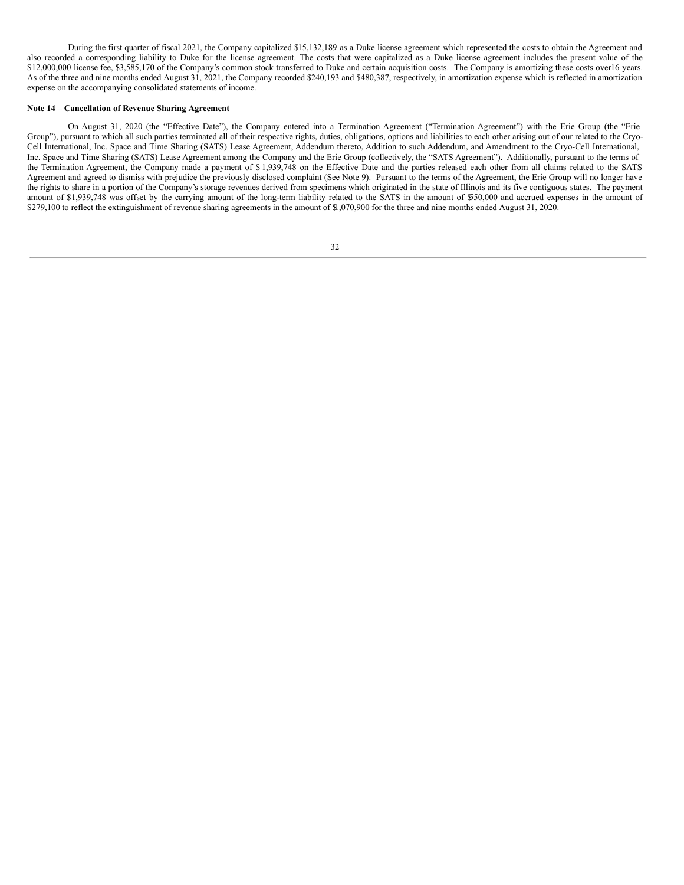During the first quarter of fiscal 2021, the Company capitalized $15,132,189 as a Duke license agreement which represented the costs to obtain the Agreement and also recorded a corresponding liability to Duke for the license agreement. The costs that were capitalized as a Duke license agreement includes the present value of the $12,000,000 license fee, $3,585,170 of the Company's common stock transferred to Duke and certain acquisition costs. The Company is amortizing these costs over16 years. As of the three and nine months ended August 31, 2021, the Company recorded $240,193 and $480,387, respectively, in amortization expense which is reflected in amortization expense on the accompanying consolidated statements of income.

**Note 14 – Cancellation of Revenue Sharing Agreement**

On August 31, 2020 (the "Effective Date"), the Company entered into a Termination Agreement ("Termination Agreement") with the Erie Group (the "Erie Group"), pursuant to which all such parties terminated all of their respective rights, duties, obligations, options and liabilities to each other arising out of our related to the Cryo-Cell International, Inc. Space and Time Sharing (SATS) Lease Agreement, Addendum thereto, Addition to such Addendum, and Amendment to the Cryo-Cell International, Inc. Space and Time Sharing (SATS) Lease Agreement among the Company and the Erie Group (collectively, the "SATS Agreement"). Additionally, pursuant to the terms of the Termination Agreement, the Company made a payment of $ 1,939,748 on the Effective Date and the parties released each other from all claims related to the SATS Agreement and agreed to dismiss with prejudice the previously disclosed complaint (See Note 9). Pursuant to the terms of the Agreement, the Erie Group will no longer have the rights to share in a portion of the Company's storage revenues derived from specimens which originated in the state of Illinois and its five contiguous states. The payment amount of $1,939,748 was offset by the carrying amount of the long-term liability related to the SATS in the amount of $550,000 and accrued expenses in the amount of $279,100 to reflect the extinguishment of revenue sharing agreements in the amount of $1,070,900 for the three and nine months ended August 31, 2020.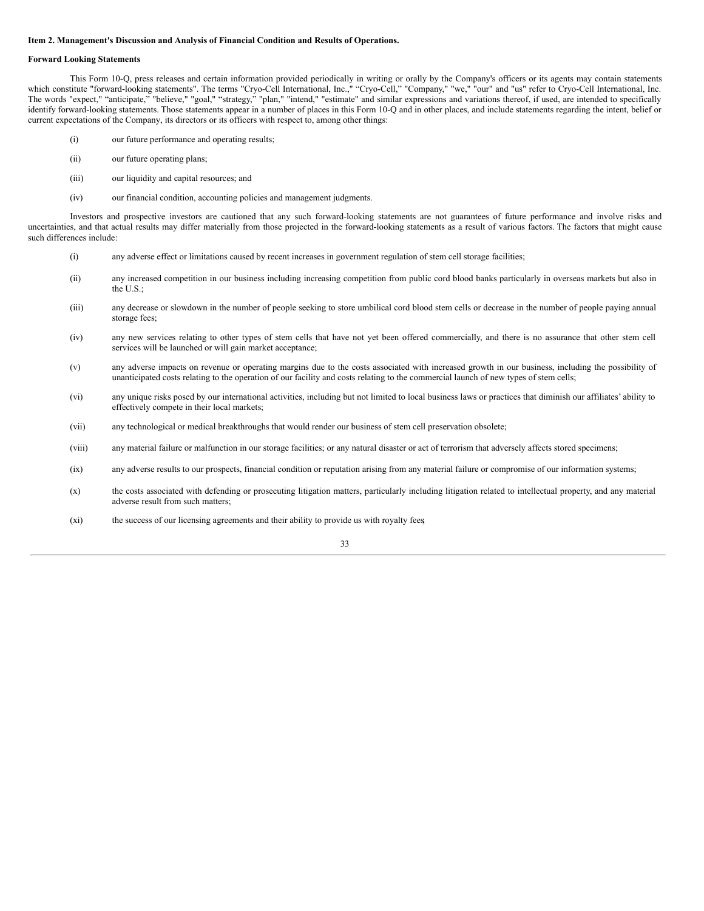**Item 2. Management's Discussion and Analysis of Financial Condition and Results of Operations.**

**Forward Looking Statements**

This Form 10-Q, press releases and certain information provided periodically in writing or orally by the Company's officers or its agents may contain statements which constitute "forward-looking statements". The terms "Cryo-Cell International, Inc.," "Cryo-Cell," "Company," "we," "our" and "us" refer to Cryo-Cell International, Inc. The words "expect," "anticipate," "believe," "goal," "strategy," "plan," "intend," "estimate" and similar expressions and variations thereof, if used, are intended to specifically identify forward-looking statements. Those statements appear in a number of places in this Form 10-Q and in other places, and include statements regarding the intent, belief or current expectations of the Company, its directors or its officers with respect to, among other things:

(i) our future performance and operating results;

(ii) our future operating plans;

(iii) our liquidity and capital resources; and

(iv) our financial condition, accounting policies and management judgments.

Investors and prospective investors are cautioned that any such forward-looking statements are not guarantees of future performance and involve risks and uncertainties, and that actual results may differ materially from those projected in the forward-looking statements as a result of various factors. The factors that might cause such differences include:

(i) any adverse effect or limitations caused by recent increases in government regulation of stem cell storage facilities;

(ii) any increased competition in our business including increasing competition from public cord blood banks particularly in overseas markets but also in the U.S.;

(iii) any decrease or slowdown in the number of people seeking to store umbilical cord blood stem cells or decrease in the number of people paying annual storage fees;

(iv) any new services relating to other types of stem cells that have not yet been offered commercially, and there is no assurance that other stem cell services will be launched or will gain market acceptance;

(v) any adverse impacts on revenue or operating margins due to the costs associated with increased growth in our business, including the possibility of unanticipated costs relating to the operation of our facility and costs relating to the commercial launch of new types of stem cells;

(vi) any unique risks posed by our international activities, including but not limited to local business laws or practices that diminish our affiliates' ability to effectively compete in their local markets;

(vii) any technological or medical breakthroughs that would render our business of stem cell preservation obsolete;

(viii) any material failure or malfunction in our storage facilities; or any natural disaster or act of terrorism that adversely affects stored specimens;

(ix) any adverse results to our prospects, financial condition or reputation arising from any material failure or compromise of our information systems;

(x) the costs associated with defending or prosecuting litigation matters, particularly including litigation related to intellectual property, and any material adverse result from such matters;

(xi) the success of our licensing agreements and their ability to provide us with royalty fees;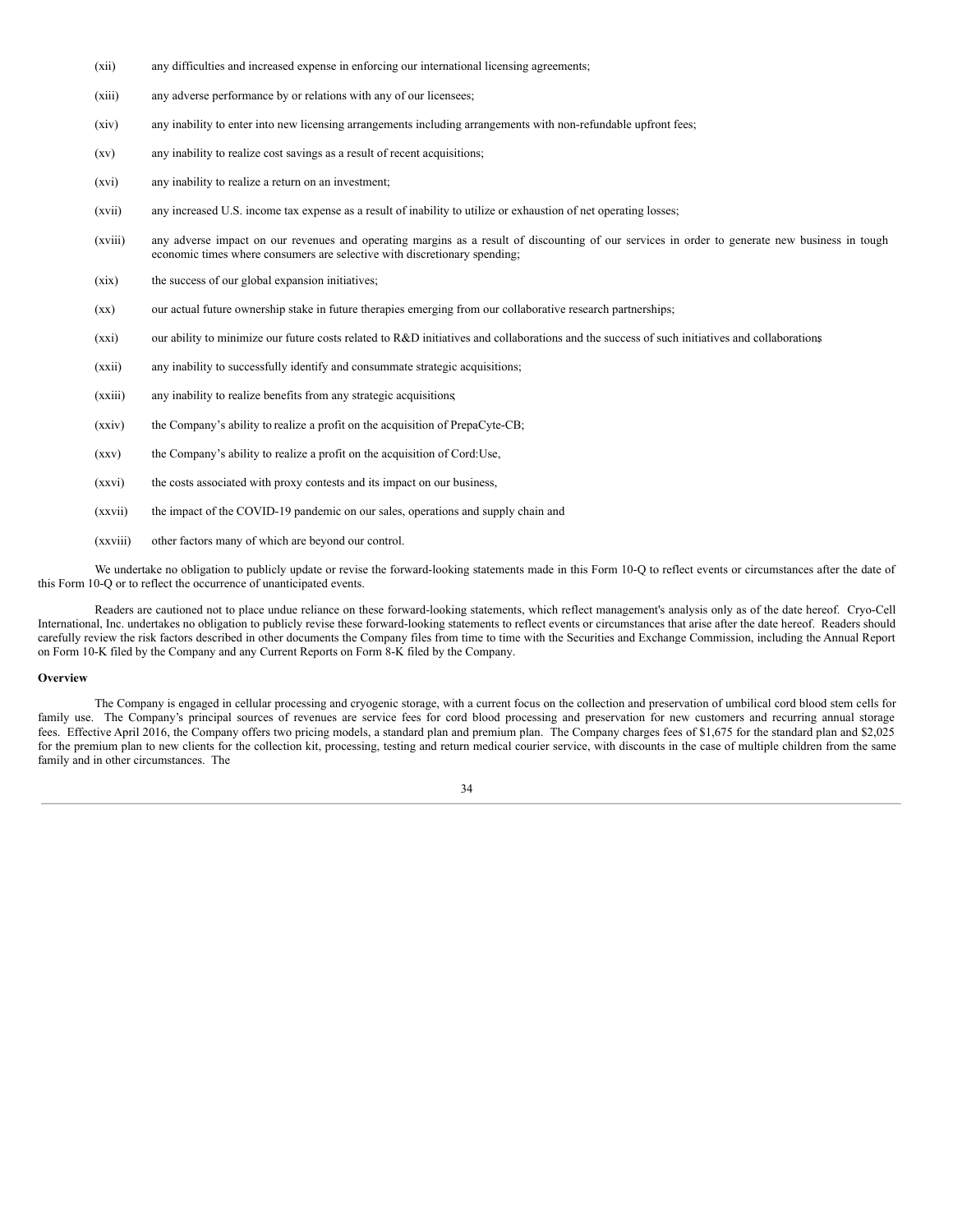(xii) any difficulties and increased expense in enforcing our international licensing agreements;

(xiii) any adverse performance by or relations with any of our licensees;

(xiv) any inability to enter into new licensing arrangements including arrangements with non-refundable upfront fees;

(xv) any inability to realize cost savings as a result of recent acquisitions;

(xvi) any inability to realize a return on an investment;

(xvii) any increased U.S. income tax expense as a result of inability to utilize or exhaustion of net operating losses;

(xviii) any adverse impact on our revenues and operating margins as a result of discounting of our services in order to generate new business in tough economic times where consumers are selective with discretionary spending;

(xix) the success of our global expansion initiatives;

(xx) our actual future ownership stake in future therapies emerging from our collaborative research partnerships;

(xxi) our ability to minimize our future costs related to R&D initiatives and collaborations and the success of such initiatives and collaborations;

(xxii) any inability to successfully identify and consummate strategic acquisitions;

(xxiii) any inability to realize benefits from any strategic acquisitions;

(xxiv) the Company's ability to realize a profit on the acquisition of PrepaCyte-CB;

(xxv) the Company's ability to realize a profit on the acquisition of Cord:Use,

(xxvi) the costs associated with proxy contests and its impact on our business,

(xxvii) the impact of the COVID-19 pandemic on our sales, operations and supply chain and

(xxviii) other factors many of which are beyond our control.

We undertake no obligation to publicly update or revise the forward-looking statements made in this Form 10-Q to reflect events or circumstances after the date of this Form 10-Q or to reflect the occurrence of unanticipated events.

Readers are cautioned not to place undue reliance on these forward-looking statements, which reflect management's analysis only as of the date hereof. Cryo-Cell International, Inc. undertakes no obligation to publicly revise these forward-looking statements to reflect events or circumstances that arise after the date hereof. Readers should carefully review the risk factors described in other documents the Company files from time to time with the Securities and Exchange Commission, including the Annual Report on Form 10-K filed by the Company and any Current Reports on Form 8-K filed by the Company.

**Overview**

The Company is engaged in cellular processing and cryogenic storage, with a current focus on the collection and preservation of umbilical cord blood stem cells for family use. The Company's principal sources of revenues are service fees for cord blood processing and preservation for new customers and recurring annual storage fees. Effective April 2016, the Company offers two pricing models, a standard plan and premium plan. The Company charges fees of $1,675 for the standard plan and $2,025 for the premium plan to new clients for the collection kit, processing, testing and return medical courier service, with discounts in the case of multiple children from the same family and in other circumstances. The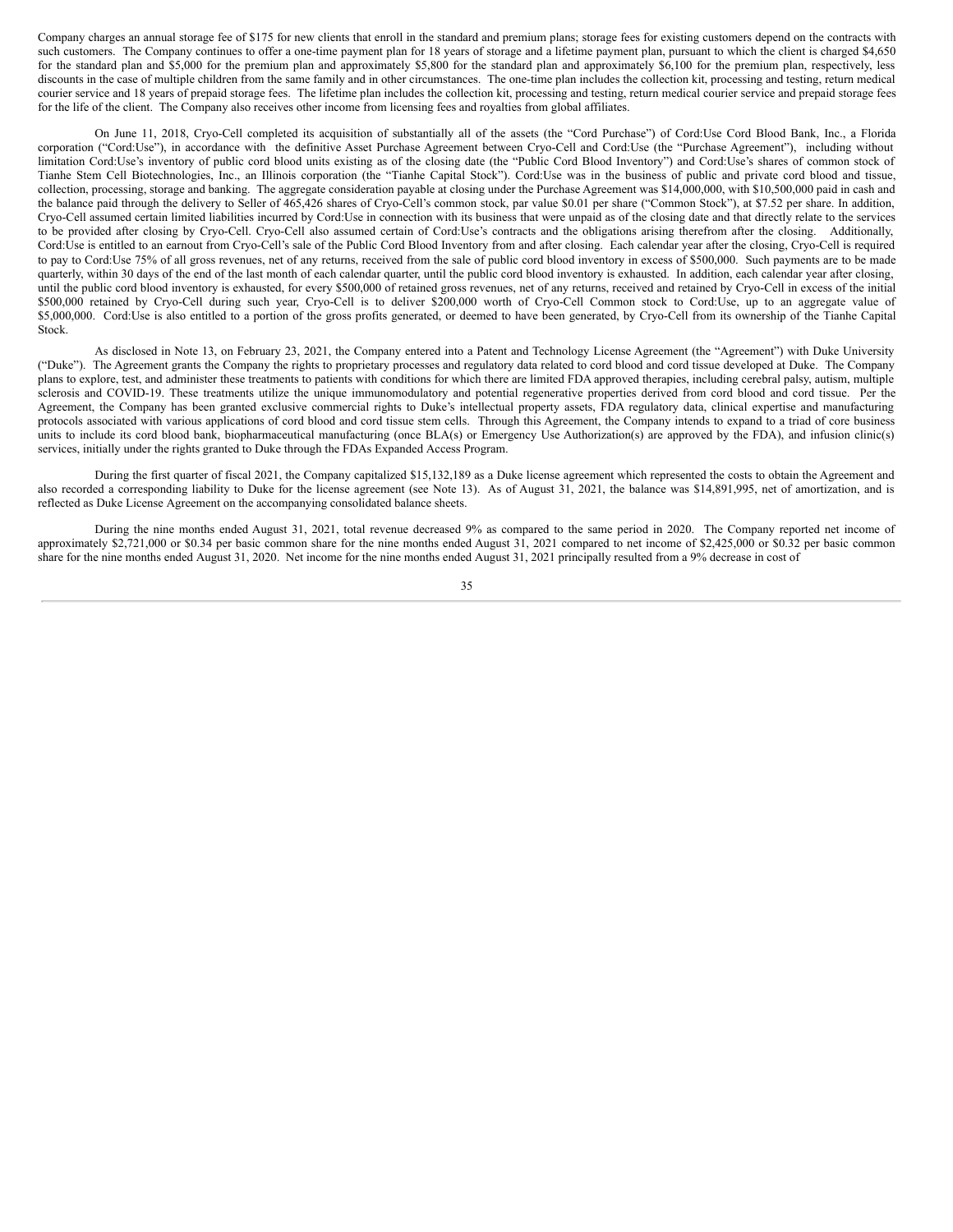Company charges an annual storage fee of $175 for new clients that enroll in the standard and premium plans; storage fees for existing customers depend on the contracts with such customers. The Company continues to offer a one-time payment plan for 18 years of storage and a lifetime payment plan, pursuant to which the client is charged $4,650 for the standard plan and $5,000 for the premium plan and approximately $5,800 for the standard plan and approximately $6,100 for the premium plan, respectively, less discounts in the case of multiple children from the same family and in other circumstances. The one-time plan includes the collection kit, processing and testing, return medical courier service and 18 years of prepaid storage fees. The lifetime plan includes the collection kit, processing and testing, return medical courier service and prepaid storage fees for the life of the client. The Company also receives other income from licensing fees and royalties from global affiliates.

On June 11, 2018, Cryo-Cell completed its acquisition of substantially all of the assets (the "Cord Purchase") of Cord:Use Cord Blood Bank, Inc., a Florida corporation ("Cord:Use"), in accordance with the definitive Asset Purchase Agreement between Cryo-Cell and Cord:Use (the "Purchase Agreement"), including without limitation Cord:Use's inventory of public cord blood units existing as of the closing date (the "Public Cord Blood Inventory") and Cord:Use's shares of common stock of Tianhe Stem Cell Biotechnologies, Inc., an Illinois corporation (the "Tianhe Capital Stock"). Cord:Use was in the business of public and private cord blood and tissue, collection, processing, storage and banking. The aggregate consideration payable at closing under the Purchase Agreement was $14,000,000, with $10,500,000 paid in cash and the balance paid through the delivery to Seller of 465,426 shares of Cryo-Cell's common stock, par value $0.01 per share ("Common Stock"), at $7.52 per share. In addition, Cryo-Cell assumed certain limited liabilities incurred by Cord:Use in connection with its business that were unpaid as of the closing date and that directly relate to the services to be provided after closing by Cryo-Cell. Cryo-Cell also assumed certain of Cord:Use's contracts and the obligations arising therefrom after the closing. Additionally, Cord:Use is entitled to an earnout from Cryo-Cell's sale of the Public Cord Blood Inventory from and after closing. Each calendar year after the closing, Cryo-Cell is required to pay to Cord:Use 75% of all gross revenues, net of any returns, received from the sale of public cord blood inventory in excess of $500,000. Such payments are to be made quarterly, within 30 days of the end of the last month of each calendar quarter, until the public cord blood inventory is exhausted. In addition, each calendar year after closing, until the public cord blood inventory is exhausted, for every $500,000 of retained gross revenues, net of any returns, received and retained by Cryo-Cell in excess of the initial $500,000 retained by Cryo-Cell during such year, Cryo-Cell is to deliver $200,000 worth of Cryo-Cell Common stock to Cord:Use, up to an aggregate value of $5,000,000. Cord:Use is also entitled to a portion of the gross profits generated, or deemed to have been generated, by Cryo-Cell from its ownership of the Tianhe Capital Stock.

As disclosed in Note 13, on February 23, 2021, the Company entered into a Patent and Technology License Agreement (the "Agreement") with Duke University ("Duke"). The Agreement grants the Company the rights to proprietary processes and regulatory data related to cord blood and cord tissue developed at Duke. The Company plans to explore, test, and administer these treatments to patients with conditions for which there are limited FDA approved therapies, including cerebral palsy, autism, multiple sclerosis and COVID-19. These treatments utilize the unique immunomodulatory and potential regenerative properties derived from cord blood and cord tissue. Per the Agreement, the Company has been granted exclusive commercial rights to Duke's intellectual property assets, FDA regulatory data, clinical expertise and manufacturing protocols associated with various applications of cord blood and cord tissue stem cells. Through this Agreement, the Company intends to expand to a triad of core business units to include its cord blood bank, biopharmaceutical manufacturing (once BLA(s) or Emergency Use Authorization(s) are approved by the FDA), and infusion clinic(s) services, initially under the rights granted to Duke through the FDAs Expanded Access Program.

During the first quarter of fiscal 2021, the Company capitalized $15,132,189 as a Duke license agreement which represented the costs to obtain the Agreement and also recorded a corresponding liability to Duke for the license agreement (see Note 13). As of August 31, 2021, the balance was $14,891,995, net of amortization, and is reflected as Duke License Agreement on the accompanying consolidated balance sheets.

During the nine months ended August 31, 2021, total revenue decreased 9% as compared to the same period in 2020. The Company reported net income of approximately $2,721,000 or $0.34 per basic common share for the nine months ended August 31, 2021 compared to net income of $2,425,000 or $0.32 per basic common share for the nine months ended August 31, 2020. Net income for the nine months ended August 31, 2021 principally resulted from a 9% decrease in cost of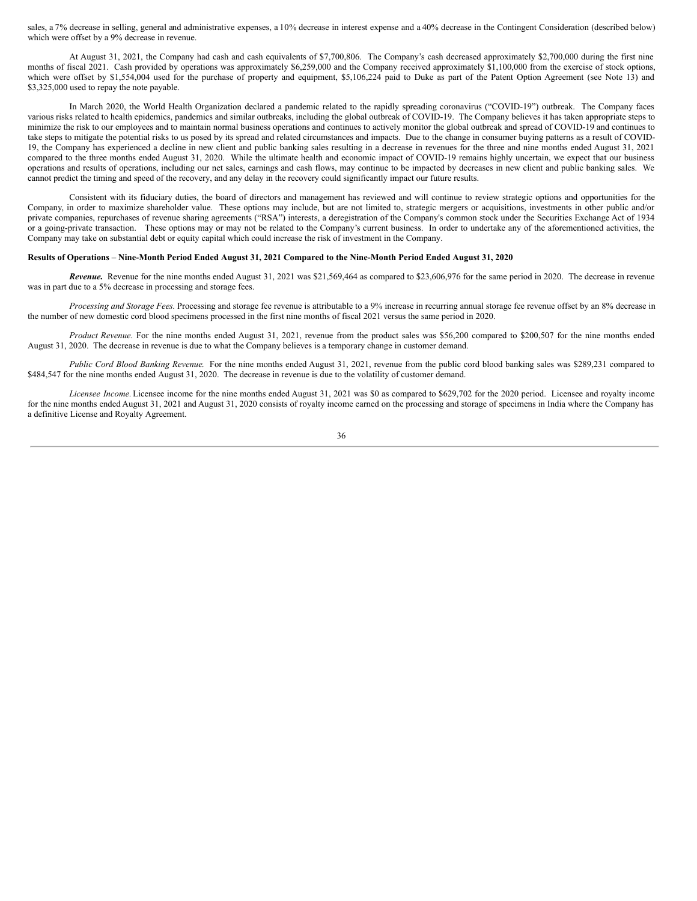sales, a 7% decrease in selling, general and administrative expenses, a 10% decrease in interest expense and a 40% decrease in the Contingent Consideration (described below) which were offset by a 9% decrease in revenue.

At August 31, 2021, the Company had cash and cash equivalents of $7,700,806. The Company's cash decreased approximately $2,700,000 during the first nine months of fiscal 2021. Cash provided by operations was approximately $6,259,000 and the Company received approximately $1,100,000 from the exercise of stock options, which were offset by $1,554,004 used for the purchase of property and equipment, $5,106,224 paid to Duke as part of the Patent Option Agreement (see Note 13) and $3,325,000 used to repay the note payable.

In March 2020, the World Health Organization declared a pandemic related to the rapidly spreading coronavirus ("COVID-19") outbreak. The Company faces various risks related to health epidemics, pandemics and similar outbreaks, including the global outbreak of COVID-19. The Company believes it has taken appropriate steps to minimize the risk to our employees and to maintain normal business operations and continues to actively monitor the global outbreak and spread of COVID-19 and continues to take steps to mitigate the potential risks to us posed by its spread and related circumstances and impacts. Due to the change in consumer buying patterns as a result of COVID-19, the Company has experienced a decline in new client and public banking sales resulting in a decrease in revenues for the three and nine months ended August 31, 2021 compared to the three months ended August 31, 2020. While the ultimate health and economic impact of COVID-19 remains highly uncertain, we expect that our business operations and results of operations, including our net sales, earnings and cash flows, may continue to be impacted by decreases in new client and public banking sales. We cannot predict the timing and speed of the recovery, and any delay in the recovery could significantly impact our future results.

Consistent with its fiduciary duties, the board of directors and management has reviewed and will continue to review strategic options and opportunities for the Company, in order to maximize shareholder value. These options may include, but are not limited to, strategic mergers or acquisitions, investments in other public and/or private companies, repurchases of revenue sharing agreements ("RSA") interests, a deregistration of the Company's common stock under the Securities Exchange Act of 1934 or a going-private transaction. These options may or may not be related to the Company's current business. In order to undertake any of the aforementioned activities, the Company may take on substantial debt or equity capital which could increase the risk of investment in the Company.

**Results of Operations – Nine-Month Period Ended August 31, 2021 Compared to the Nine-Month Period Ended August 31, 2020**

***Revenue.*** Revenue for the nine months ended August 31, 2021 was $21,569,464 as compared to $23,606,976 for the same period in 2020. The decrease in revenue was in part due to a 5% decrease in processing and storage fees.

*Processing and Storage Fees.* Processing and storage fee revenue is attributable to a 9% increase in recurring annual storage fee revenue offset by an 8% decrease in the number of new domestic cord blood specimens processed in the first nine months of fiscal 2021 versus the same period in 2020.

*Product Revenue*. For the nine months ended August 31, 2021, revenue from the product sales was $56,200 compared to $200,507 for the nine months ended August 31, 2020. The decrease in revenue is due to what the Company believes is a temporary change in customer demand.

*Public Cord Blood Banking Revenue.* For the nine months ended August 31, 2021, revenue from the public cord blood banking sales was $289,231 compared to $484,547 for the nine months ended August 31, 2020. The decrease in revenue is due to the volatility of customer demand.

*Licensee Income.* Licensee income for the nine months ended August 31, 2021 was $0 as compared to $629,702 for the 2020 period. Licensee and royalty income for the nine months ended August 31, 2021 and August 31, 2020 consists of royalty income earned on the processing and storage of specimens in India where the Company has a definitive License and Royalty Agreement.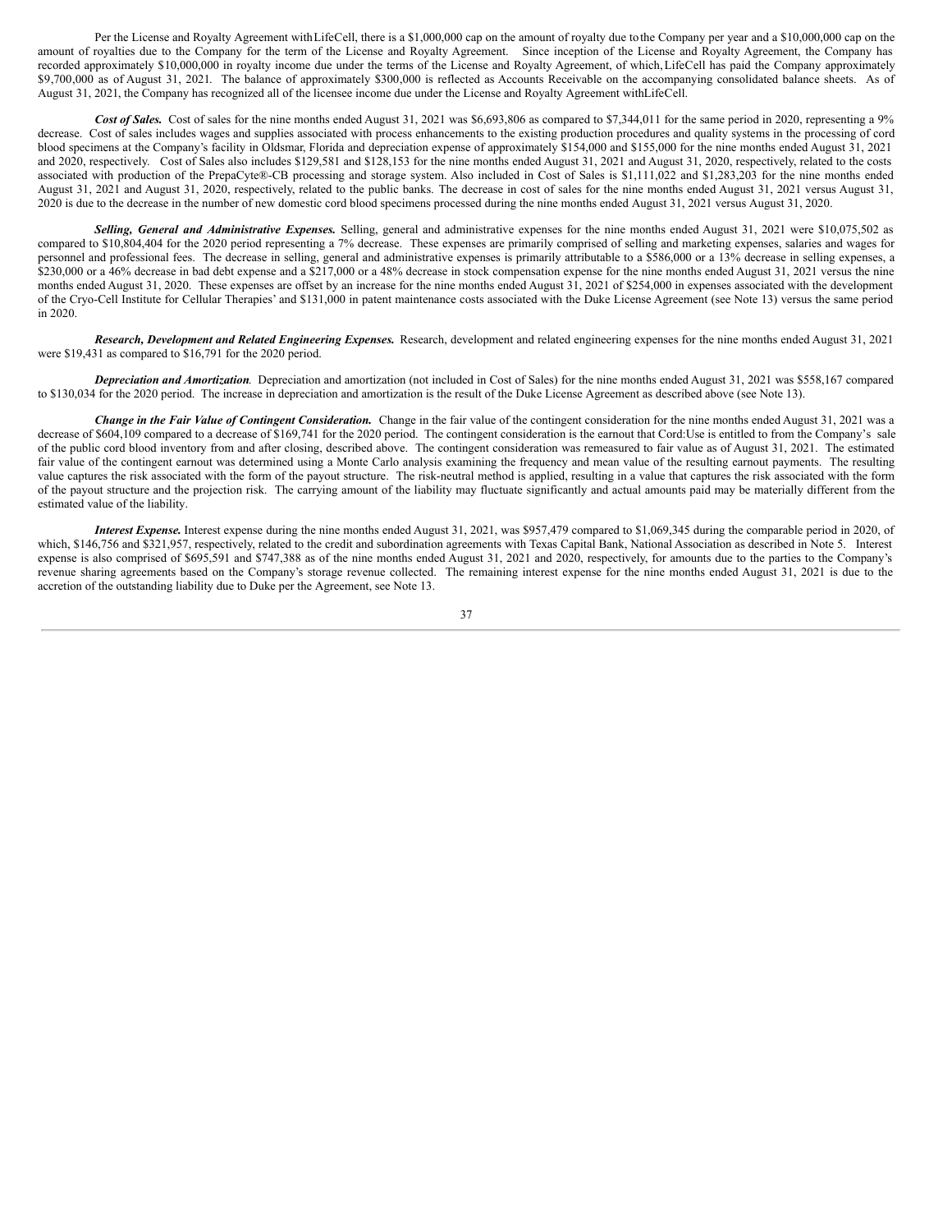Per the License and Royalty Agreement with LifeCell, there is a $1,000,000 cap on the amount of royalty due to the Company per year and a $10,000,000 cap on the amount of royalties due to the Company for the term of the License and Royalty Agreement. Since inception of the License and Royalty Agreement, the Company has recorded approximately $10,000,000 in royalty income due under the terms of the License and Royalty Agreement, of which, LifeCell has paid the Company approximately $9,700,000 as of August 31, 2021. The balance of approximately $300,000 is reflected as Accounts Receivable on the accompanying consolidated balance sheets. As of August 31, 2021, the Company has recognized all of the licensee income due under the License and Royalty Agreement with LifeCell.

***Cost of Sales.*** Cost of sales for the nine months ended August 31, 2021 was $6,693,806 as compared to $7,344,011 for the same period in 2020, representing a 9% decrease. Cost of sales includes wages and supplies associated with process enhancements to the existing production procedures and quality systems in the processing of cord blood specimens at the Company's facility in Oldsmar, Florida and depreciation expense of approximately $154,000 and $155,000 for the nine months ended August 31, 2021 and 2020, respectively. Cost of Sales also includes $129,581 and $128,153 for the nine months ended August 31, 2021 and August 31, 2020, respectively, related to the costs associated with production of the PrepaCyte®-CB processing and storage system. Also included in Cost of Sales is $1,111,022 and $1,283,203 for the nine months ended August 31, 2021 and August 31, 2020, respectively, related to the public banks. The decrease in cost of sales for the nine months ended August 31, 2021 versus August 31, 2020 is due to the decrease in the number of new domestic cord blood specimens processed during the nine months ended August 31, 2021 versus August 31, 2020.

***Selling, General and Administrative Expenses.*** Selling, general and administrative expenses for the nine months ended August 31, 2021 were $10,075,502 as compared to $10,804,404 for the 2020 period representing a 7% decrease. These expenses are primarily comprised of selling and marketing expenses, salaries and wages for personnel and professional fees. The decrease in selling, general and administrative expenses is primarily attributable to a $586,000 or a 13% decrease in selling expenses, a $230,000 or a 46% decrease in bad debt expense and a $217,000 or a 48% decrease in stock compensation expense for the nine months ended August 31, 2021 versus the nine months ended August 31, 2020. These expenses are offset by an increase for the nine months ended August 31, 2021 of $254,000 in expenses associated with the development of the Cryo-Cell Institute for Cellular Therapies' and $131,000 in patent maintenance costs associated with the Duke License Agreement (see Note 13) versus the same period in 2020.

***Research, Development and Related Engineering Expenses.*** Research, development and related engineering expenses for the nine months ended August 31, 2021 were $19,431 as compared to $16,791 for the 2020 period.

***Depreciation and Amortization***. Depreciation and amortization (not included in Cost of Sales) for the nine months ended August 31, 2021 was $558,167 compared to $130,034 for the 2020 period. The increase in depreciation and amortization is the result of the Duke License Agreement as described above (see Note 13).

***Change in the Fair Value of Contingent Consideration.*** Change in the fair value of the contingent consideration for the nine months ended August 31, 2021 was a decrease of $604,109 compared to a decrease of $169,741 for the 2020 period. The contingent consideration is the earnout that Cord:Use is entitled to from the Company's sale of the public cord blood inventory from and after closing, described above. The contingent consideration was remeasured to fair value as of August 31, 2021. The estimated fair value of the contingent earnout was determined using a Monte Carlo analysis examining the frequency and mean value of the resulting earnout payments. The resulting value captures the risk associated with the form of the payout structure. The risk-neutral method is applied, resulting in a value that captures the risk associated with the form of the payout structure and the projection risk. The carrying amount of the liability may fluctuate significantly and actual amounts paid may be materially different from the estimated value of the liability.

***Interest Expense.*** Interest expense during the nine months ended August 31, 2021, was $957,479 compared to $1,069,345 during the comparable period in 2020, of which, $146,756 and $321,957, respectively, related to the credit and subordination agreements with Texas Capital Bank, National Association as described in Note 5. Interest expense is also comprised of $695,591 and $747,388 as of the nine months ended August 31, 2021 and 2020, respectively, for amounts due to the parties to the Company's revenue sharing agreements based on the Company's storage revenue collected. The remaining interest expense for the nine months ended August 31, 2021 is due to the accretion of the outstanding liability due to Duke per the Agreement, see Note 13.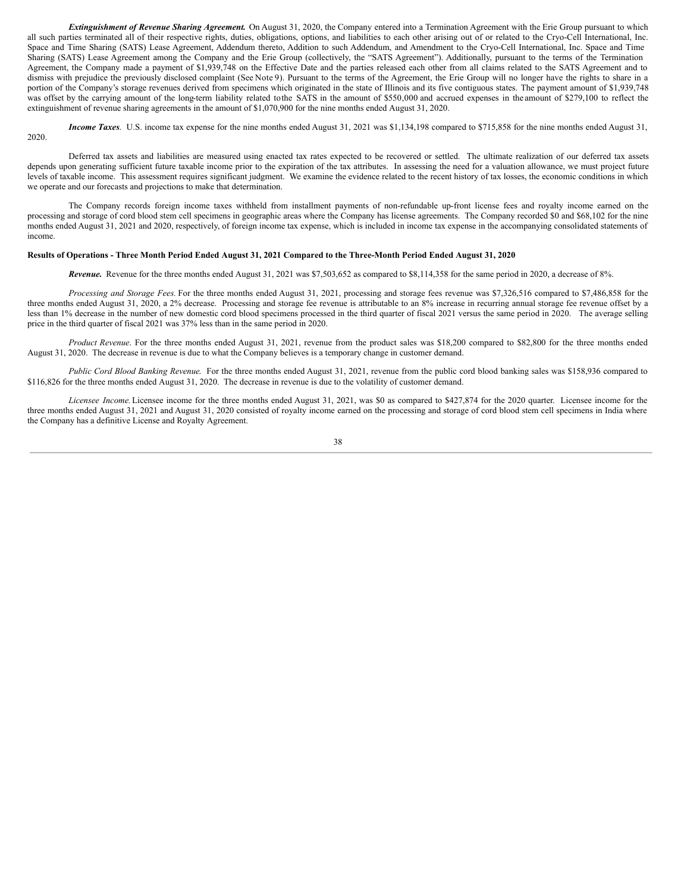***Extinguishment of Revenue Sharing Agreement.*** On August 31, 2020, the Company entered into a Termination Agreement with the Erie Group pursuant to which all such parties terminated all of their respective rights, duties, obligations, options, and liabilities to each other arising out of or related to the Cryo-Cell International, Inc. Space and Time Sharing (SATS) Lease Agreement, Addendum thereto, Addition to such Addendum, and Amendment to the Cryo-Cell International, Inc. Space and Time Sharing (SATS) Lease Agreement among the Company and the Erie Group (collectively, the "SATS Agreement"). Additionally, pursuant to the terms of the Termination Agreement, the Company made a payment of $1,939,748 on the Effective Date and the parties released each other from all claims related to the SATS Agreement and to dismiss with prejudice the previously disclosed complaint (See Note 9). Pursuant to the terms of the Agreement, the Erie Group will no longer have the rights to share in a portion of the Company's storage revenues derived from specimens which originated in the state of Illinois and its five contiguous states. The payment amount of $1,939,748 was offset by the carrying amount of the long-term liability related to the SATS in the amount of $550,000 and accrued expenses in the amount of $279,100 to reflect the extinguishment of revenue sharing agreements in the amount of $1,070,900 for the nine months ended August 31, 2020.

***Income Taxes*.** U.S. income tax expense for the nine months ended August 31, 2021 was $1,134,198 compared to $715,858 for the nine months ended August 31, 2020.

Deferred tax assets and liabilities are measured using enacted tax rates expected to be recovered or settled. The ultimate realization of our deferred tax assets depends upon generating sufficient future taxable income prior to the expiration of the tax attributes. In assessing the need for a valuation allowance, we must project future levels of taxable income. This assessment requires significant judgment. We examine the evidence related to the recent history of tax losses, the economic conditions in which we operate and our forecasts and projections to make that determination.

The Company records foreign income taxes withheld from installment payments of non-refundable up-front license fees and royalty income earned on the processing and storage of cord blood stem cell specimens in geographic areas where the Company has license agreements. The Company recorded $0 and $68,102 for the nine months ended August 31, 2021 and 2020, respectively, of foreign income tax expense, which is included in income tax expense in the accompanying consolidated statements of income.

**Results of Operations - Three Month Period Ended August 31, 2021 Compared to the Three-Month Period Ended August 31, 2020**

***Revenue.*** Revenue for the three months ended August 31, 2021 was $7,503,652 as compared to $8,114,358 for the same period in 2020, a decrease of 8%.

*Processing and Storage Fees.* For the three months ended August 31, 2021, processing and storage fees revenue was $7,326,516 compared to $7,486,858 for the three months ended August 31, 2020, a 2% decrease. Processing and storage fee revenue is attributable to an 8% increase in recurring annual storage fee revenue offset by a less than 1% decrease in the number of new domestic cord blood specimens processed in the third quarter of fiscal 2021 versus the same period in 2020. The average selling price in the third quarter of fiscal 2021 was 37% less than in the same period in 2020.

*Product Revenue*. For the three months ended August 31, 2021, revenue from the product sales was $18,200 compared to $82,800 for the three months ended August 31, 2020. The decrease in revenue is due to what the Company believes is a temporary change in customer demand.

*Public Cord Blood Banking Revenue.* For the three months ended August 31, 2021, revenue from the public cord blood banking sales was $158,936 compared to $116,826 for the three months ended August 31, 2020. The decrease in revenue is due to the volatility of customer demand.

*Licensee Income.* Licensee income for the three months ended August 31, 2021, was $0 as compared to $427,874 for the 2020 quarter. Licensee income for the three months ended August 31, 2021 and August 31, 2020 consisted of royalty income earned on the processing and storage of cord blood stem cell specimens in India where the Company has a definitive License and Royalty Agreement.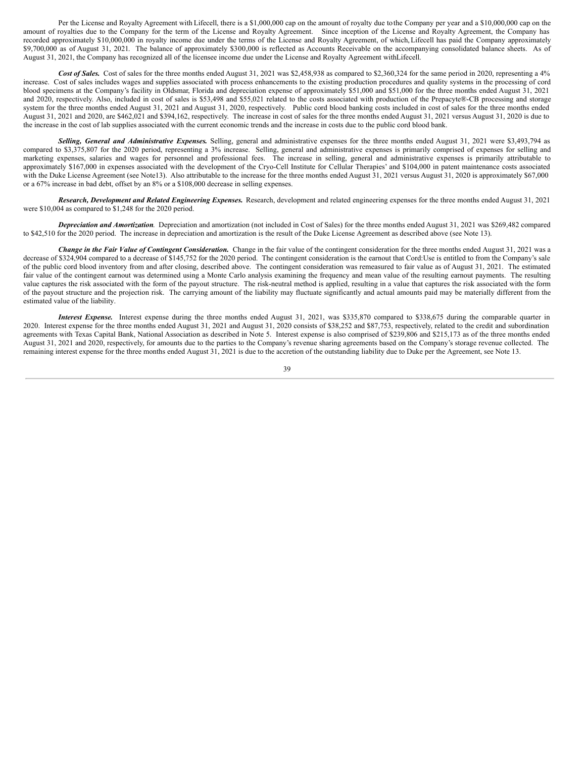Per the License and Royalty Agreement with Lifecell, there is a $1,000,000 cap on the amount of royalty due to the Company per year and a $10,000,000 cap on the amount of royalties due to the Company for the term of the License and Royalty Agreement. Since inception of the License and Royalty Agreement, the Company has recorded approximately $10,000,000 in royalty income due under the terms of the License and Royalty Agreement, of which, Lifecell has paid the Company approximately $9,700,000 as of August 31, 2021. The balance of approximately $300,000 is reflected as Accounts Receivable on the accompanying consolidated balance sheets. As of August 31, 2021, the Company has recognized all of the licensee income due under the License and Royalty Agreement with Lifecell.

***Cost of Sales.*** Cost of sales for the three months ended August 31, 2021 was $2,458,938 as compared to $2,360,324 for the same period in 2020, representing a 4% increase. Cost of sales includes wages and supplies associated with process enhancements to the existing production procedures and quality systems in the processing of cord blood specimens at the Company's facility in Oldsmar, Florida and depreciation expense of approximately $51,000 and $51,000 for the three months ended August 31, 2021 and 2020, respectively. Also, included in cost of sales is $53,498 and $55,021 related to the costs associated with production of the Prepacyte®-CB processing and storage system for the three months ended August 31, 2021 and August 31, 2020, respectively. Public cord blood banking costs included in cost of sales for the three months ended August 31, 2021 and 2020, are $462,021 and $394,162, respectively. The increase in cost of sales for the three months ended August 31, 2021 versus August 31, 2020 is due to the increase in the cost of lab supplies associated with the current economic trends and the increase in costs due to the public cord blood bank.

***Selling, General and Administrative Expenses.*** Selling, general and administrative expenses for the three months ended August 31, 2021 were $3,493,794 as compared to $3,375,807 for the 2020 period, representing a 3% increase. Selling, general and administrative expenses is primarily comprised of expenses for selling and marketing expenses, salaries and wages for personnel and professional fees. The increase in selling, general and administrative expenses is primarily attributable to approximately $167,000 in expenses associated with the development of the Cryo-Cell Institute for Cellular Therapies' and $104,000 in patent maintenance costs associated with the Duke License Agreement (see Note13). Also attributable to the increase for the three months ended August 31, 2021 versus August 31, 2020 is approximately $67,000 or a 67% increase in bad debt, offset by an 8% or a $108,000 decrease in selling expenses.

***Research, Development and Related Engineering Expenses.*** Research, development and related engineering expenses for the three months ended August 31, 2021 were $10,004 as compared to $1,248 for the 2020 period.

***Depreciation and Amortization.*** Depreciation and amortization (not included in Cost of Sales) for the three months ended August 31, 2021 was $269,482 compared to $42,510 for the 2020 period. The increase in depreciation and amortization is the result of the Duke License Agreement as described above (see Note 13).

***Change in the Fair Value of Contingent Consideration.*** Change in the fair value of the contingent consideration for the three months ended August 31, 2021 was a decrease of $324,904 compared to a decrease of $145,752 for the 2020 period. The contingent consideration is the earnout that Cord:Use is entitled to from the Company's sale of the public cord blood inventory from and after closing, described above. The contingent consideration was remeasured to fair value as of August 31, 2021. The estimated fair value of the contingent earnout was determined using a Monte Carlo analysis examining the frequency and mean value of the resulting earnout payments. The resulting value captures the risk associated with the form of the payout structure. The risk-neutral method is applied, resulting in a value that captures the risk associated with the form of the payout structure and the projection risk. The carrying amount of the liability may fluctuate significantly and actual amounts paid may be materially different from the estimated value of the liability.

***Interest Expense.*** Interest expense during the three months ended August 31, 2021, was $335,870 compared to $338,675 during the comparable quarter in 2020. Interest expense for the three months ended August 31, 2021 and August 31, 2020 consists of $38,252 and $87,753, respectively, related to the credit and subordination agreements with Texas Capital Bank, National Association as described in Note 5. Interest expense is also comprised of $239,806 and $215,173 as of the three months ended August 31, 2021 and 2020, respectively, for amounts due to the parties to the Company's revenue sharing agreements based on the Company's storage revenue collected. The remaining interest expense for the three months ended August 31, 2021 is due to the accretion of the outstanding liability due to Duke per the Agreement, see Note 13.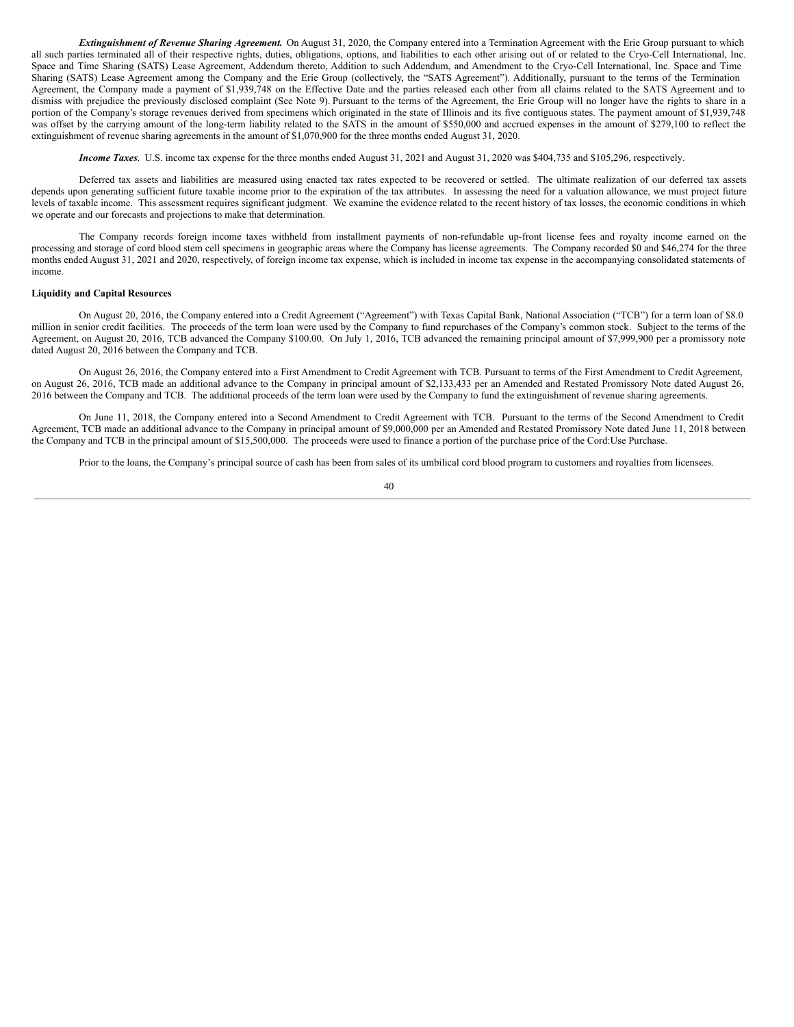***Extinguishment of Revenue Sharing Agreement.*** On August 31, 2020, the Company entered into a Termination Agreement with the Erie Group pursuant to which all such parties terminated all of their respective rights, duties, obligations, options, and liabilities to each other arising out of or related to the Cryo-Cell International, Inc. Space and Time Sharing (SATS) Lease Agreement, Addendum thereto, Addition to such Addendum, and Amendment to the Cryo-Cell International, Inc. Space and Time Sharing (SATS) Lease Agreement among the Company and the Erie Group (collectively, the "SATS Agreement"). Additionally, pursuant to the terms of the Termination Agreement, the Company made a payment of $1,939,748 on the Effective Date and the parties released each other from all claims related to the SATS Agreement and to dismiss with prejudice the previously disclosed complaint (See Note 9). Pursuant to the terms of the Agreement, the Erie Group will no longer have the rights to share in a portion of the Company's storage revenues derived from specimens which originated in the state of Illinois and its five contiguous states. The payment amount of $1,939,748 was offset by the carrying amount of the long-term liability related to the SATS in the amount of $550,000 and accrued expenses in the amount of $279,100 to reflect the extinguishment of revenue sharing agreements in the amount of $1,070,900 for the three months ended August 31, 2020.

***Income Taxes***. U.S. income tax expense for the three months ended August 31, 2021 and August 31, 2020 was $404,735 and $105,296, respectively.

Deferred tax assets and liabilities are measured using enacted tax rates expected to be recovered or settled. The ultimate realization of our deferred tax assets depends upon generating sufficient future taxable income prior to the expiration of the tax attributes. In assessing the need for a valuation allowance, we must project future levels of taxable income. This assessment requires significant judgment. We examine the evidence related to the recent history of tax losses, the economic conditions in which we operate and our forecasts and projections to make that determination.

The Company records foreign income taxes withheld from installment payments of non-refundable up-front license fees and royalty income earned on the processing and storage of cord blood stem cell specimens in geographic areas where the Company has license agreements. The Company recorded $0 and $46,274 for the three months ended August 31, 2021 and 2020, respectively, of foreign income tax expense, which is included in income tax expense in the accompanying consolidated statements of income.

**Liquidity and Capital Resources**

On August 20, 2016, the Company entered into a Credit Agreement ("Agreement") with Texas Capital Bank, National Association ("TCB") for a term loan of $8.0 million in senior credit facilities. The proceeds of the term loan were used by the Company to fund repurchases of the Company's common stock. Subject to the terms of the Agreement, on August 20, 2016, TCB advanced the Company $100.00. On July 1, 2016, TCB advanced the remaining principal amount of $7,999,900 per a promissory note dated August 20, 2016 between the Company and TCB.

On August 26, 2016, the Company entered into a First Amendment to Credit Agreement with TCB. Pursuant to terms of the First Amendment to Credit Agreement, on August 26, 2016, TCB made an additional advance to the Company in principal amount of $2,133,433 per an Amended and Restated Promissory Note dated August 26, 2016 between the Company and TCB. The additional proceeds of the term loan were used by the Company to fund the extinguishment of revenue sharing agreements.

On June 11, 2018, the Company entered into a Second Amendment to Credit Agreement with TCB. Pursuant to the terms of the Second Amendment to Credit Agreement, TCB made an additional advance to the Company in principal amount of $9,000,000 per an Amended and Restated Promissory Note dated June 11, 2018 between the Company and TCB in the principal amount of $15,500,000. The proceeds were used to finance a portion of the purchase price of the Cord:Use Purchase.

Prior to the loans, the Company's principal source of cash has been from sales of its umbilical cord blood program to customers and royalties from licensees.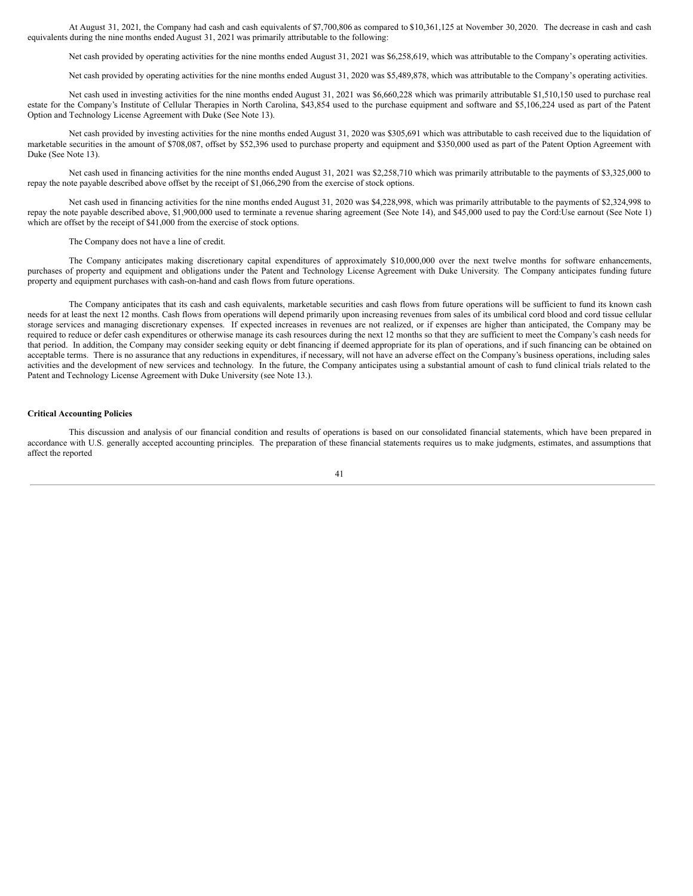At August 31, 2021, the Company had cash and cash equivalents of $7,700,806 as compared to $10,361,125 at November 30, 2020. The decrease in cash and cash equivalents during the nine months ended August 31, 2021 was primarily attributable to the following:

Net cash provided by operating activities for the nine months ended August 31, 2021 was $6,258,619, which was attributable to the Company's operating activities.

Net cash provided by operating activities for the nine months ended August 31, 2020 was $5,489,878, which was attributable to the Company's operating activities.

Net cash used in investing activities for the nine months ended August 31, 2021 was $6,660,228 which was primarily attributable $1,510,150 used to purchase real estate for the Company's Institute of Cellular Therapies in North Carolina, $43,854 used to the purchase equipment and software and $5,106,224 used as part of the Patent Option and Technology License Agreement with Duke (See Note 13).

Net cash provided by investing activities for the nine months ended August 31, 2020 was $305,691 which was attributable to cash received due to the liquidation of marketable securities in the amount of $708,087, offset by $52,396 used to purchase property and equipment and $350,000 used as part of the Patent Option Agreement with Duke (See Note 13).

Net cash used in financing activities for the nine months ended August 31, 2021 was $2,258,710 which was primarily attributable to the payments of $3,325,000 to repay the note payable described above offset by the receipt of $1,066,290 from the exercise of stock options.

Net cash used in financing activities for the nine months ended August 31, 2020 was $4,228,998, which was primarily attributable to the payments of $2,324,998 to repay the note payable described above, $1,900,000 used to terminate a revenue sharing agreement (See Note 14), and $45,000 used to pay the Cord:Use earnout (See Note 1) which are offset by the receipt of $41,000 from the exercise of stock options.

The Company does not have a line of credit.

The Company anticipates making discretionary capital expenditures of approximately $10,000,000 over the next twelve months for software enhancements, purchases of property and equipment and obligations under the Patent and Technology License Agreement with Duke University. The Company anticipates funding future property and equipment purchases with cash-on-hand and cash flows from future operations.

The Company anticipates that its cash and cash equivalents, marketable securities and cash flows from future operations will be sufficient to fund its known cash needs for at least the next 12 months. Cash flows from operations will depend primarily upon increasing revenues from sales of its umbilical cord blood and cord tissue cellular storage services and managing discretionary expenses. If expected increases in revenues are not realized, or if expenses are higher than anticipated, the Company may be required to reduce or defer cash expenditures or otherwise manage its cash resources during the next 12 months so that they are sufficient to meet the Company's cash needs for that period. In addition, the Company may consider seeking equity or debt financing if deemed appropriate for its plan of operations, and if such financing can be obtained on acceptable terms. There is no assurance that any reductions in expenditures, if necessary, will not have an adverse effect on the Company's business operations, including sales activities and the development of new services and technology. In the future, the Company anticipates using a substantial amount of cash to fund clinical trials related to the Patent and Technology License Agreement with Duke University (see Note 13.).

**Critical Accounting Policies**

This discussion and analysis of our financial condition and results of operations is based on our consolidated financial statements, which have been prepared in accordance with U.S. generally accepted accounting principles. The preparation of these financial statements requires us to make judgments, estimates, and assumptions that affect the reported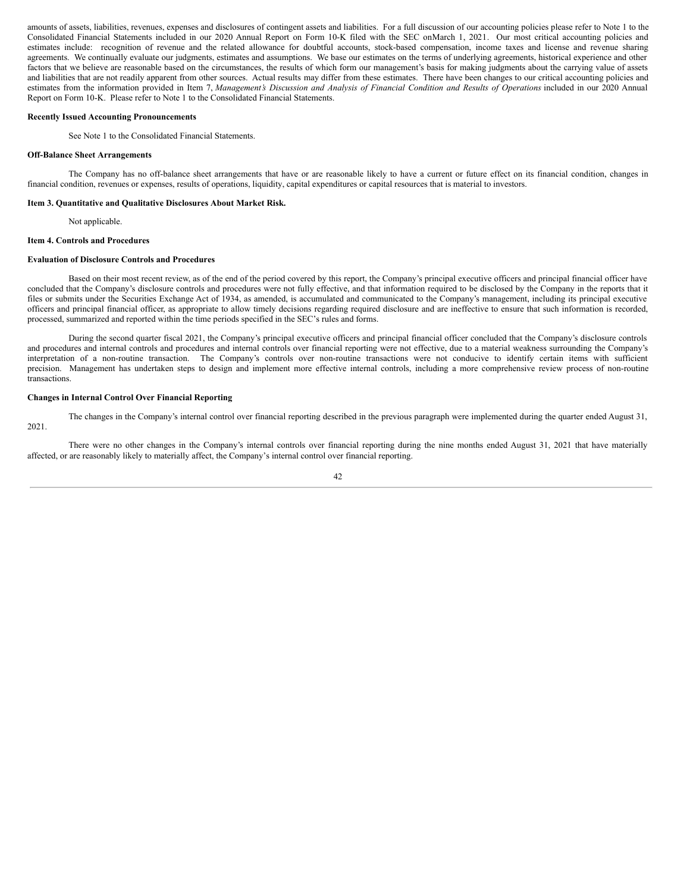amounts of assets, liabilities, revenues, expenses and disclosures of contingent assets and liabilities. For a full discussion of our accounting policies please refer to Note 1 to the Consolidated Financial Statements included in our 2020 Annual Report on Form 10-K filed with the SEC onMarch 1, 2021. Our most critical accounting policies and estimates include: recognition of revenue and the related allowance for doubtful accounts, stock-based compensation, income taxes and license and revenue sharing agreements. We continually evaluate our judgments, estimates and assumptions. We base our estimates on the terms of underlying agreements, historical experience and other factors that we believe are reasonable based on the circumstances, the results of which form our management's basis for making judgments about the carrying value of assets and liabilities that are not readily apparent from other sources. Actual results may differ from these estimates. There have been changes to our critical accounting policies and estimates from the information provided in Item 7, *Management's Discussion and Analysis of Financial Condition and Results of Operations* included in our 2020 Annual Report on Form 10-K. Please refer to Note 1 to the Consolidated Financial Statements.

**Recently Issued Accounting Pronouncements**

See Note 1 to the Consolidated Financial Statements.

**Off-Balance Sheet Arrangements**

The Company has no off-balance sheet arrangements that have or are reasonable likely to have a current or future effect on its financial condition, changes in financial condition, revenues or expenses, results of operations, liquidity, capital expenditures or capital resources that is material to investors.

**Item 3. Quantitative and Qualitative Disclosures About Market Risk.**

Not applicable.

**Item 4. Controls and Procedures**

**Evaluation of Disclosure Controls and Procedures**

Based on their most recent review, as of the end of the period covered by this report, the Company's principal executive officers and principal financial officer have concluded that the Company's disclosure controls and procedures were not fully effective, and that information required to be disclosed by the Company in the reports that it files or submits under the Securities Exchange Act of 1934, as amended, is accumulated and communicated to the Company's management, including its principal executive officers and principal financial officer, as appropriate to allow timely decisions regarding required disclosure and are ineffective to ensure that such information is recorded, processed, summarized and reported within the time periods specified in the SEC's rules and forms.

During the second quarter fiscal 2021, the Company's principal executive officers and principal financial officer concluded that the Company's disclosure controls and procedures and internal controls and procedures and internal controls over financial reporting were not effective, due to a material weakness surrounding the Company's interpretation of a non-routine transaction. The Company's controls over non-routine transactions were not conducive to identify certain items with sufficient precision. Management has undertaken steps to design and implement more effective internal controls, including a more comprehensive review process of non-routine transactions.

**Changes in Internal Control Over Financial Reporting**

The changes in the Company's internal control over financial reporting described in the previous paragraph were implemented during the quarter ended August 31, 2021.

There were no other changes in the Company's internal controls over financial reporting during the nine months ended August 31, 2021 that have materially affected, or are reasonably likely to materially affect, the Company's internal control over financial reporting.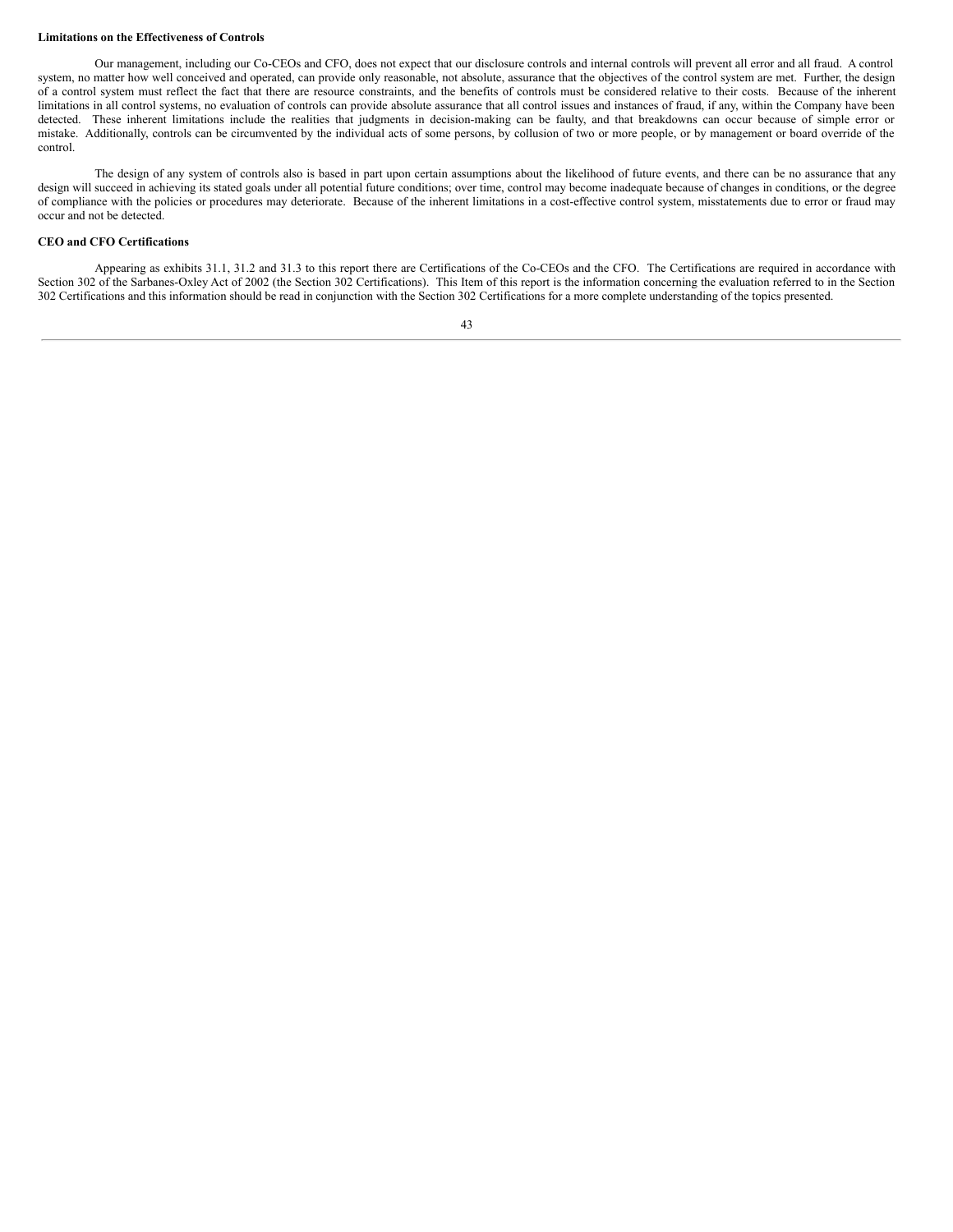**Limitations on the Effectiveness of Controls**

Our management, including our Co-CEOs and CFO, does not expect that our disclosure controls and internal controls will prevent all error and all fraud. A control system, no matter how well conceived and operated, can provide only reasonable, not absolute, assurance that the objectives of the control system are met. Further, the design of a control system must reflect the fact that there are resource constraints, and the benefits of controls must be considered relative to their costs. Because of the inherent limitations in all control systems, no evaluation of controls can provide absolute assurance that all control issues and instances of fraud, if any, within the Company have been detected. These inherent limitations include the realities that judgments in decision-making can be faulty, and that breakdowns can occur because of simple error or mistake. Additionally, controls can be circumvented by the individual acts of some persons, by collusion of two or more people, or by management or board override of the control.

The design of any system of controls also is based in part upon certain assumptions about the likelihood of future events, and there can be no assurance that any design will succeed in achieving its stated goals under all potential future conditions; over time, control may become inadequate because of changes in conditions, or the degree of compliance with the policies or procedures may deteriorate. Because of the inherent limitations in a cost-effective control system, misstatements due to error or fraud may occur and not be detected.

**CEO and CFO Certifications**

Appearing as exhibits 31.1, 31.2 and 31.3 to this report there are Certifications of the Co-CEOs and the CFO. The Certifications are required in accordance with Section 302 of the Sarbanes-Oxley Act of 2002 (the Section 302 Certifications). This Item of this report is the information concerning the evaluation referred to in the Section 302 Certifications and this information should be read in conjunction with the Section 302 Certifications for a more complete understanding of the topics presented.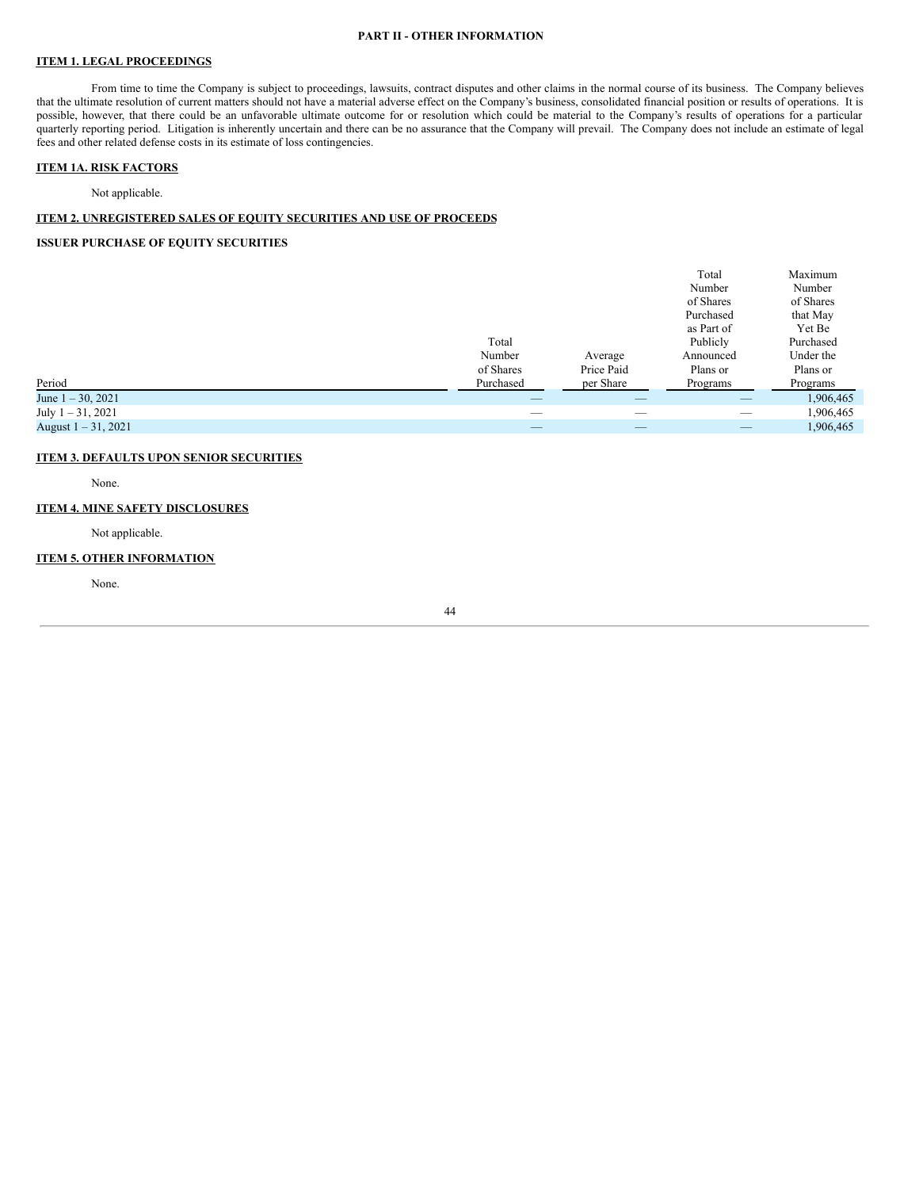# PART II - OTHER INFORMATION

## ITEM 1. LEGAL PROCEEDINGS

From time to time the Company is subject to proceedings, lawsuits, contract disputes and other claims in the normal course of its business. The Company believes that the ultimate resolution of current matters should not have a material adverse effect on the Company's business, consolidated financial position or results of operations. It is possible, however, that there could be an unfavorable ultimate outcome for or resolution which could be material to the Company's results of operations for a particular quarterly reporting period. Litigation is inherently uncertain and there can be no assurance that the Company will prevail. The Company does not include an estimate of legal fees and other related defense costs in its estimate of loss contingencies.

## ITEM 1A. RISK FACTORS

Not applicable.

## ITEM 2. UNREGISTERED SALES OF EQUITY SECURITIES AND USE OF PROCEEDS

### ISSUER PURCHASE OF EQUITY SECURITIES

| Period | Total Number of Shares Purchased | Average Price Paid per Share | Total Number of Shares Purchased as Part of Publicly Announced Plans or Programs | Maximum Number of Shares that May Yet Be Purchased Under the Plans or Programs |
|---|---|---|---|---|
| June 1 – 30, 2021 | — | — | — | 1,906,465 |
| July 1 – 31, 2021 | — | — | — | 1,906,465 |
| August 1 – 31, 2021 | — | — | — | 1,906,465 |

## ITEM 3. DEFAULTS UPON SENIOR SECURITIES

None.

## ITEM 4. MINE SAFETY DISCLOSURES

Not applicable.

## ITEM 5. OTHER INFORMATION

None.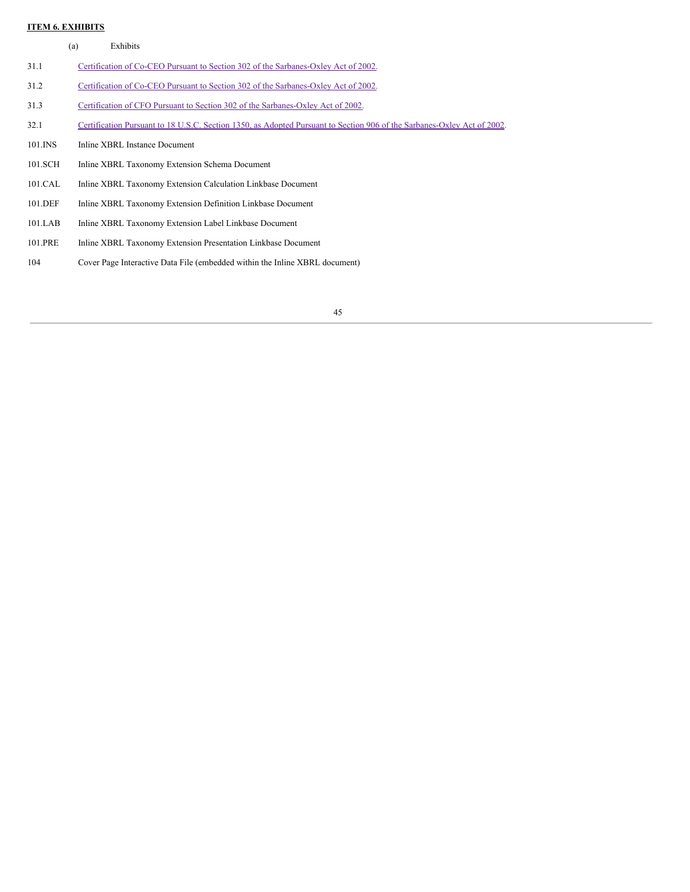## ITEM 6. EXHIBITS

(a) Exhibits

| | |
|---|---|
| 31.1 | Certification of Co-CEO Pursuant to Section 302 of the Sarbanes-Oxley Act of 2002. |
| 31.2 | Certification of Co-CEO Pursuant to Section 302 of the Sarbanes-Oxley Act of 2002. |
| 31.3 | Certification of CFO Pursuant to Section 302 of the Sarbanes-Oxley Act of 2002. |
| 32.1 | Certification Pursuant to 18 U.S.C. Section 1350, as Adopted Pursuant to Section 906 of the Sarbanes-Oxley Act of 2002. |
| 101.INS | Inline XBRL Instance Document |
| 101.SCH | Inline XBRL Taxonomy Extension Schema Document |
| 101.CAL | Inline XBRL Taxonomy Extension Calculation Linkbase Document |
| 101.DEF | Inline XBRL Taxonomy Extension Definition Linkbase Document |
| 101.LAB | Inline XBRL Taxonomy Extension Label Linkbase Document |
| 101.PRE | Inline XBRL Taxonomy Extension Presentation Linkbase Document |
| 104 | Cover Page Interactive Data File (embedded within the Inline XBRL document) |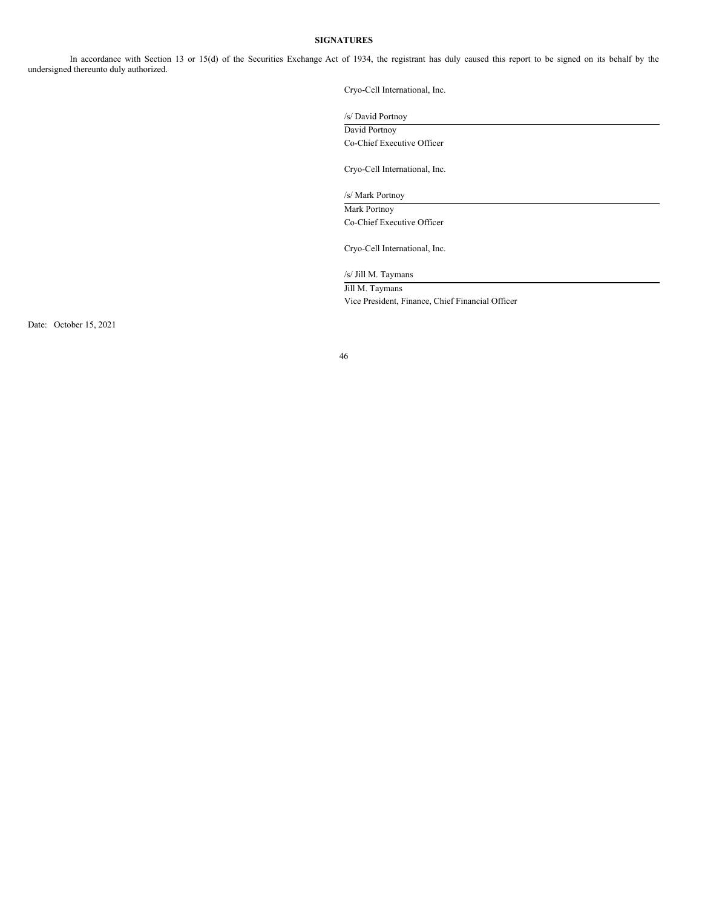**SIGNATURES**

In accordance with Section 13 or 15(d) of the Securities Exchange Act of 1934, the registrant has duly caused this report to be signed on its behalf by the undersigned thereunto duly authorized.

Cryo-Cell International, Inc.

/s/ David Portnoy

David Portnoy

Co-Chief Executive Officer

Cryo-Cell International, Inc.

/s/ Mark Portnoy

Mark Portnoy

Co-Chief Executive Officer

Cryo-Cell International, Inc.

/s/ Jill M. Taymans

Jill M. Taymans

Vice President, Finance, Chief Financial Officer

Date: October 15, 2021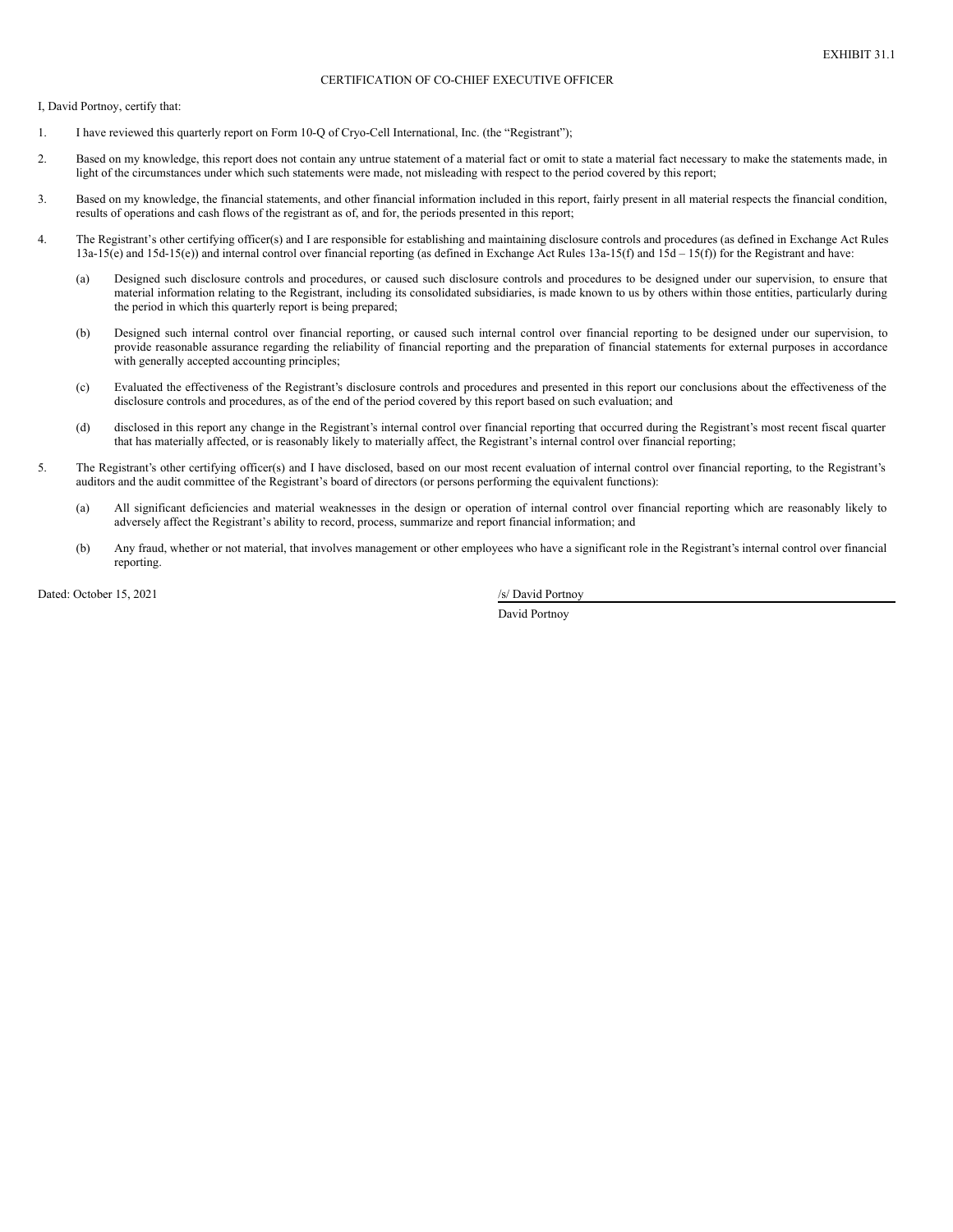EXHIBIT 31.1

CERTIFICATION OF CO-CHIEF EXECUTIVE OFFICER

I, David Portnoy, certify that:

1. I have reviewed this quarterly report on Form 10-Q of Cryo-Cell International, Inc. (the "Registrant");

2. Based on my knowledge, this report does not contain any untrue statement of a material fact or omit to state a material fact necessary to make the statements made, in light of the circumstances under which such statements were made, not misleading with respect to the period covered by this report;

3. Based on my knowledge, the financial statements, and other financial information included in this report, fairly present in all material respects the financial condition, results of operations and cash flows of the registrant as of, and for, the periods presented in this report;

4. The Registrant's other certifying officer(s) and I are responsible for establishing and maintaining disclosure controls and procedures (as defined in Exchange Act Rules 13a-15(e) and 15d-15(e)) and internal control over financial reporting (as defined in Exchange Act Rules 13a-15(f) and 15d – 15(f)) for the Registrant and have:

   (a) Designed such disclosure controls and procedures, or caused such disclosure controls and procedures to be designed under our supervision, to ensure that material information relating to the Registrant, including its consolidated subsidiaries, is made known to us by others within those entities, particularly during the period in which this quarterly report is being prepared;

   (b) Designed such internal control over financial reporting, or caused such internal control over financial reporting to be designed under our supervision, to provide reasonable assurance regarding the reliability of financial reporting and the preparation of financial statements for external purposes in accordance with generally accepted accounting principles;

   (c) Evaluated the effectiveness of the Registrant's disclosure controls and procedures and presented in this report our conclusions about the effectiveness of the disclosure controls and procedures, as of the end of the period covered by this report based on such evaluation; and

   (d) disclosed in this report any change in the Registrant's internal control over financial reporting that occurred during the Registrant's most recent fiscal quarter that has materially affected, or is reasonably likely to materially affect, the Registrant's internal control over financial reporting;

5. The Registrant's other certifying officer(s) and I have disclosed, based on our most recent evaluation of internal control over financial reporting, to the Registrant's auditors and the audit committee of the Registrant's board of directors (or persons performing the equivalent functions):

   (a) All significant deficiencies and material weaknesses in the design or operation of internal control over financial reporting which are reasonably likely to adversely affect the Registrant's ability to record, process, summarize and report financial information; and

   (b) Any fraud, whether or not material, that involves management or other employees who have a significant role in the Registrant's internal control over financial reporting.

Dated: October 15, 2021

/s/ David Portnoy

David Portnoy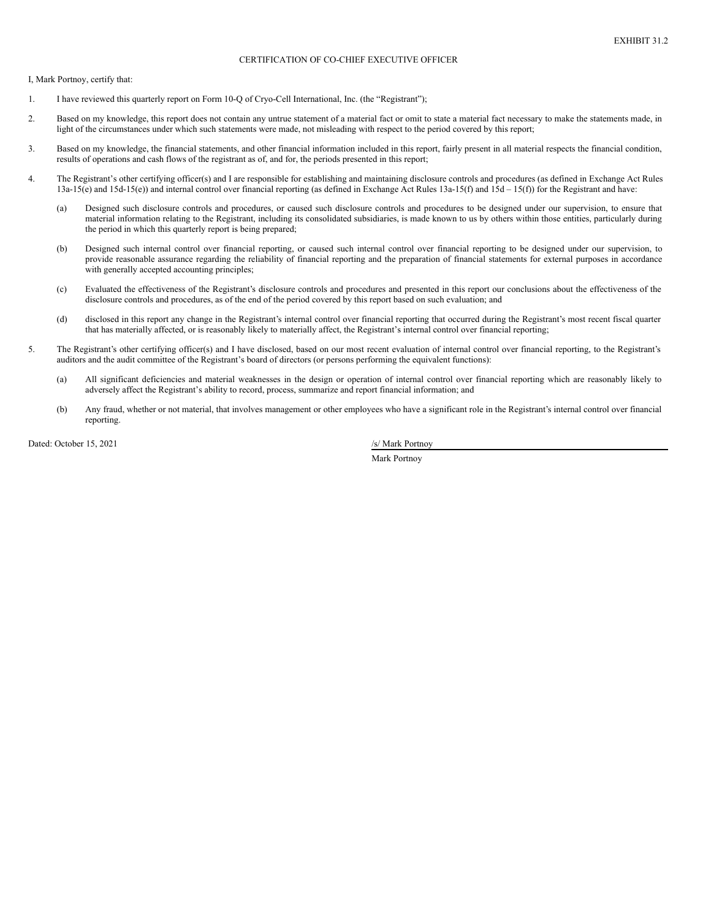EXHIBIT 31.2

# CERTIFICATION OF CO-CHIEF EXECUTIVE OFFICER

I, Mark Portnoy, certify that:

1. I have reviewed this quarterly report on Form 10-Q of Cryo-Cell International, Inc. (the "Registrant");

2. Based on my knowledge, this report does not contain any untrue statement of a material fact or omit to state a material fact necessary to make the statements made, in light of the circumstances under which such statements were made, not misleading with respect to the period covered by this report;

3. Based on my knowledge, the financial statements, and other financial information included in this report, fairly present in all material respects the financial condition, results of operations and cash flows of the registrant as of, and for, the periods presented in this report;

4. The Registrant's other certifying officer(s) and I are responsible for establishing and maintaining disclosure controls and procedures (as defined in Exchange Act Rules 13a-15(e) and 15d-15(e)) and internal control over financial reporting (as defined in Exchange Act Rules 13a-15(f) and 15d – 15(f)) for the Registrant and have:

   (a) Designed such disclosure controls and procedures, or caused such disclosure controls and procedures to be designed under our supervision, to ensure that material information relating to the Registrant, including its consolidated subsidiaries, is made known to us by others within those entities, particularly during the period in which this quarterly report is being prepared;

   (b) Designed such internal control over financial reporting, or caused such internal control over financial reporting to be designed under our supervision, to provide reasonable assurance regarding the reliability of financial reporting and the preparation of financial statements for external purposes in accordance with generally accepted accounting principles;

   (c) Evaluated the effectiveness of the Registrant's disclosure controls and procedures and presented in this report our conclusions about the effectiveness of the disclosure controls and procedures, as of the end of the period covered by this report based on such evaluation; and

   (d) disclosed in this report any change in the Registrant's internal control over financial reporting that occurred during the Registrant's most recent fiscal quarter that has materially affected, or is reasonably likely to materially affect, the Registrant's internal control over financial reporting;

5. The Registrant's other certifying officer(s) and I have disclosed, based on our most recent evaluation of internal control over financial reporting, to the Registrant's auditors and the audit committee of the Registrant's board of directors (or persons performing the equivalent functions):

   (a) All significant deficiencies and material weaknesses in the design or operation of internal control over financial reporting which are reasonably likely to adversely affect the Registrant's ability to record, process, summarize and report financial information; and

   (b) Any fraud, whether or not material, that involves management or other employees who have a significant role in the Registrant's internal control over financial reporting.

Dated: October 15, 2021

/s/ Mark Portnoy

Mark Portnoy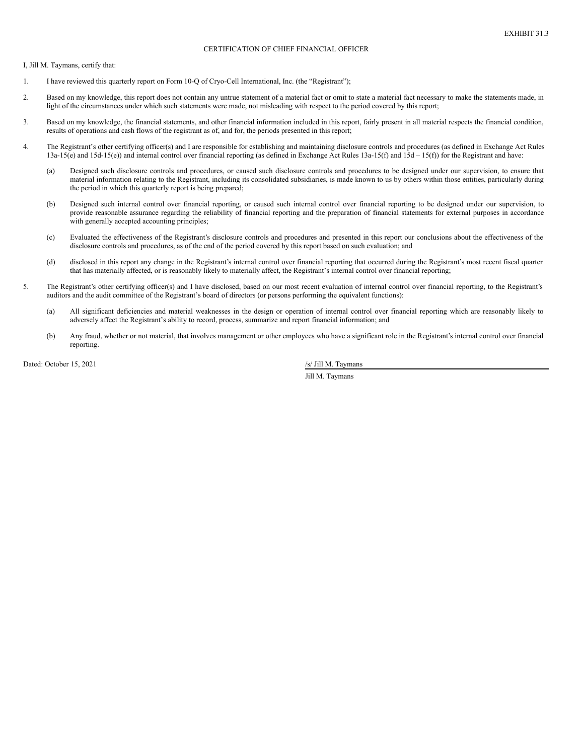EXHIBIT 31.3

CERTIFICATION OF CHIEF FINANCIAL OFFICER

I, Jill M. Taymans, certify that:

1. I have reviewed this quarterly report on Form 10-Q of Cryo-Cell International, Inc. (the "Registrant");

2. Based on my knowledge, this report does not contain any untrue statement of a material fact or omit to state a material fact necessary to make the statements made, in light of the circumstances under which such statements were made, not misleading with respect to the period covered by this report;

3. Based on my knowledge, the financial statements, and other financial information included in this report, fairly present in all material respects the financial condition, results of operations and cash flows of the registrant as of, and for, the periods presented in this report;

4. The Registrant's other certifying officer(s) and I are responsible for establishing and maintaining disclosure controls and procedures (as defined in Exchange Act Rules 13a-15(e) and 15d-15(e)) and internal control over financial reporting (as defined in Exchange Act Rules 13a-15(f) and 15d – 15(f)) for the Registrant and have:

   (a) Designed such disclosure controls and procedures, or caused such disclosure controls and procedures to be designed under our supervision, to ensure that material information relating to the Registrant, including its consolidated subsidiaries, is made known to us by others within those entities, particularly during the period in which this quarterly report is being prepared;

   (b) Designed such internal control over financial reporting, or caused such internal control over financial reporting to be designed under our supervision, to provide reasonable assurance regarding the reliability of financial reporting and the preparation of financial statements for external purposes in accordance with generally accepted accounting principles;

   (c) Evaluated the effectiveness of the Registrant's disclosure controls and procedures and presented in this report our conclusions about the effectiveness of the disclosure controls and procedures, as of the end of the period covered by this report based on such evaluation; and

   (d) disclosed in this report any change in the Registrant's internal control over financial reporting that occurred during the Registrant's most recent fiscal quarter that has materially affected, or is reasonably likely to materially affect, the Registrant's internal control over financial reporting;

5. The Registrant's other certifying officer(s) and I have disclosed, based on our most recent evaluation of internal control over financial reporting, to the Registrant's auditors and the audit committee of the Registrant's board of directors (or persons performing the equivalent functions):

   (a) All significant deficiencies and material weaknesses in the design or operation of internal control over financial reporting which are reasonably likely to adversely affect the Registrant's ability to record, process, summarize and report financial information; and

   (b) Any fraud, whether or not material, that involves management or other employees who have a significant role in the Registrant's internal control over financial reporting.

Dated: October 15, 2021

/s/ Jill M. Taymans

Jill M. Taymans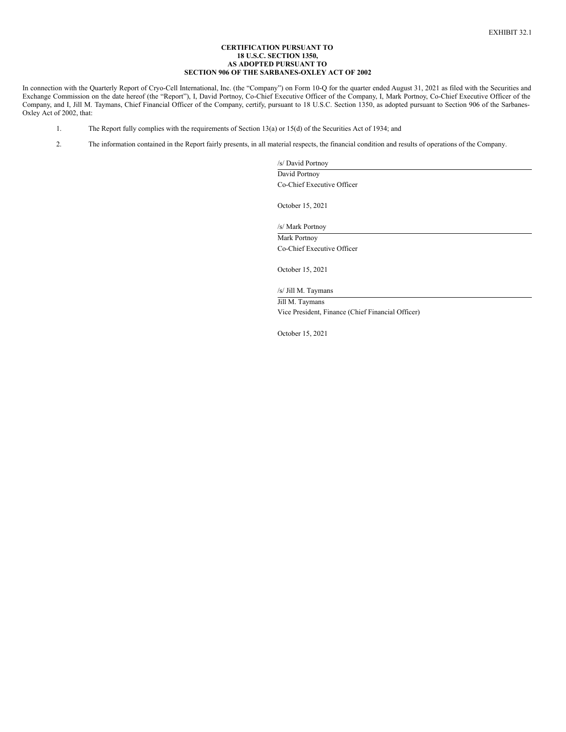EXHIBIT 32.1

**CERTIFICATION PURSUANT TO**
**18 U.S.C. SECTION 1350,**
**AS ADOPTED PURSUANT TO**
**SECTION 906 OF THE SARBANES-OXLEY ACT OF 2002**

In connection with the Quarterly Report of Cryo-Cell International, Inc. (the "Company") on Form 10-Q for the quarter ended August 31, 2021 as filed with the Securities and Exchange Commission on the date hereof (the "Report"), I, David Portnoy, Co-Chief Executive Officer of the Company, I, Mark Portnoy, Co-Chief Executive Officer of the Company, and I, Jill M. Taymans, Chief Financial Officer of the Company, certify, pursuant to 18 U.S.C. Section 1350, as adopted pursuant to Section 906 of the Sarbanes-Oxley Act of 2002, that:

1. The Report fully complies with the requirements of Section 13(a) or 15(d) of the Securities Act of 1934; and

2. The information contained in the Report fairly presents, in all material respects, the financial condition and results of operations of the Company.

/s/ David Portnoy
David Portnoy
Co-Chief Executive Officer

October 15, 2021

/s/ Mark Portnoy
Mark Portnoy
Co-Chief Executive Officer

October 15, 2021

/s/ Jill M. Taymans
Jill M. Taymans
Vice President, Finance (Chief Financial Officer)

October 15, 2021